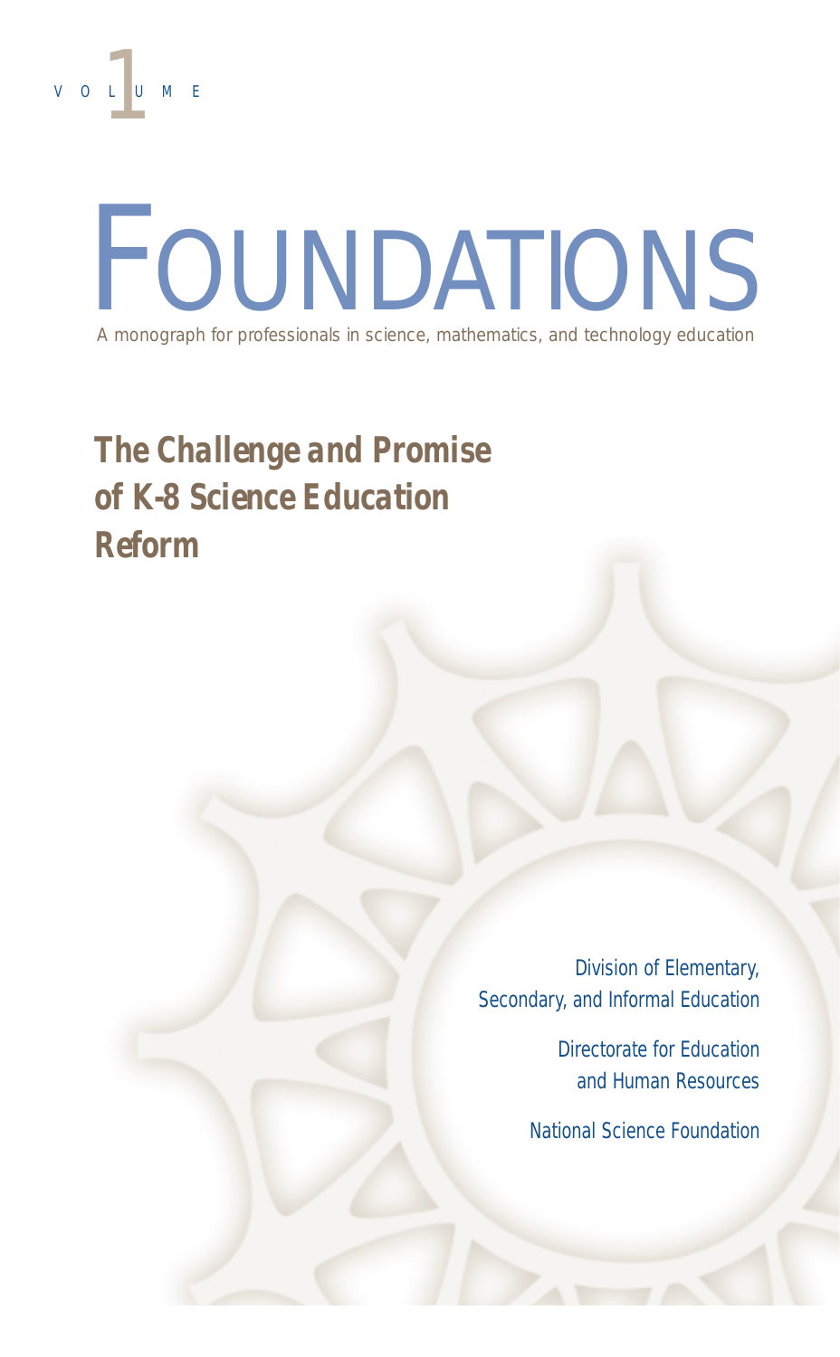VOLUME 1

# FOUNDATIONS

A monograph for professionals in science, mathematics, and technology education

## The Challenge and Promise of K-8 Science Education Reform

Division of Elementary, Secondary, and Informal Education

Directorate for Education and Human Resources

National Science Foundation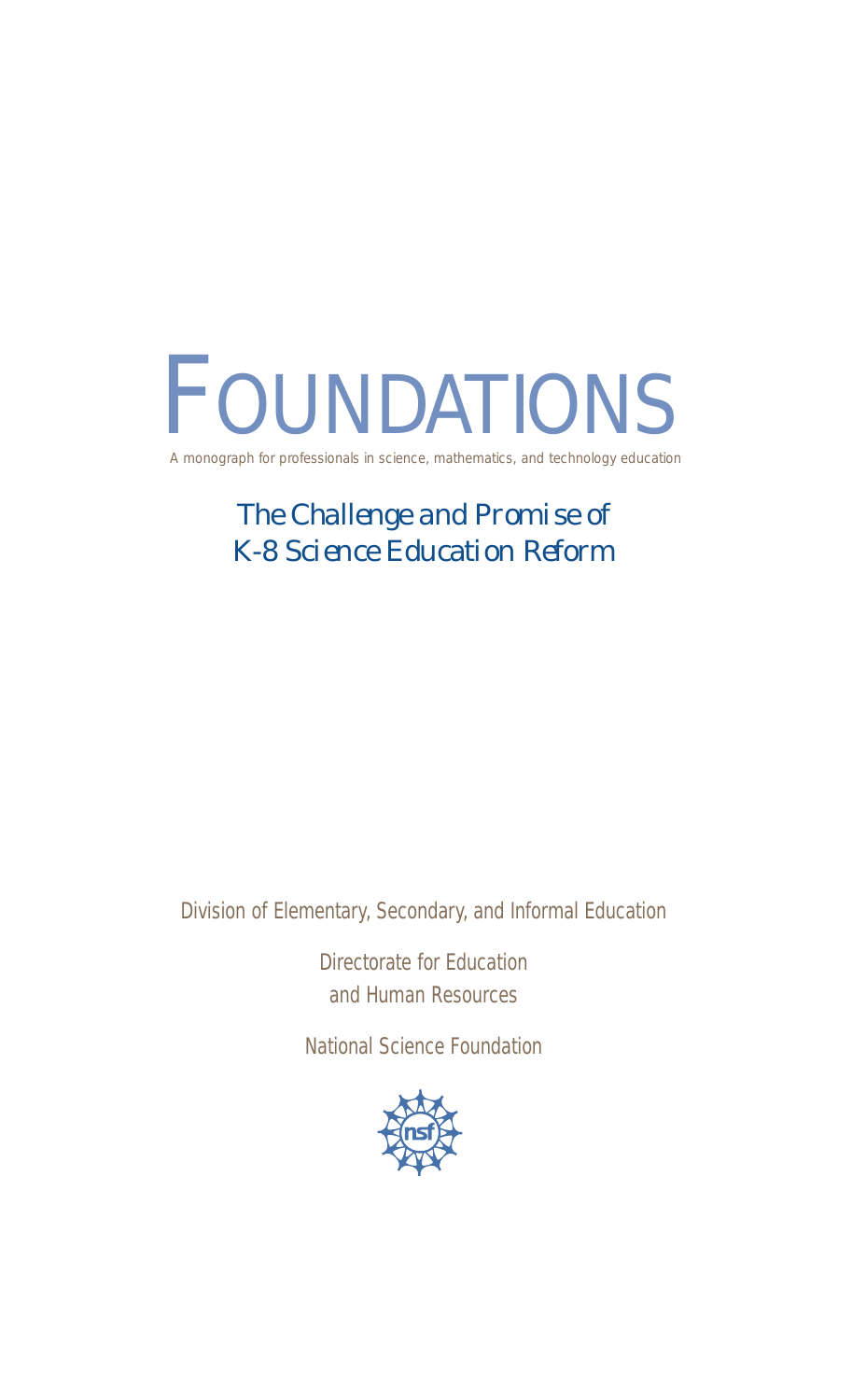# FOUNDATIONS

A monograph for professionals in science, mathematics, and technology education

## The Challenge and Promise of K-8 Science Education Reform

Division of Elementary, Secondary, and Informal Education

Directorate for Education and Human Resources

National Science Foundation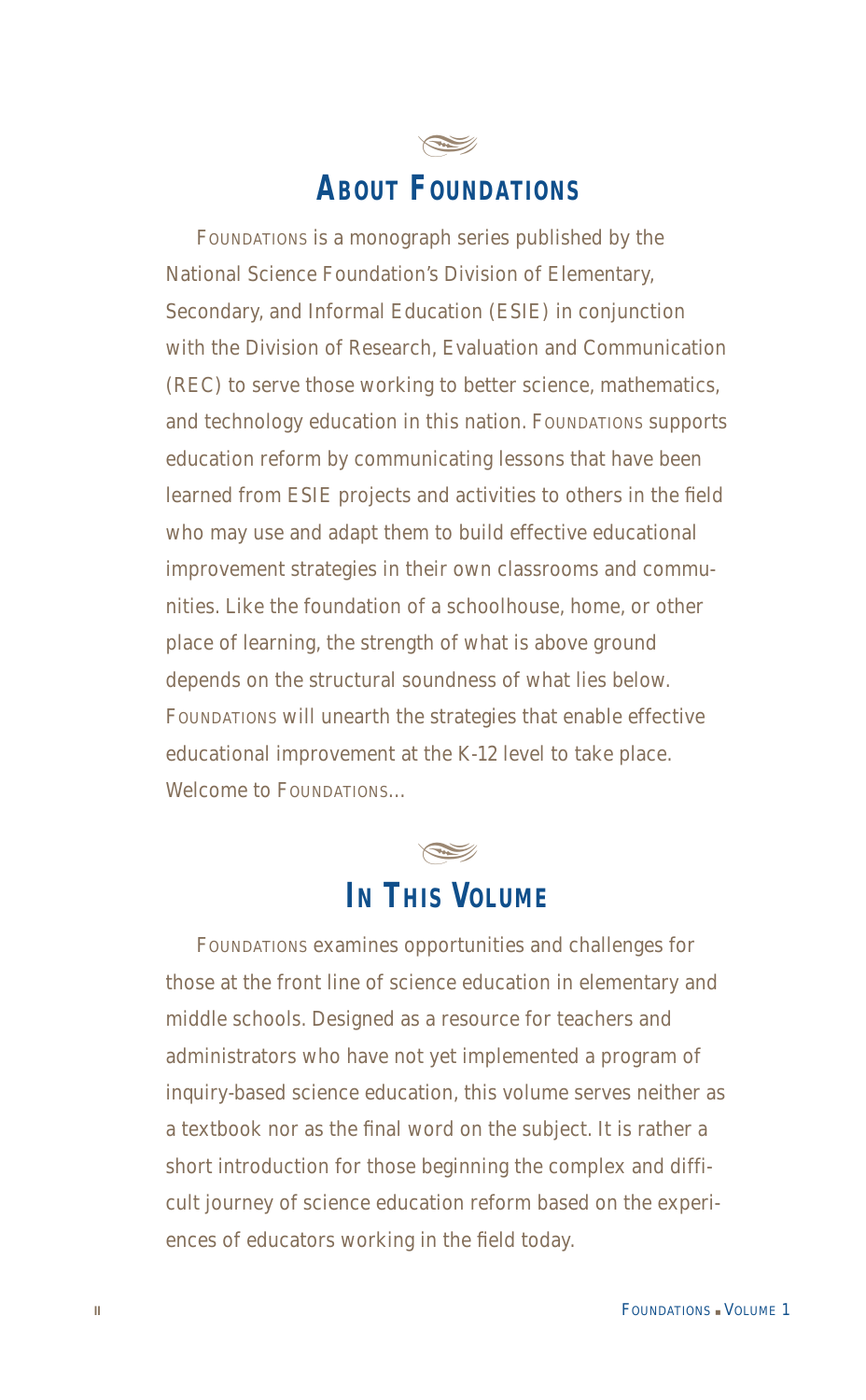## About Foundations

Foundations is a monograph series published by the National Science Foundation's Division of Elementary, Secondary, and Informal Education (ESIE) in conjunction with the Division of Research, Evaluation and Communication (REC) to serve those working to better science, mathematics, and technology education in this nation. Foundations supports education reform by communicating lessons that have been learned from ESIE projects and activities to others in the field who may use and adapt them to build effective educational improvement strategies in their own classrooms and communities. Like the foundation of a schoolhouse, home, or other place of learning, the strength of what is above ground depends on the structural soundness of what lies below. Foundations will unearth the strategies that enable effective educational improvement at the K-12 level to take place. Welcome to Foundations...

## In This Volume

Foundations examines opportunities and challenges for those at the front line of science education in elementary and middle schools. Designed as a resource for teachers and administrators who have not yet implemented a program of inquiry-based science education, this volume serves neither as a textbook nor as the final word on the subject. It is rather a short introduction for those beginning the complex and difficult journey of science education reform based on the experiences of educators working in the field today.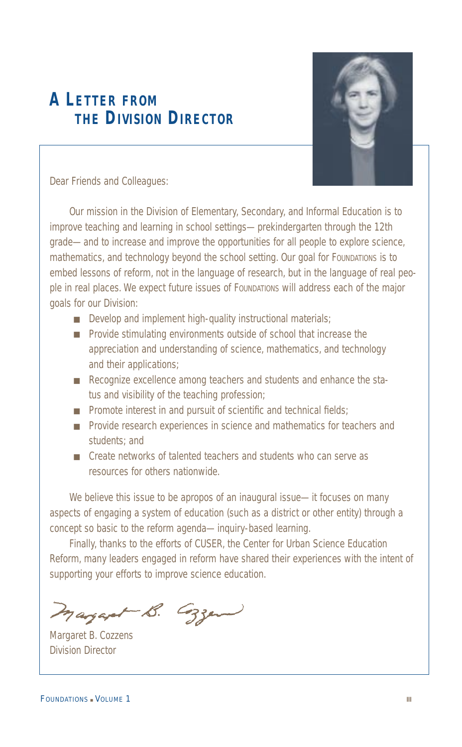# A Letter from the Division Director

Dear Friends and Colleagues:

Our mission in the Division of Elementary, Secondary, and Informal Education is to improve teaching and learning in school settings—prekindergarten through the 12th grade—and to increase and improve the opportunities for all people to explore science, mathematics, and technology beyond the school setting. Our goal for Foundations is to embed lessons of reform, not in the language of research, but in the language of real people in real places. We expect future issues of Foundations will address each of the major goals for our Division:

- Develop and implement high-quality instructional materials;
- Provide stimulating environments outside of school that increase the appreciation and understanding of science, mathematics, and technology and their applications;
- Recognize excellence among teachers and students and enhance the status and visibility of the teaching profession;
- Promote interest in and pursuit of scientific and technical fields;
- Provide research experiences in science and mathematics for teachers and students; and
- Create networks of talented teachers and students who can serve as resources for others nationwide.

We believe this issue to be apropos of an inaugural issue—it focuses on many aspects of engaging a system of education (such as a district or other entity) through a concept so basic to the reform agenda—inquiry-based learning.

Finally, thanks to the efforts of CUSER, the Center for Urban Science Education Reform, many leaders engaged in reform have shared their experiences with the intent of supporting your efforts to improve science education.

Margaret B. Cozzens
Division Director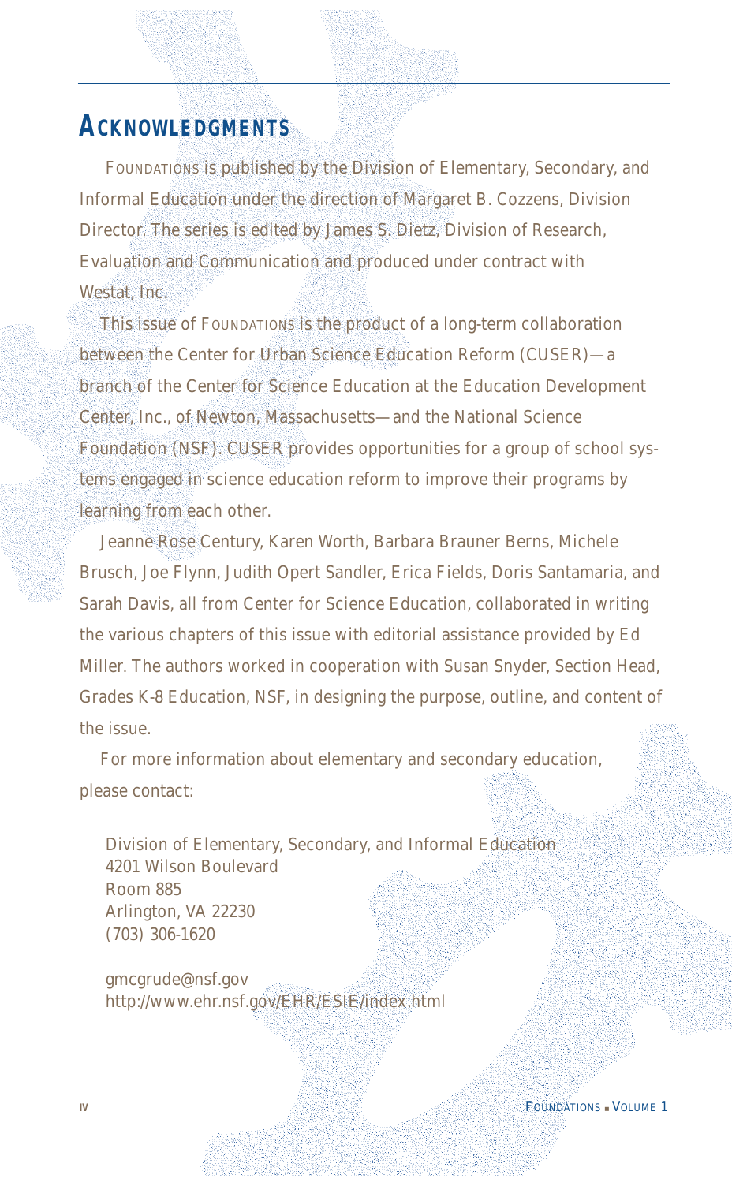## ACKNOWLEDGMENTS

FOUNDATIONS is published by the Division of Elementary, Secondary, and Informal Education under the direction of Margaret B. Cozzens, Division Director. The series is edited by James S. Dietz, Division of Research, Evaluation and Communication and produced under contract with Westat, Inc.

This issue of FOUNDATIONS is the product of a long-term collaboration between the Center for Urban Science Education Reform (CUSER)—a branch of the Center for Science Education at the Education Development Center, Inc., of Newton, Massachusetts—and the National Science Foundation (NSF). CUSER provides opportunities for a group of school systems engaged in science education reform to improve their programs by learning from each other.

Jeanne Rose Century, Karen Worth, Barbara Brauner Berns, Michele Brusch, Joe Flynn, Judith Opert Sandler, Erica Fields, Doris Santamaria, and Sarah Davis, all from Center for Science Education, collaborated in writing the various chapters of this issue with editorial assistance provided by Ed Miller. The authors worked in cooperation with Susan Snyder, Section Head, Grades K-8 Education, NSF, in designing the purpose, outline, and content of the issue.

For more information about elementary and secondary education, please contact:

Division of Elementary, Secondary, and Informal Education
4201 Wilson Boulevard
Room 885
Arlington, VA 22230
(703) 306-1620

gmcgrude@nsf.gov
http://www.ehr.nsf.gov/EHR/ESIE/index.html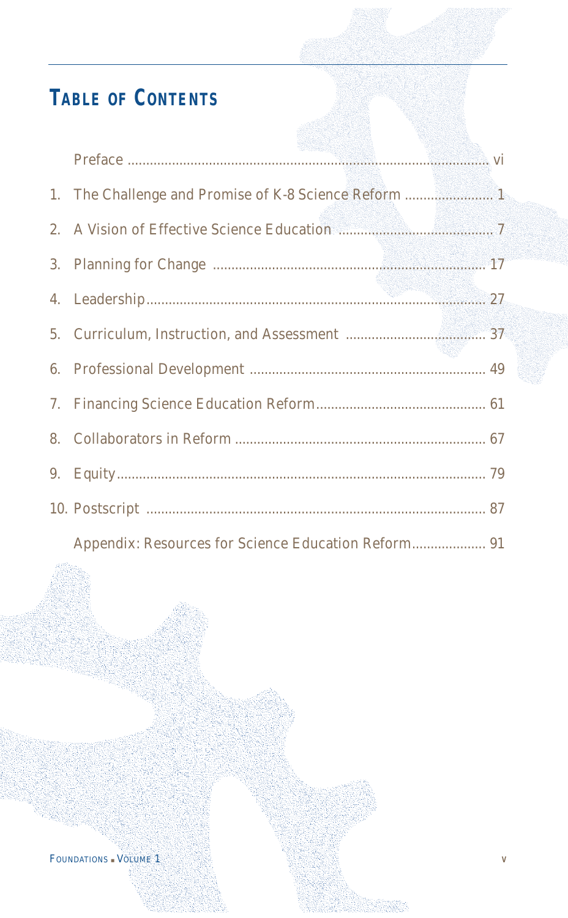# Table of Contents

Preface ..................................................... vi

1. The Challenge and Promise of K-8 Science Reform ..................... 1
2. A Vision of Effective Science Education ..................... 7
3. Planning for Change ..................... 17
4. Leadership ..................... 27
5. Curriculum, Instruction, and Assessment ..................... 37
6. Professional Development ..................... 49
7. Financing Science Education Reform ..................... 61
8. Collaborators in Reform ..................... 67
9. Equity ..................... 79
10. Postscript ..................... 87

Appendix: Resources for Science Education Reform ..................... 91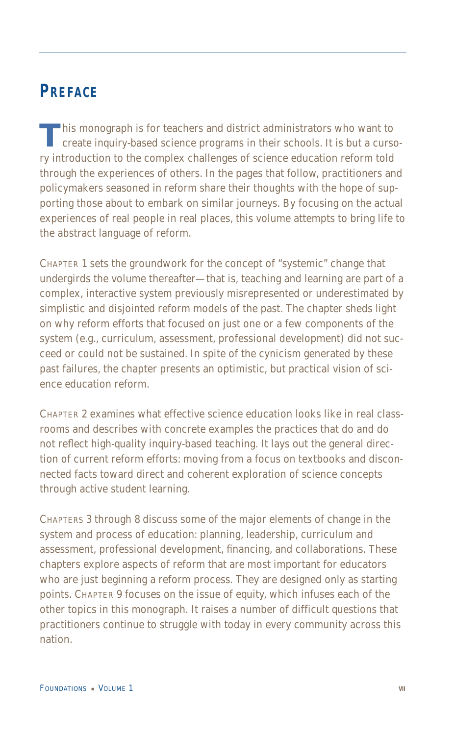## PREFACE

This monograph is for teachers and district administrators who want to create inquiry-based science programs in their schools. It is but a cursory introduction to the complex challenges of science education reform told through the experiences of others. In the pages that follow, practitioners and policymakers seasoned in reform share their thoughts with the hope of supporting those about to embark on similar journeys. By focusing on the actual experiences of real people in real places, this volume attempts to bring life to the abstract language of reform.

CHAPTER 1 sets the groundwork for the concept of "systemic" change that undergirds the volume thereafter—that is, teaching and learning are part of a complex, interactive system previously misrepresented or underestimated by simplistic and disjointed reform models of the past. The chapter sheds light on why reform efforts that focused on just one or a few components of the system (e.g., curriculum, assessment, professional development) did not succeed or could not be sustained. In spite of the cynicism generated by these past failures, the chapter presents an optimistic, but practical vision of science education reform.

CHAPTER 2 examines what effective science education looks like in real classrooms and describes with concrete examples the practices that do and do not reflect high-quality inquiry-based teaching. It lays out the general direction of current reform efforts: moving from a focus on textbooks and disconnected facts toward direct and coherent exploration of science concepts through active student learning.

CHAPTERS 3 through 8 discuss some of the major elements of change in the system and process of education: planning, leadership, curriculum and assessment, professional development, financing, and collaborations. These chapters explore aspects of reform that are most important for educators who are just beginning a reform process. They are designed only as starting points. CHAPTER 9 focuses on the issue of equity, which infuses each of the other topics in this monograph. It raises a number of difficult questions that practitioners continue to struggle with today in every community across this nation.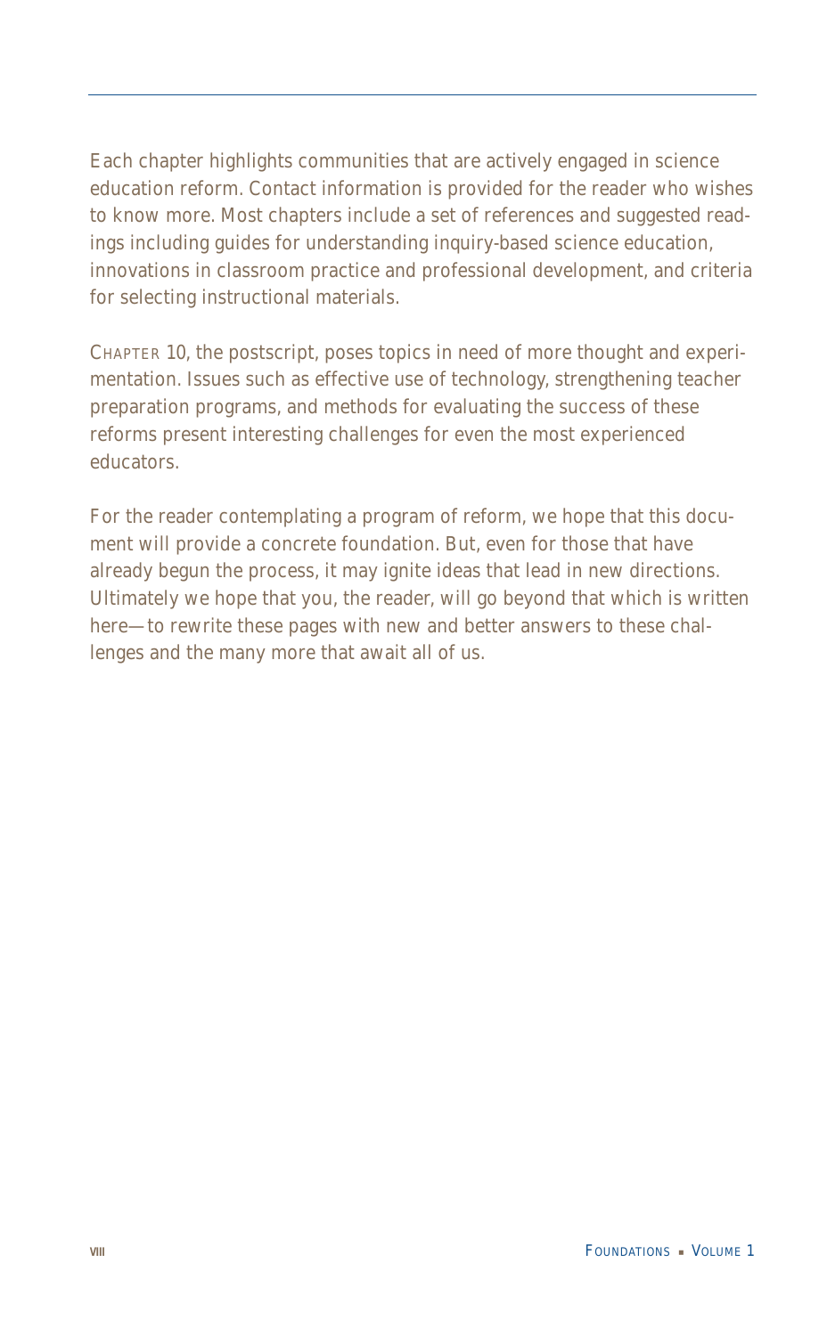Each chapter highlights communities that are actively engaged in science education reform. Contact information is provided for the reader who wishes to know more. Most chapters include a set of references and suggested readings including guides for understanding inquiry-based science education, innovations in classroom practice and professional development, and criteria for selecting instructional materials.

CHAPTER 10, the postscript, poses topics in need of more thought and experimentation. Issues such as effective use of technology, strengthening teacher preparation programs, and methods for evaluating the success of these reforms present interesting challenges for even the most experienced educators.

For the reader contemplating a program of reform, we hope that this document will provide a concrete foundation. But, even for those that have already begun the process, it may ignite ideas that lead in new directions. Ultimately we hope that you, the reader, will go beyond that which is written here—to rewrite these pages with new and better answers to these challenges and the many more that await all of us.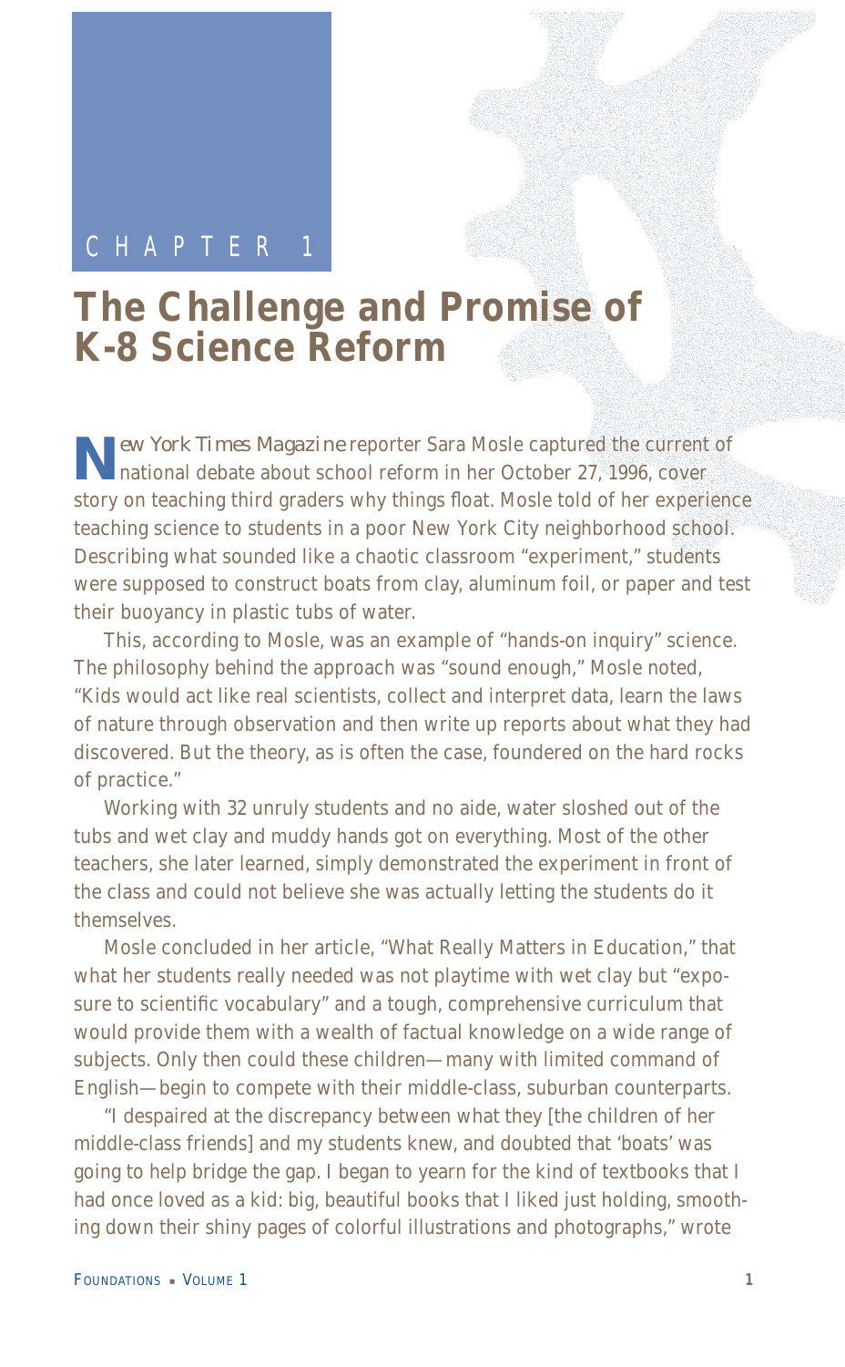CHAPTER 1

# The Challenge and Promise of K-8 Science Reform

*New York Times Magazine* reporter Sara Mosle captured the current of national debate about school reform in her October 27, 1996, cover story on teaching third graders why things float. Mosle told of her experience teaching science to students in a poor New York City neighborhood school. Describing what sounded like a chaotic classroom "experiment," students were supposed to construct boats from clay, aluminum foil, or paper and test their buoyancy in plastic tubs of water.

This, according to Mosle, was an example of "hands-on inquiry" science. The philosophy behind the approach was "sound enough," Mosle noted, "Kids would act like real scientists, collect and interpret data, learn the laws of nature through observation and then write up reports about what they had discovered. But the theory, as is often the case, foundered on the hard rocks of practice."

Working with 32 unruly students and no aide, water sloshed out of the tubs and wet clay and muddy hands got on everything. Most of the other teachers, she later learned, simply demonstrated the experiment in front of the class and could not believe she was actually letting the students do it themselves.

Mosle concluded in her article, "What Really Matters in Education," that what her students really needed was not playtime with wet clay but "exposure to scientific vocabulary" and a tough, comprehensive curriculum that would provide them with a wealth of factual knowledge on a wide range of subjects. Only then could these children—many with limited command of English—begin to compete with their middle-class, suburban counterparts.

"I despaired at the discrepancy between what they [the children of her middle-class friends] and my students knew, and doubted that 'boats' was going to help bridge the gap. I began to yearn for the kind of textbooks that I had once loved as a kid: big, beautiful books that I liked just holding, smoothing down their shiny pages of colorful illustrations and photographs," wrote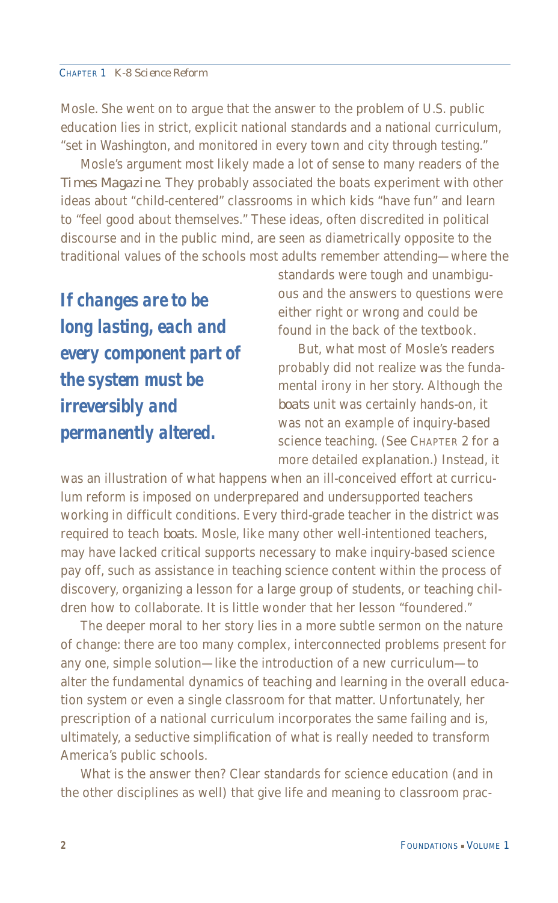Mosle. She went on to argue that the answer to the problem of U.S. public education lies in strict, explicit national standards and a national curriculum, "set in Washington, and monitored in every town and city through testing."

Mosle's argument most likely made a lot of sense to many readers of the *Times Magazine*. They probably associated the boats experiment with other ideas about "child-centered" classrooms in which kids "have fun" and learn to "feel good about themselves." These ideas, often discredited in political discourse and in the public mind, are seen as diametrically opposite to the traditional values of the schools most adults remember attending—where the standards were tough and unambiguous and the answers to questions were either right or wrong and could be found in the back of the textbook.

***If changes are to be long lasting, each and every component part of the system must be irreversibly and permanently altered.***

But, what most of Mosle's readers probably did not realize was the fundamental irony in her story. Although the *boats* unit was certainly hands-on, it was not an example of inquiry-based science teaching. (See Chapter 2 for a more detailed explanation.) Instead, it was an illustration of what happens when an ill-conceived effort at curriculum reform is imposed on underprepared and undersupported teachers working in difficult conditions. Every third-grade teacher in the district was required to teach *boats*. Mosle, like many other well-intentioned teachers, may have lacked critical supports necessary to make inquiry-based science pay off, such as assistance in teaching science content within the process of discovery, organizing a lesson for a large group of students, or teaching children how to collaborate. It is little wonder that her lesson "foundered."

The deeper moral to her story lies in a more subtle sermon on the nature of change: there are too many complex, interconnected problems present for any one, simple solution—like the introduction of a new curriculum—to alter the fundamental dynamics of teaching and learning in the overall education system or even a single classroom for that matter. Unfortunately, her prescription of a national curriculum incorporates the same failing and is, ultimately, a seductive simplification of what is really needed to transform America's public schools.

What is the answer then? Clear standards for science education (and in the other disciplines as well) that give life and meaning to classroom prac-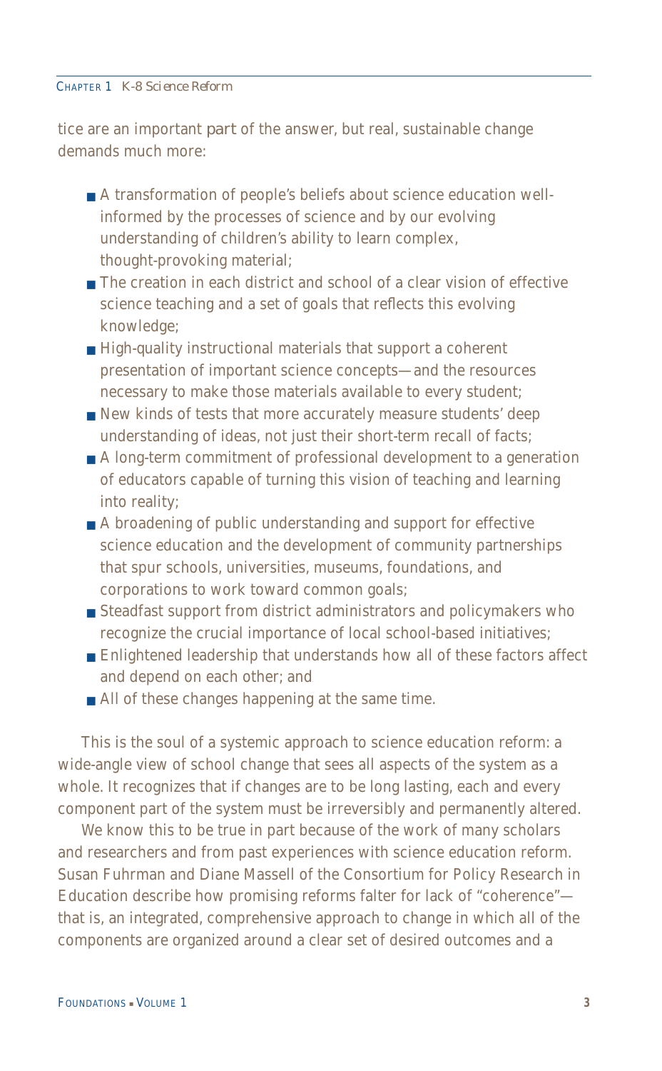tice are an important part of the answer, but real, sustainable change demands much more:

- A transformation of people's beliefs about science education well-informed by the processes of science and by our evolving understanding of children's ability to learn complex, thought-provoking material;
- The creation in each district and school of a clear vision of effective science teaching and a set of goals that reflects this evolving knowledge;
- High-quality instructional materials that support a coherent presentation of important science concepts—and the resources necessary to make those materials available to every student;
- New kinds of tests that more accurately measure students' deep understanding of ideas, not just their short-term recall of facts;
- A long-term commitment of professional development to a generation of educators capable of turning this vision of teaching and learning into reality;
- A broadening of public understanding and support for effective science education and the development of community partnerships that spur schools, universities, museums, foundations, and corporations to work toward common goals;
- Steadfast support from district administrators and policymakers who recognize the crucial importance of local school-based initiatives;
- Enlightened leadership that understands how all of these factors affect and depend on each other; and
- All of these changes happening at the same time.

This is the soul of a systemic approach to science education reform: a wide-angle view of school change that sees all aspects of the system as a whole. It recognizes that if changes are to be long lasting, each and every component part of the system must be irreversibly and permanently altered.

We know this to be true in part because of the work of many scholars and researchers and from past experiences with science education reform. Susan Fuhrman and Diane Massell of the Consortium for Policy Research in Education describe how promising reforms falter for lack of "coherence"—that is, an integrated, comprehensive approach to change in which all of the components are organized around a clear set of desired outcomes and a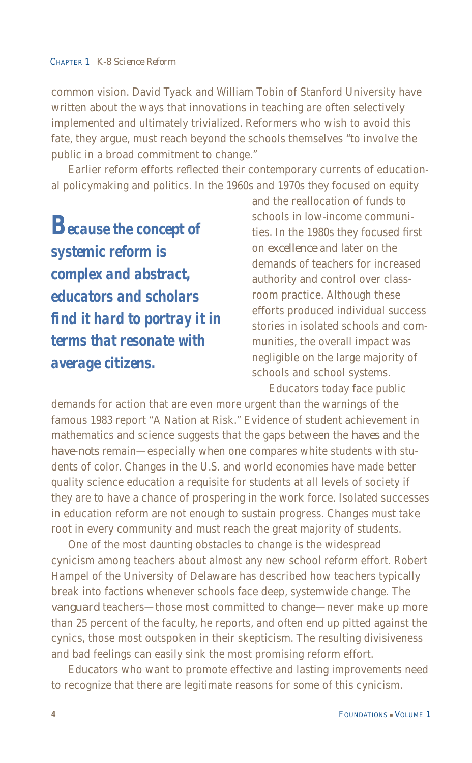common vision. David Tyack and William Tobin of Stanford University have written about the ways that innovations in teaching are often selectively implemented and ultimately trivialized. Reformers who wish to avoid this fate, they argue, must reach beyond the schools themselves "to involve the public in a broad commitment to change."

Earlier reform efforts reflected their contemporary currents of educational policymaking and politics. In the 1960s and 1970s they focused on equity and the reallocation of funds to schools in low-income communities. In the 1980s they focused first on *excellence* and later on the demands of teachers for increased authority and control over classroom practice. Although these efforts produced individual success stories in isolated schools and communities, the overall impact was negligible on the large majority of schools and school systems.

> ***Because the concept of systemic reform is complex and abstract, educators and scholars find it hard to portray it in terms that resonate with average citizens.***

Educators today face public demands for action that are even more urgent than the warnings of the famous 1983 report "A Nation at Risk." Evidence of student achievement in mathematics and science suggests that the gaps between the *haves* and the *have-nots* remain—especially when one compares white students with students of color. Changes in the U.S. and world economies have made better quality science education a requisite for students at all levels of society if they are to have a chance of prospering in the work force. Isolated successes in education reform are not enough to sustain progress. Changes must take root in every community and must reach the great majority of students.

One of the most daunting obstacles to change is the widespread cynicism among teachers about almost any new school reform effort. Robert Hampel of the University of Delaware has described how teachers typically break into factions whenever schools face deep, systemwide change. The *vanguard* teachers—those most committed to change—never make up more than 25 percent of the faculty, he reports, and often end up pitted against the cynics, those most outspoken in their skepticism. The resulting divisiveness and bad feelings can easily sink the most promising reform effort.

Educators who want to promote effective and lasting improvements need to recognize that there are legitimate reasons for some of this cynicism.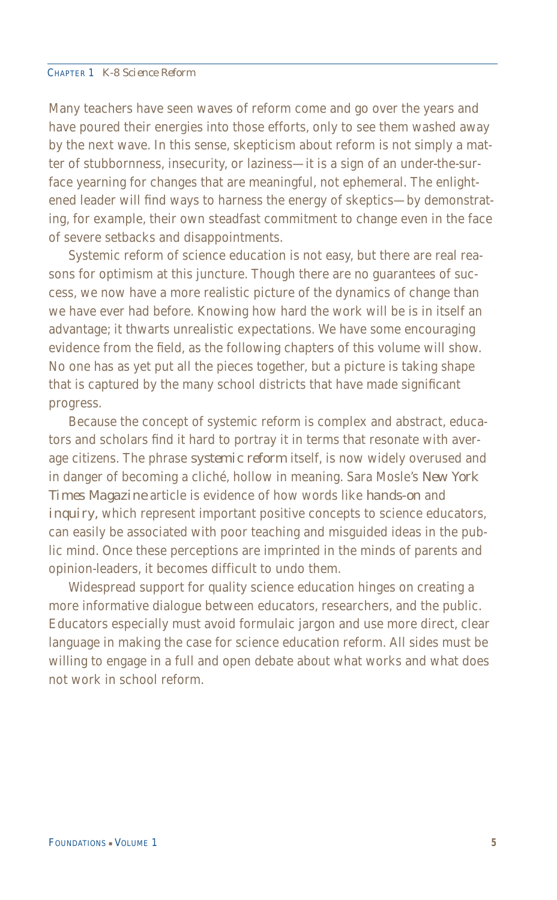Many teachers have seen waves of reform come and go over the years and have poured their energies into those efforts, only to see them washed away by the next wave. In this sense, skepticism about reform is not simply a matter of stubbornness, insecurity, or laziness—it is a sign of an under-the-surface yearning for changes that are meaningful, not ephemeral. The enlightened leader will find ways to harness the energy of skeptics—by demonstrating, for example, their own steadfast commitment to change even in the face of severe setbacks and disappointments.

Systemic reform of science education is not easy, but there are real reasons for optimism at this juncture. Though there are no guarantees of success, we now have a more realistic picture of the dynamics of change than we have ever had before. Knowing how hard the work will be is in itself an advantage; it thwarts unrealistic expectations. We have some encouraging evidence from the field, as the following chapters of this volume will show. No one has as yet put all the pieces together, but a picture is taking shape that is captured by the many school districts that have made significant progress.

Because the concept of systemic reform is complex and abstract, educators and scholars find it hard to portray it in terms that resonate with average citizens. The phrase *systemic reform* itself, is now widely overused and in danger of becoming a cliché, hollow in meaning. Sara Mosle's *New York Times Magazine* article is evidence of how words like *hands-on* and *inquiry*, which represent important positive concepts to science educators, can easily be associated with poor teaching and misguided ideas in the public mind. Once these perceptions are imprinted in the minds of parents and opinion-leaders, it becomes difficult to undo them.

Widespread support for quality science education hinges on creating a more informative dialogue between educators, researchers, and the public. Educators especially must avoid formulaic jargon and use more direct, clear language in making the case for science education reform. All sides must be willing to engage in a full and open debate about what works and what does not work in school reform.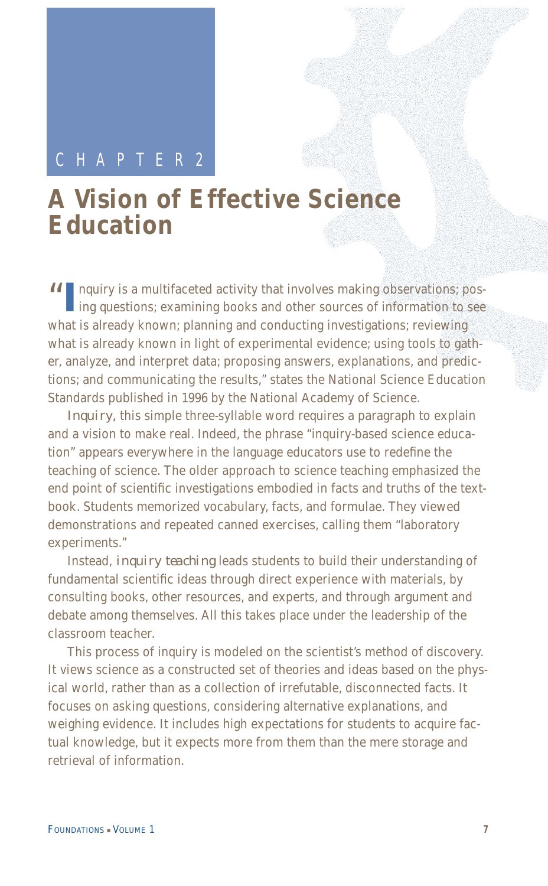CHAPTER 2

# A Vision of Effective Science Education

"Inquiry is a multifaceted activity that involves making observations; posing questions; examining books and other sources of information to see what is already known; planning and conducting investigations; reviewing what is already known in light of experimental evidence; using tools to gather, analyze, and interpret data; proposing answers, explanations, and predictions; and communicating the results," states the National Science Education Standards published in 1996 by the National Academy of Science.

*Inquiry*, this simple three-syllable word requires a paragraph to explain and a vision to make real. Indeed, the phrase "inquiry-based science education" appears everywhere in the language educators use to redefine the teaching of science. The older approach to science teaching emphasized the end point of scientific investigations embodied in facts and truths of the textbook. Students memorized vocabulary, facts, and formulae. They viewed demonstrations and repeated canned exercises, calling them "laboratory experiments."

Instead, *inquiry teaching* leads students to build their understanding of fundamental scientific ideas through direct experience with materials, by consulting books, other resources, and experts, and through argument and debate among themselves. All this takes place under the leadership of the classroom teacher.

This process of inquiry is modeled on the scientist's method of discovery. It views science as a constructed set of theories and ideas based on the physical world, rather than as a collection of irrefutable, disconnected facts. It focuses on asking questions, considering alternative explanations, and weighing evidence. It includes high expectations for students to acquire factual knowledge, but it expects more from them than the mere storage and retrieval of information.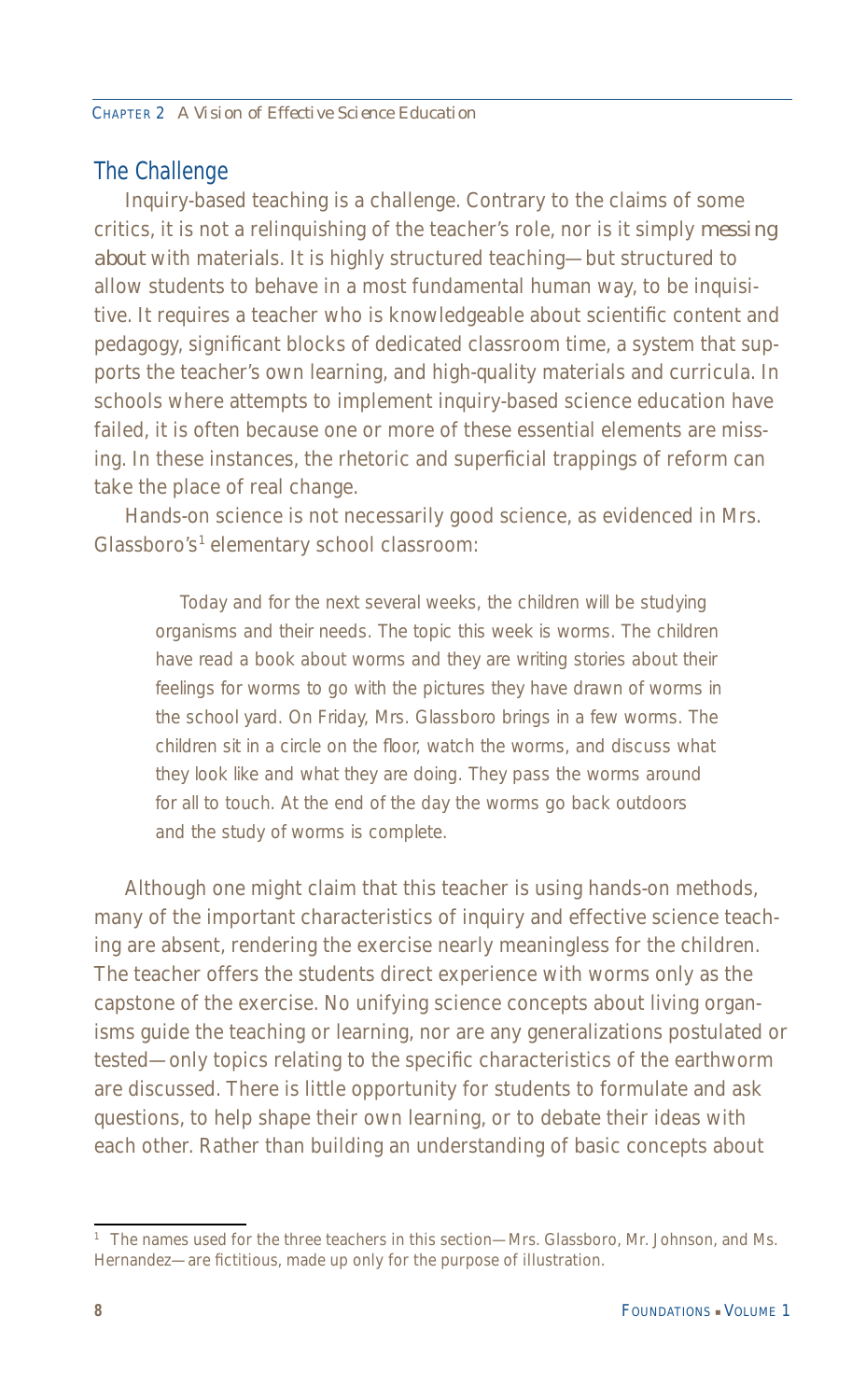## The Challenge

Inquiry-based teaching is a challenge. Contrary to the claims of some critics, it is not a relinquishing of the teacher's role, nor is it simply *messing about* with materials. It is highly structured teaching—but structured to allow students to behave in a most fundamental human way, to be inquisitive. It requires a teacher who is knowledgeable about scientific content and pedagogy, significant blocks of dedicated classroom time, a system that supports the teacher's own learning, and high-quality materials and curricula. In schools where attempts to implement inquiry-based science education have failed, it is often because one or more of these essential elements are missing. In these instances, the rhetoric and superficial trappings of reform can take the place of real change.

Hands-on science is not necessarily good science, as evidenced in Mrs. Glassboro's[1] elementary school classroom:

> Today and for the next several weeks, the children will be studying organisms and their needs. The topic this week is worms. The children have read a book about worms and they are writing stories about their feelings for worms to go with the pictures they have drawn of worms in the school yard. On Friday, Mrs. Glassboro brings in a few worms. The children sit in a circle on the floor, watch the worms, and discuss what they look like and what they are doing. They pass the worms around for all to touch. At the end of the day the worms go back outdoors and the study of worms is complete.

Although one might claim that this teacher is using hands-on methods, many of the important characteristics of inquiry and effective science teaching are absent, rendering the exercise nearly meaningless for the children. The teacher offers the students direct experience with worms only as the capstone of the exercise. No unifying science concepts about living organisms guide the teaching or learning, nor are any generalizations postulated or tested—only topics relating to the specific characteristics of the earthworm are discussed. There is little opportunity for students to formulate and ask questions, to help shape their own learning, or to debate their ideas with each other. Rather than building an understanding of basic concepts about

---

[1] The names used for the three teachers in this section—Mrs. Glassboro, Mr. Johnson, and Ms. Hernandez—are fictitious, made up only for the purpose of illustration.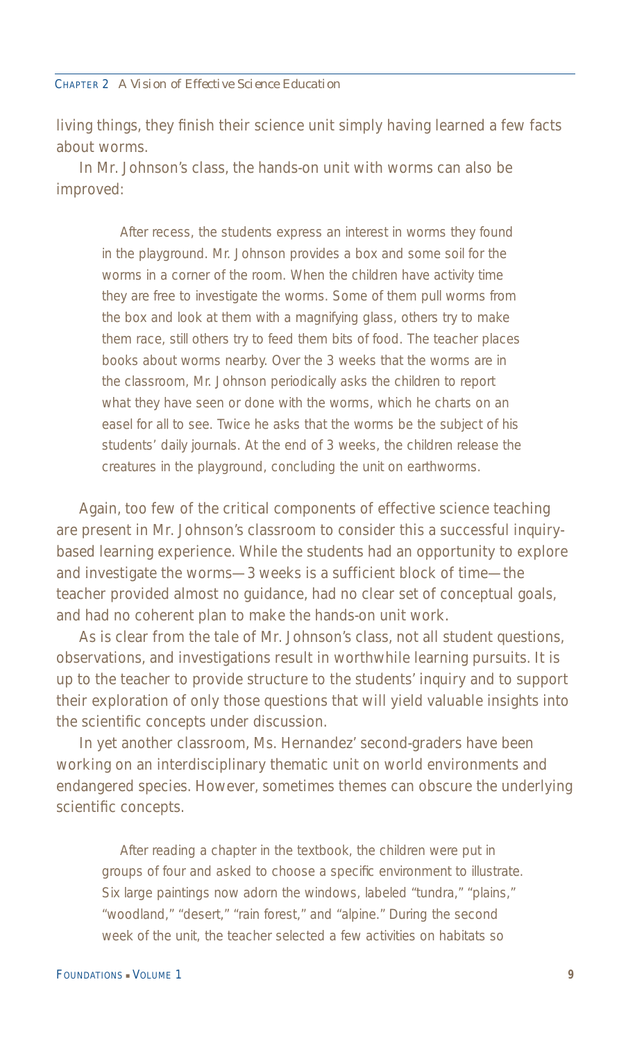living things, they finish their science unit simply having learned a few facts about worms.

In Mr. Johnson's class, the hands-on unit with worms can also be improved:

> After recess, the students express an interest in worms they found in the playground. Mr. Johnson provides a box and some soil for the worms in a corner of the room. When the children have activity time they are free to investigate the worms. Some of them pull worms from the box and look at them with a magnifying glass, others try to make them race, still others try to feed them bits of food. The teacher places books about worms nearby. Over the 3 weeks that the worms are in the classroom, Mr. Johnson periodically asks the children to report what they have seen or done with the worms, which he charts on an easel for all to see. Twice he asks that the worms be the subject of his students' daily journals. At the end of 3 weeks, the children release the creatures in the playground, concluding the unit on earthworms.

Again, too few of the critical components of effective science teaching are present in Mr. Johnson's classroom to consider this a successful inquiry-based learning experience. While the students had an opportunity to explore and investigate the worms—3 weeks is a sufficient block of time—the teacher provided almost no guidance, had no clear set of conceptual goals, and had no coherent plan to make the hands-on unit work.

As is clear from the tale of Mr. Johnson's class, not all student questions, observations, and investigations result in worthwhile learning pursuits. It is up to the teacher to provide structure to the students' inquiry and to support their exploration of only those questions that will yield valuable insights into the scientific concepts under discussion.

In yet another classroom, Ms. Hernandez' second-graders have been working on an interdisciplinary thematic unit on world environments and endangered species. However, sometimes themes can obscure the underlying scientific concepts.

> After reading a chapter in the textbook, the children were put in groups of four and asked to choose a specific environment to illustrate. Six large paintings now adorn the windows, labeled "tundra," "plains," "woodland," "desert," "rain forest," and "alpine." During the second week of the unit, the teacher selected a few activities on habitats so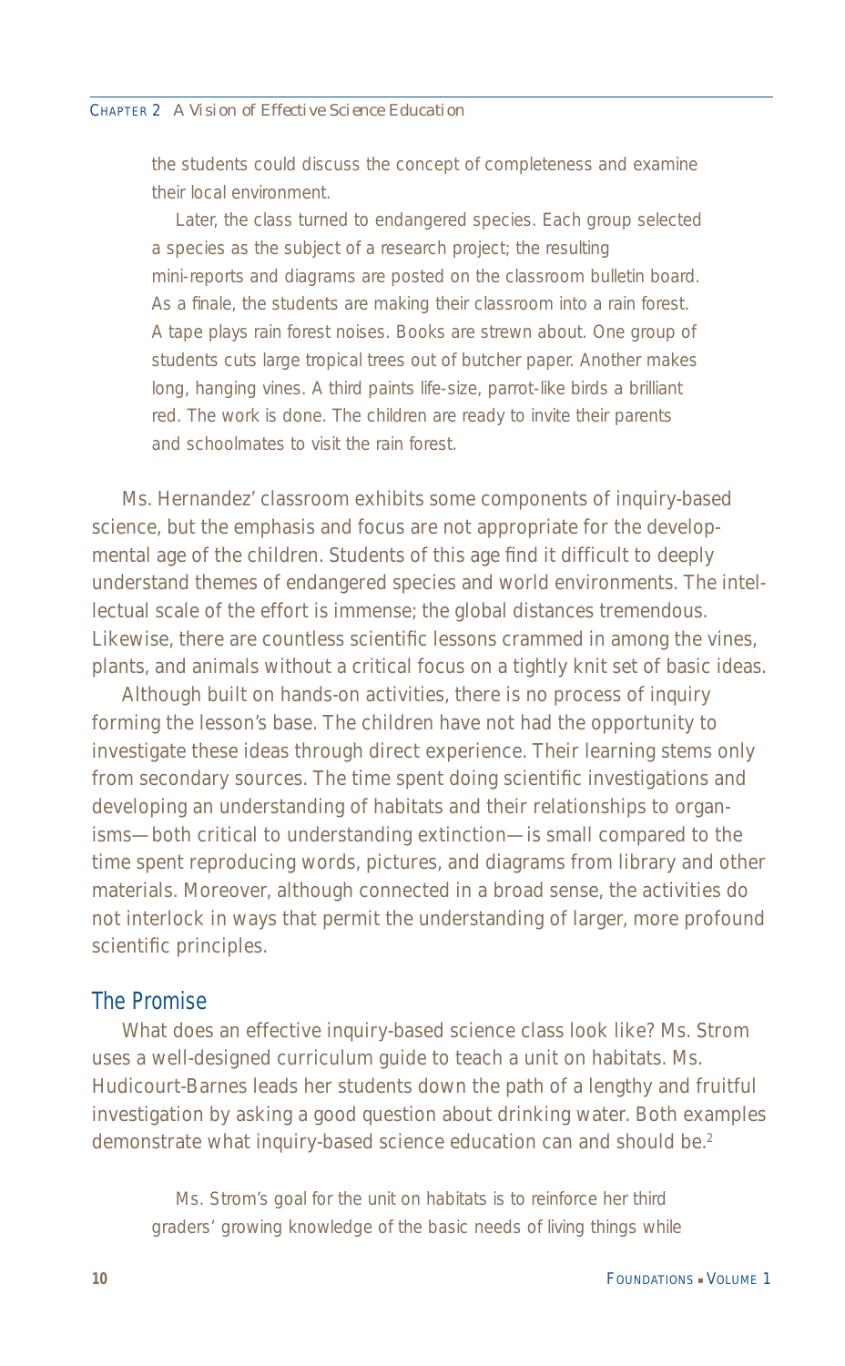the students could discuss the concept of completeness and examine their local environment.

Later, the class turned to endangered species. Each group selected a species as the subject of a research project; the resulting mini-reports and diagrams are posted on the classroom bulletin board. As a finale, the students are making their classroom into a rain forest. A tape plays rain forest noises. Books are strewn about. One group of students cuts large tropical trees out of butcher paper. Another makes long, hanging vines. A third paints life-size, parrot-like birds a brilliant red. The work is done. The children are ready to invite their parents and schoolmates to visit the rain forest.

Ms. Hernandez' classroom exhibits some components of inquiry-based science, but the emphasis and focus are not appropriate for the developmental age of the children. Students of this age find it difficult to deeply understand themes of endangered species and world environments. The intellectual scale of the effort is immense; the global distances tremendous. Likewise, there are countless scientific lessons crammed in among the vines, plants, and animals without a critical focus on a tightly knit set of basic ideas.

Although built on hands-on activities, there is no process of inquiry forming the lesson's base. The children have not had the opportunity to investigate these ideas through direct experience. Their learning stems only from secondary sources. The time spent doing scientific investigations and developing an understanding of habitats and their relationships to organisms—both critical to understanding extinction—is small compared to the time spent reproducing words, pictures, and diagrams from library and other materials. Moreover, although connected in a broad sense, the activities do not interlock in ways that permit the understanding of larger, more profound scientific principles.

## The Promise

What does an effective inquiry-based science class look like? Ms. Strom uses a well-designed curriculum guide to teach a unit on habitats. Ms. Hudicourt-Barnes leads her students down the path of a lengthy and fruitful investigation by asking a good question about drinking water. Both examples demonstrate what inquiry-based science education can and should be.[2]

Ms. Strom's goal for the unit on habitats is to reinforce her third graders' growing knowledge of the basic needs of living things while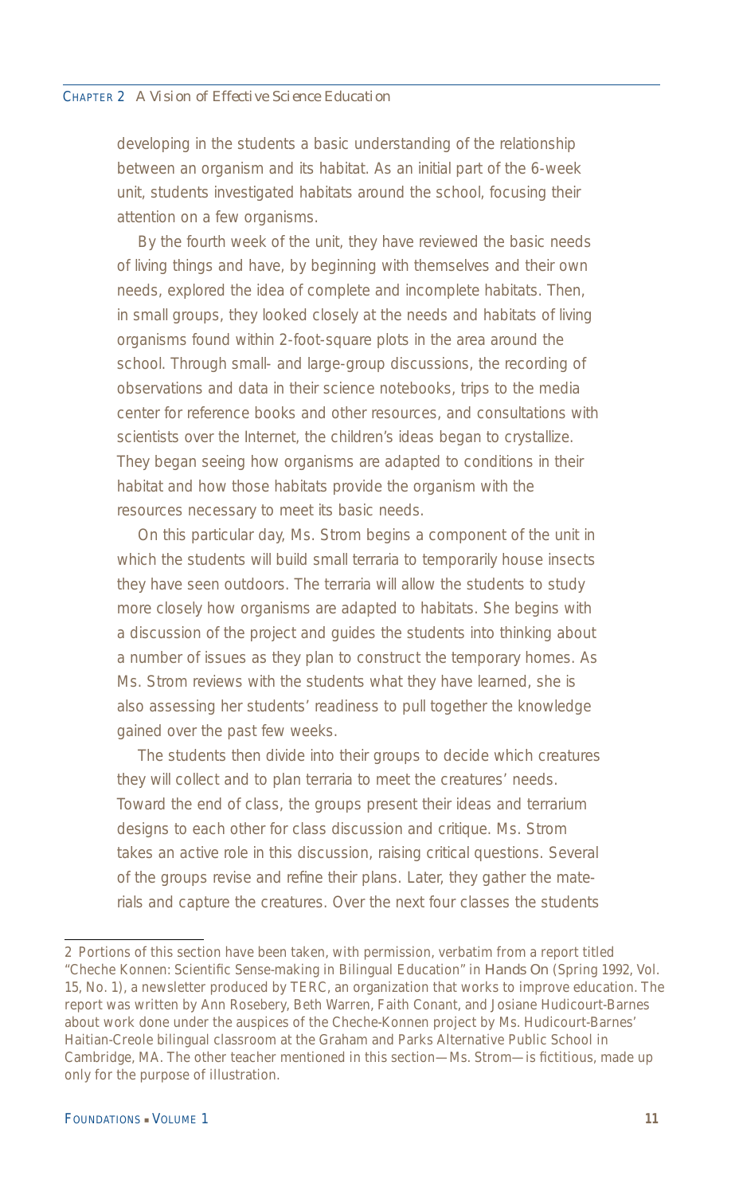developing in the students a basic understanding of the relationship between an organism and its habitat. As an initial part of the 6-week unit, students investigated habitats around the school, focusing their attention on a few organisms.

By the fourth week of the unit, they have reviewed the basic needs of living things and have, by beginning with themselves and their own needs, explored the idea of complete and incomplete habitats. Then, in small groups, they looked closely at the needs and habitats of living organisms found within 2-foot-square plots in the area around the school. Through small- and large-group discussions, the recording of observations and data in their science notebooks, trips to the media center for reference books and other resources, and consultations with scientists over the Internet, the children's ideas began to crystallize. They began seeing how organisms are adapted to conditions in their habitat and how those habitats provide the organism with the resources necessary to meet its basic needs.

On this particular day, Ms. Strom begins a component of the unit in which the students will build small terraria to temporarily house insects they have seen outdoors. The terraria will allow the students to study more closely how organisms are adapted to habitats. She begins with a discussion of the project and guides the students into thinking about a number of issues as they plan to construct the temporary homes. As Ms. Strom reviews with the students what they have learned, she is also assessing her students' readiness to pull together the knowledge gained over the past few weeks.

The students then divide into their groups to decide which creatures they will collect and to plan terraria to meet the creatures' needs. Toward the end of class, the groups present their ideas and terrarium designs to each other for class discussion and critique. Ms. Strom takes an active role in this discussion, raising critical questions. Several of the groups revise and refine their plans. Later, they gather the materials and capture the creatures. Over the next four classes the students

---

2 Portions of this section have been taken, with permission, verbatim from a report titled "Cheche Konnen: Scientific Sense-making in Bilingual Education" in *Hands On* (Spring 1992, Vol. 15, No. 1), a newsletter produced by TERC, an organization that works to improve education. The report was written by Ann Rosebery, Beth Warren, Faith Conant, and Josiane Hudicourt-Barnes about work done under the auspices of the Cheche-Konnen project by Ms. Hudicourt-Barnes' Haitian-Creole bilingual classroom at the Graham and Parks Alternative Public School in Cambridge, MA. The other teacher mentioned in this section—Ms. Strom—is fictitious, made up only for the purpose of illustration.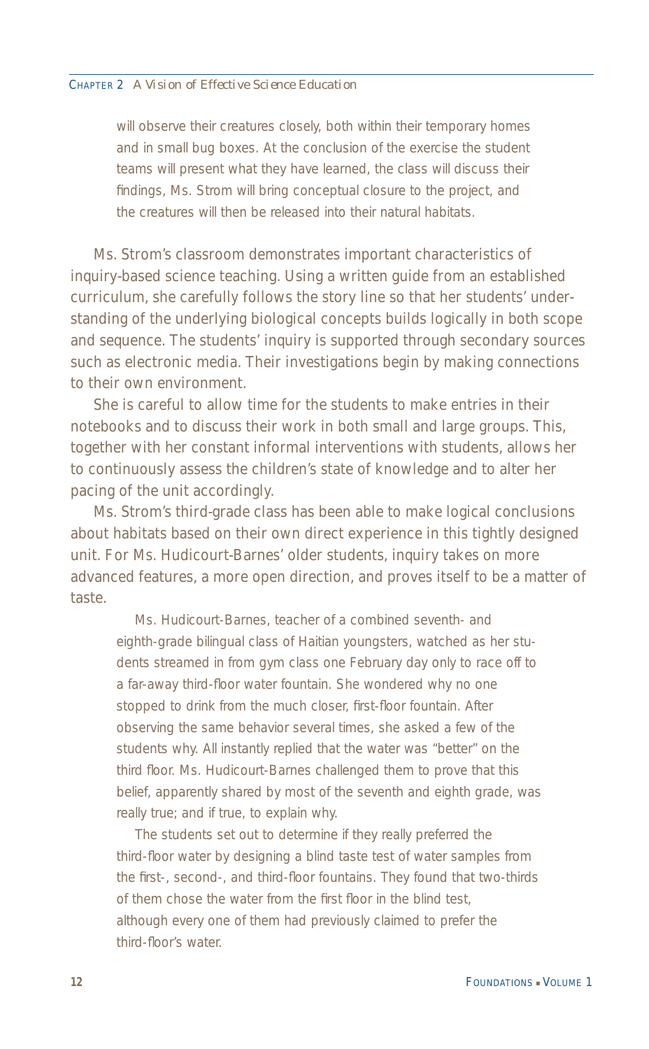will observe their creatures closely, both within their temporary homes and in small bug boxes. At the conclusion of the exercise the student teams will present what they have learned, the class will discuss their findings, Ms. Strom will bring conceptual closure to the project, and the creatures will then be released into their natural habitats.

Ms. Strom's classroom demonstrates important characteristics of inquiry-based science teaching. Using a written guide from an established curriculum, she carefully follows the story line so that her students' understanding of the underlying biological concepts builds logically in both scope and sequence. The students' inquiry is supported through secondary sources such as electronic media. Their investigations begin by making connections to their own environment.

She is careful to allow time for the students to make entries in their notebooks and to discuss their work in both small and large groups. This, together with her constant informal interventions with students, allows her to continuously assess the children's state of knowledge and to alter her pacing of the unit accordingly.

Ms. Strom's third-grade class has been able to make logical conclusions about habitats based on their own direct experience in this tightly designed unit. For Ms. Hudicourt-Barnes' older students, inquiry takes on more advanced features, a more open direction, and proves itself to be a matter of taste.

> Ms. Hudicourt-Barnes, teacher of a combined seventh- and eighth-grade bilingual class of Haitian youngsters, watched as her students streamed in from gym class one February day only to race off to a far-away third-floor water fountain. She wondered why no one stopped to drink from the much closer, first-floor fountain. After observing the same behavior several times, she asked a few of the students why. All instantly replied that the water was "better" on the third floor. Ms. Hudicourt-Barnes challenged them to prove that this belief, apparently shared by most of the seventh and eighth grade, was really true; and if true, to explain why.
>
> The students set out to determine if they really preferred the third-floor water by designing a blind taste test of water samples from the first-, second-, and third-floor fountains. They found that two-thirds of them chose the water from the first floor in the blind test, although every one of them had previously claimed to prefer the third-floor's water.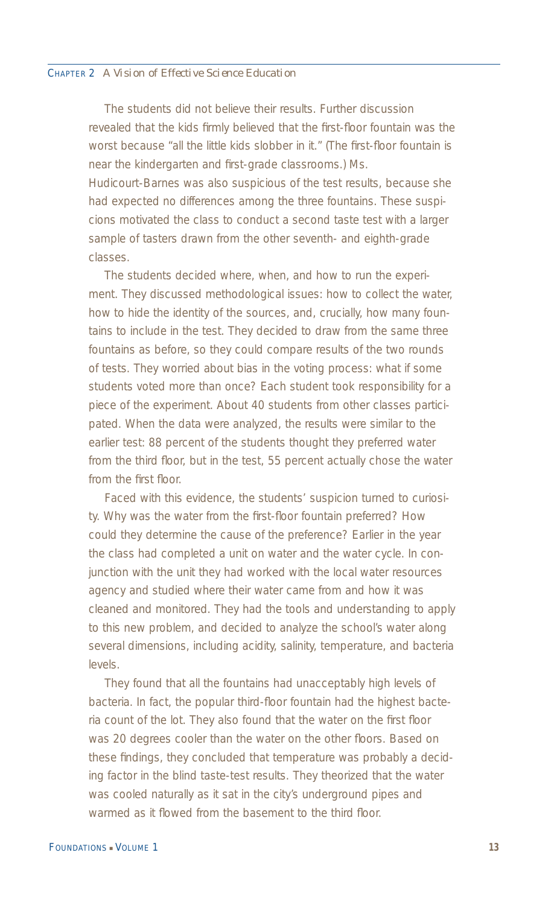The students did not believe their results. Further discussion revealed that the kids firmly believed that the first-floor fountain was the worst because "all the little kids slobber in it." (The first-floor fountain is near the kindergarten and first-grade classrooms.) Ms. Hudicourt-Barnes was also suspicious of the test results, because she had expected no differences among the three fountains. These suspicions motivated the class to conduct a second taste test with a larger sample of tasters drawn from the other seventh- and eighth-grade classes.

The students decided where, when, and how to run the experiment. They discussed methodological issues: how to collect the water, how to hide the identity of the sources, and, crucially, how many fountains to include in the test. They decided to draw from the same three fountains as before, so they could compare results of the two rounds of tests. They worried about bias in the voting process: what if some students voted more than once? Each student took responsibility for a piece of the experiment. About 40 students from other classes participated. When the data were analyzed, the results were similar to the earlier test: 88 percent of the students thought they preferred water from the third floor, but in the test, 55 percent actually chose the water from the first floor.

Faced with this evidence, the students' suspicion turned to curiosity. Why was the water from the first-floor fountain preferred? How could they determine the cause of the preference? Earlier in the year the class had completed a unit on water and the water cycle. In conjunction with the unit they had worked with the local water resources agency and studied where their water came from and how it was cleaned and monitored. They had the tools and understanding to apply to this new problem, and decided to analyze the school's water along several dimensions, including acidity, salinity, temperature, and bacteria levels.

They found that all the fountains had unacceptably high levels of bacteria. In fact, the popular third-floor fountain had the highest bacteria count of the lot. They also found that the water on the first floor was 20 degrees cooler than the water on the other floors. Based on these findings, they concluded that temperature was probably a deciding factor in the blind taste-test results. They theorized that the water was cooled naturally as it sat in the city's underground pipes and warmed as it flowed from the basement to the third floor.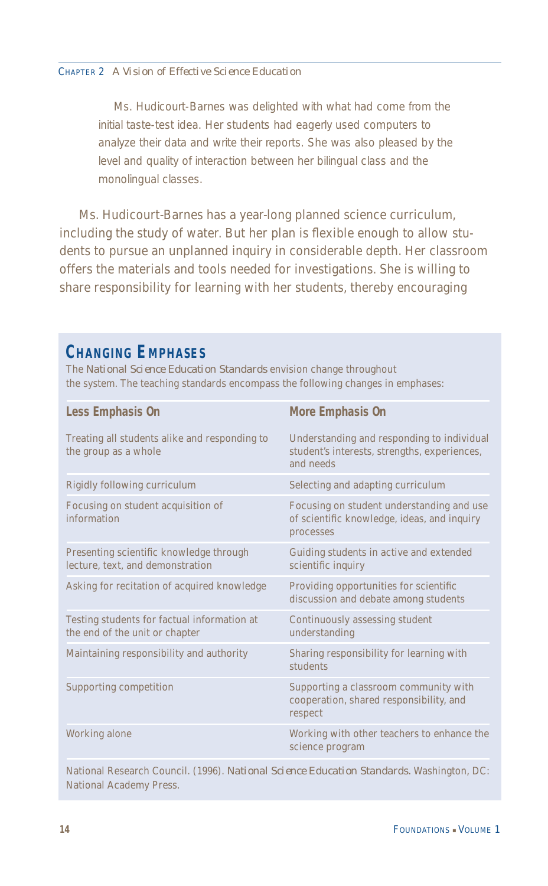Ms. Hudicourt-Barnes was delighted with what had come from the initial taste-test idea. Her students had eagerly used computers to analyze their data and write their reports. She was also pleased by the level and quality of interaction between her bilingual class and the monolingual classes.

Ms. Hudicourt-Barnes has a year-long planned science curriculum, including the study of water. But her plan is flexible enough to allow students to pursue an unplanned inquiry in considerable depth. Her classroom offers the materials and tools needed for investigations. She is willing to share responsibility for learning with her students, thereby encouraging

## CHANGING EMPHASES

The *National Science Education Standards* envision change throughout the system. The teaching standards encompass the following changes in emphases:

| Less Emphasis On | More Emphasis On |
|---|---|
| Treating all students alike and responding to the group as a whole | Understanding and responding to individual student's interests, strengths, experiences, and needs |
| Rigidly following curriculum | Selecting and adapting curriculum |
| Focusing on student acquisition of information | Focusing on student understanding and use of scientific knowledge, ideas, and inquiry processes |
| Presenting scientific knowledge through lecture, text, and demonstration | Guiding students in active and extended scientific inquiry |
| Asking for recitation of acquired knowledge | Providing opportunities for scientific discussion and debate among students |
| Testing students for factual information at the end of the unit or chapter | Continuously assessing student understanding |
| Maintaining responsibility and authority | Sharing responsibility for learning with students |
| Supporting competition | Supporting a classroom community with cooperation, shared responsibility, and respect |
| Working alone | Working with other teachers to enhance the science program |

National Research Council. (1996). *National Science Education Standards*. Washington, DC: National Academy Press.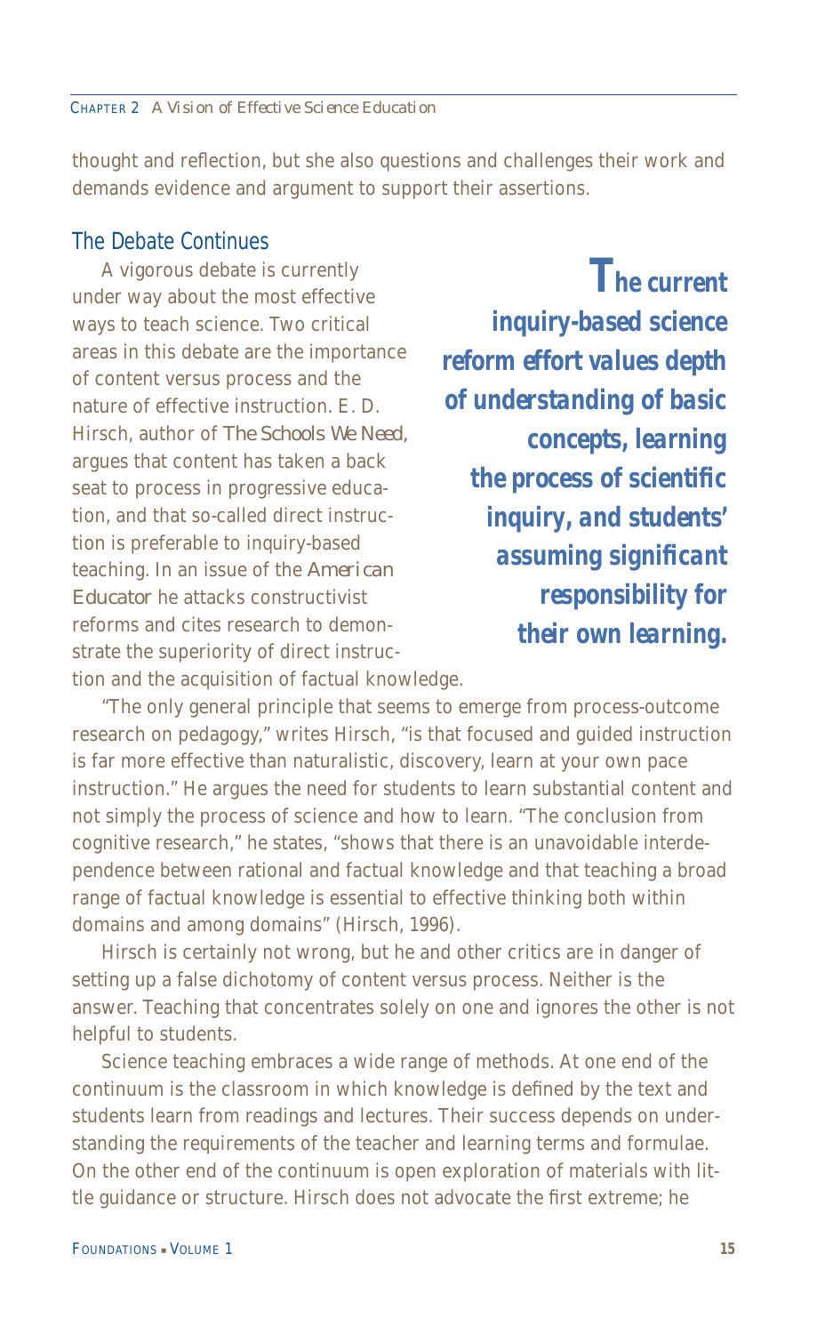thought and reflection, but she also questions and challenges their work and demands evidence and argument to support their assertions.

## The Debate Continues

A vigorous debate is currently under way about the most effective ways to teach science. Two critical areas in this debate are the importance of content versus process and the nature of effective instruction. E. D. Hirsch, author of *The Schools We Need*, argues that content has taken a back seat to process in progressive education, and that so-called direct instruction is preferable to inquiry-based teaching. In an issue of the *American Educator* he attacks constructivist reforms and cites research to demonstrate the superiority of direct instruction and the acquisition of factual knowledge.

> ***The current inquiry-based science reform effort values depth of understanding of basic concepts, learning the process of scientific inquiry, and students' assuming significant responsibility for their own learning.***

"The only general principle that seems to emerge from process-outcome research on pedagogy," writes Hirsch, "is that focused and guided instruction is far more effective than naturalistic, discovery, learn at your own pace instruction." He argues the need for students to learn substantial content and not simply the process of science and how to learn. "The conclusion from cognitive research," he states, "shows that there is an unavoidable interdependence between rational and factual knowledge and that teaching a broad range of factual knowledge is essential to effective thinking both within domains and among domains" (Hirsch, 1996).

Hirsch is certainly not wrong, but he and other critics are in danger of setting up a false dichotomy of content versus process. Neither is the answer. Teaching that concentrates solely on one and ignores the other is not helpful to students.

Science teaching embraces a wide range of methods. At one end of the continuum is the classroom in which knowledge is defined by the text and students learn from readings and lectures. Their success depends on understanding the requirements of the teacher and learning terms and formulae. On the other end of the continuum is open exploration of materials with little guidance or structure. Hirsch does not advocate the first extreme; he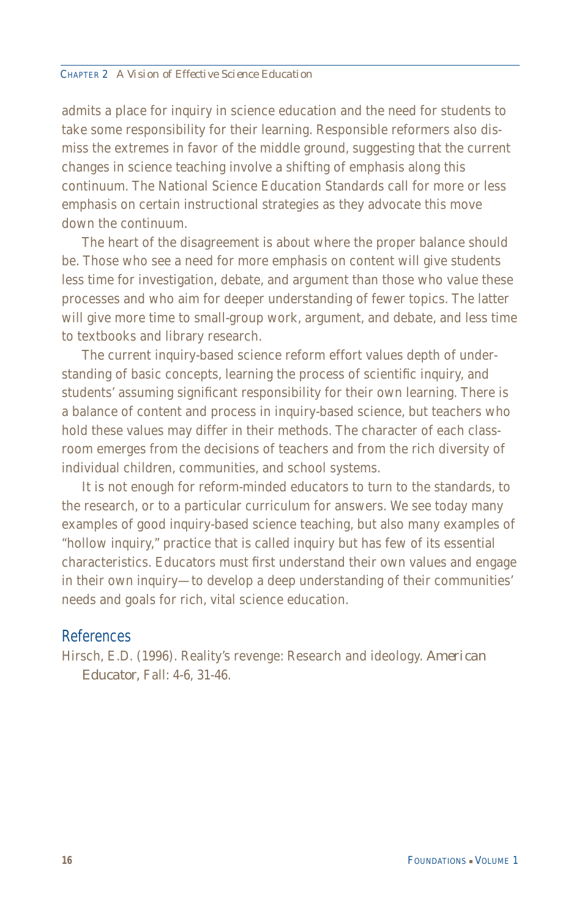admits a place for inquiry in science education and the need for students to take some responsibility for their learning. Responsible reformers also dismiss the extremes in favor of the middle ground, suggesting that the current changes in science teaching involve a shifting of emphasis along this continuum. The National Science Education Standards call for more or less emphasis on certain instructional strategies as they advocate this move down the continuum.

The heart of the disagreement is about where the proper balance should be. Those who see a need for more emphasis on content will give students less time for investigation, debate, and argument than those who value these processes and who aim for deeper understanding of fewer topics. The latter will give more time to small-group work, argument, and debate, and less time to textbooks and library research.

The current inquiry-based science reform effort values depth of understanding of basic concepts, learning the process of scientific inquiry, and students' assuming significant responsibility for their own learning. There is a balance of content and process in inquiry-based science, but teachers who hold these values may differ in their methods. The character of each classroom emerges from the decisions of teachers and from the rich diversity of individual children, communities, and school systems.

It is not enough for reform-minded educators to turn to the standards, to the research, or to a particular curriculum for answers. We see today many examples of good inquiry-based science teaching, but also many examples of "hollow inquiry," practice that is called inquiry but has few of its essential characteristics. Educators must first understand their own values and engage in their own inquiry—to develop a deep understanding of their communities' needs and goals for rich, vital science education.

## References

Hirsch, E.D. (1996). Reality's revenge: Research and ideology. *American Educator*, Fall: 4-6, 31-46.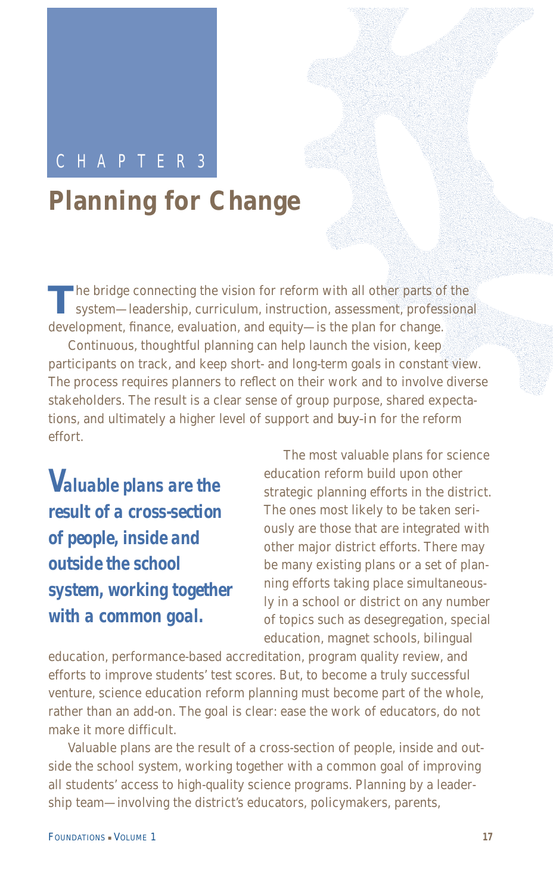CHAPTER 3

# Planning for Change

The bridge connecting the vision for reform with all other parts of the system—leadership, curriculum, instruction, assessment, professional development, finance, evaluation, and equity—is the plan for change.

Continuous, thoughtful planning can help launch the vision, keep participants on track, and keep short- and long-term goals in constant view. The process requires planners to reflect on their work and to involve diverse stakeholders. The result is a clear sense of group purpose, shared expectations, and ultimately a higher level of support and *buy-in* for the reform effort.

> **Valuable plans are the result of a cross-section of people, inside and outside the school system, working together with a common goal.**

The most valuable plans for science education reform build upon other strategic planning efforts in the district. The ones most likely to be taken seriously are those that are integrated with other major district efforts. There may be many existing plans or a set of planning efforts taking place simultaneously in a school or district on any number of topics such as desegregation, special education, magnet schools, bilingual education, performance-based accreditation, program quality review, and efforts to improve students' test scores. But, to become a truly successful venture, science education reform planning must become part of the whole, rather than an add-on. The goal is clear: ease the work of educators, do not make it more difficult.

Valuable plans are the result of a cross-section of people, inside and outside the school system, working together with a common goal of improving all students' access to high-quality science programs. Planning by a leadership team—involving the district's educators, policymakers, parents,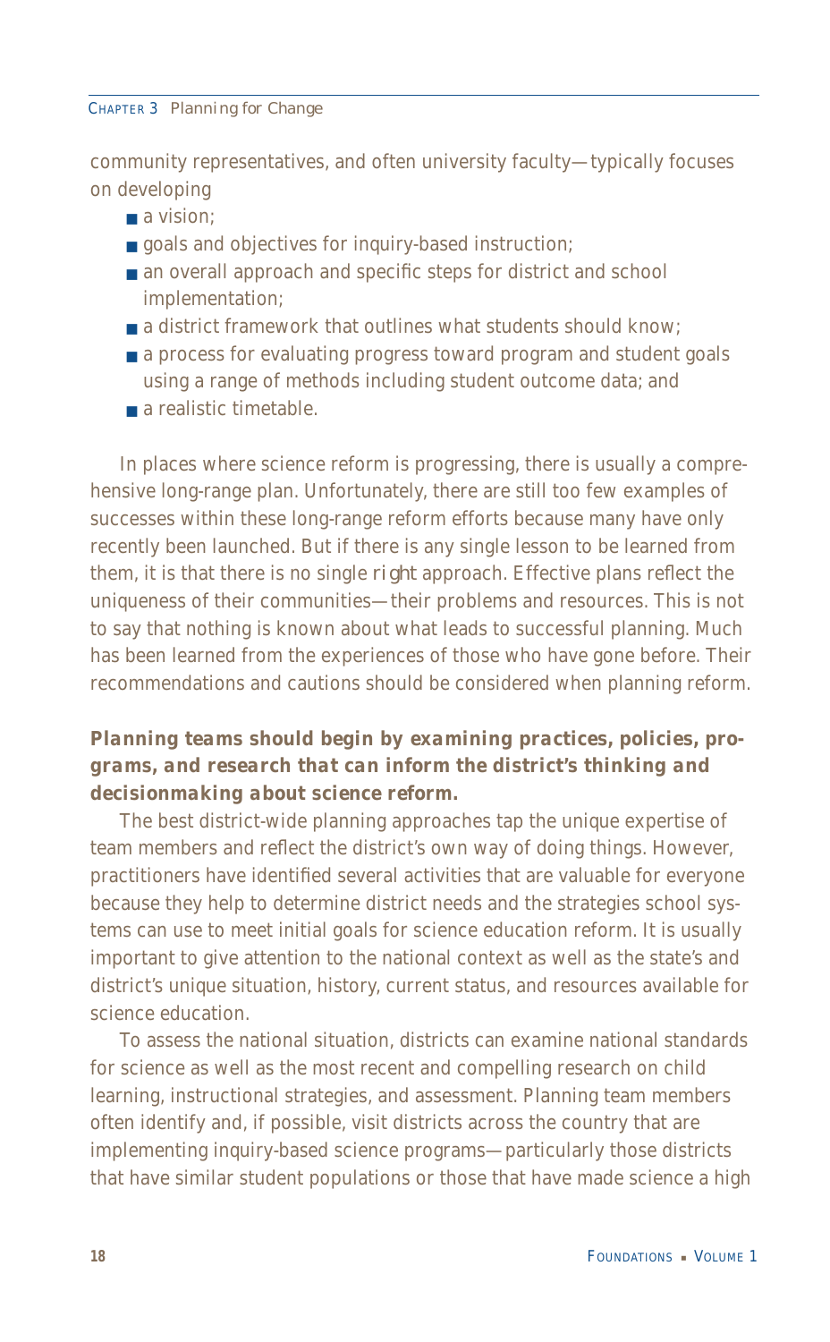community representatives, and often university faculty—typically focuses on developing

- a vision;
- goals and objectives for inquiry-based instruction;
- an overall approach and specific steps for district and school implementation;
- a district framework that outlines what students should know;
- a process for evaluating progress toward program and student goals using a range of methods including student outcome data; and
- a realistic timetable.

In places where science reform is progressing, there is usually a comprehensive long-range plan. Unfortunately, there are still too few examples of successes within these long-range reform efforts because many have only recently been launched. But if there is any single lesson to be learned from them, it is that there is no single *right* approach. Effective plans reflect the uniqueness of their communities—their problems and resources. This is not to say that nothing is known about what leads to successful planning. Much has been learned from the experiences of those who have gone before. Their recommendations and cautions should be considered when planning reform.

***Planning teams should begin by examining practices, policies, programs, and research that can inform the district's thinking and decisionmaking about science reform.***

The best district-wide planning approaches tap the unique expertise of team members and reflect the district's own way of doing things. However, practitioners have identified several activities that are valuable for everyone because they help to determine district needs and the strategies school systems can use to meet initial goals for science education reform. It is usually important to give attention to the national context as well as the state's and district's unique situation, history, current status, and resources available for science education.

To assess the national situation, districts can examine national standards for science as well as the most recent and compelling research on child learning, instructional strategies, and assessment. Planning team members often identify and, if possible, visit districts across the country that are implementing inquiry-based science programs—particularly those districts that have similar student populations or those that have made science a high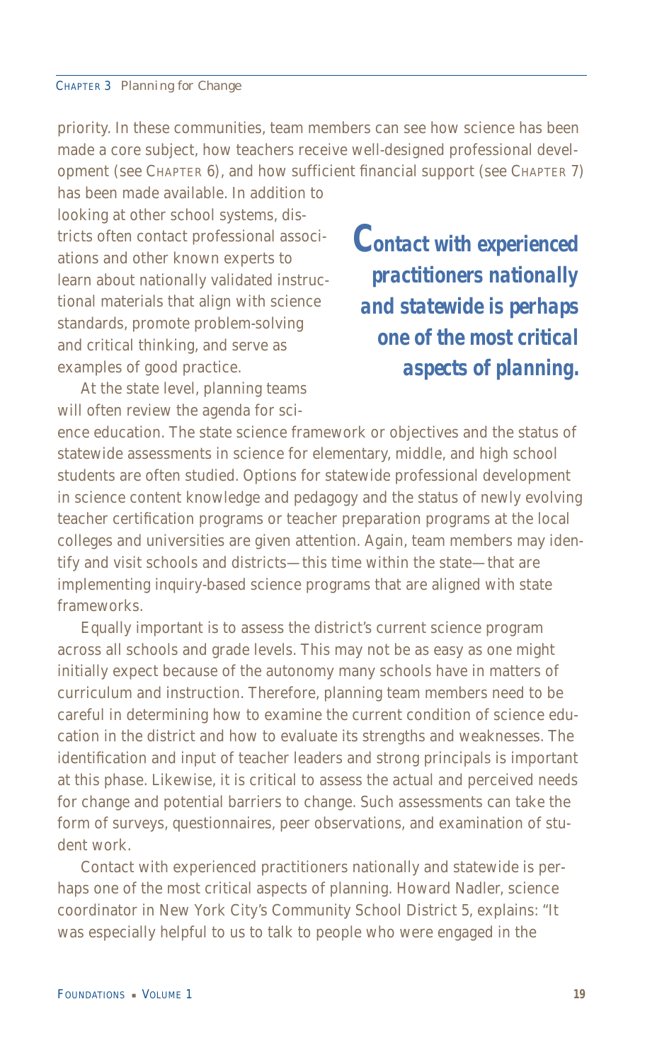priority. In these communities, team members can see how science has been made a core subject, how teachers receive well-designed professional development (see CHAPTER 6), and how sufficient financial support (see CHAPTER 7) has been made available. In addition to looking at other school systems, districts often contact professional associations and other known experts to learn about nationally validated instructional materials that align with science standards, promote problem-solving and critical thinking, and serve as examples of good practice.

***Contact with experienced practitioners nationally and statewide is perhaps one of the most critical aspects of planning.***

At the state level, planning teams will often review the agenda for science education. The state science framework or objectives and the status of statewide assessments in science for elementary, middle, and high school students are often studied. Options for statewide professional development in science content knowledge and pedagogy and the status of newly evolving teacher certification programs or teacher preparation programs at the local colleges and universities are given attention. Again, team members may identify and visit schools and districts—this time within the state—that are implementing inquiry-based science programs that are aligned with state frameworks.

Equally important is to assess the district's current science program across all schools and grade levels. This may not be as easy as one might initially expect because of the autonomy many schools have in matters of curriculum and instruction. Therefore, planning team members need to be careful in determining how to examine the current condition of science education in the district and how to evaluate its strengths and weaknesses. The identification and input of teacher leaders and strong principals is important at this phase. Likewise, it is critical to assess the actual and perceived needs for change and potential barriers to change. Such assessments can take the form of surveys, questionnaires, peer observations, and examination of student work.

Contact with experienced practitioners nationally and statewide is perhaps one of the most critical aspects of planning. Howard Nadler, science coordinator in New York City's Community School District 5, explains: "It was especially helpful to us to talk to people who were engaged in the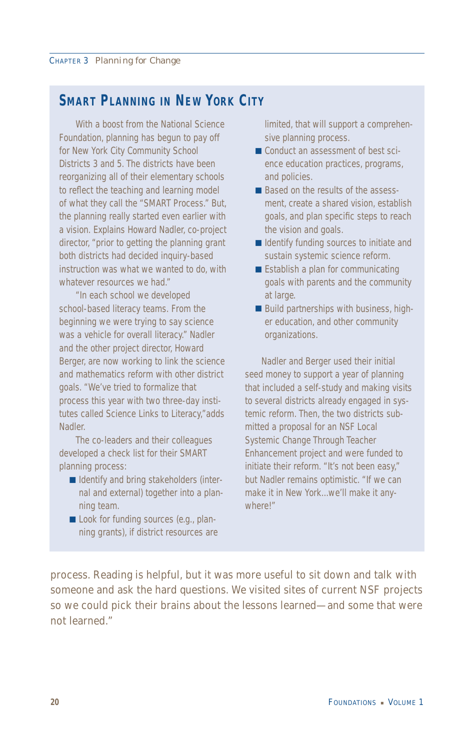## SMART PLANNING IN NEW YORK CITY

With a boost from the National Science Foundation, planning has begun to pay off for New York City Community School Districts 3 and 5. The districts have been reorganizing all of their elementary schools to reflect the teaching and learning model of what they call the "SMART Process." But, the planning really started even earlier with a vision. Explains Howard Nadler, co-project director, "prior to getting the planning grant both districts had decided inquiry-based instruction was what we wanted to do, with whatever resources we had."

"In each school we developed school-based literacy teams. From the beginning we were trying to say science was a vehicle for overall literacy." Nadler and the other project director, Howard Berger, are now working to link the science and mathematics reform with other district goals. "We've tried to formalize that process this year with two three-day institutes called Science Links to Literacy,"adds Nadler.

The co-leaders and their colleagues developed a check list for their SMART planning process:

- Identify and bring stakeholders (internal and external) together into a planning team.
- Look for funding sources (e.g., planning grants), if district resources are limited, that will support a comprehensive planning process.
- Conduct an assessment of best science education practices, programs, and policies.
- Based on the results of the assessment, create a shared vision, establish goals, and plan specific steps to reach the vision and goals.
- Identify funding sources to initiate and sustain systemic science reform.
- Establish a plan for communicating goals with parents and the community at large.
- Build partnerships with business, higher education, and other community organizations.

Nadler and Berger used their initial seed money to support a year of planning that included a self-study and making visits to several districts already engaged in systemic reform. Then, the two districts submitted a proposal for an NSF Local Systemic Change Through Teacher Enhancement project and were funded to initiate their reform. "It's not been easy," but Nadler remains optimistic. "If we can make it in New York...we'll make it anywhere!"

process. Reading is helpful, but it was more useful to sit down and talk with someone and ask the hard questions. We visited sites of current NSF projects so we could pick their brains about the lessons learned—and some that were not learned."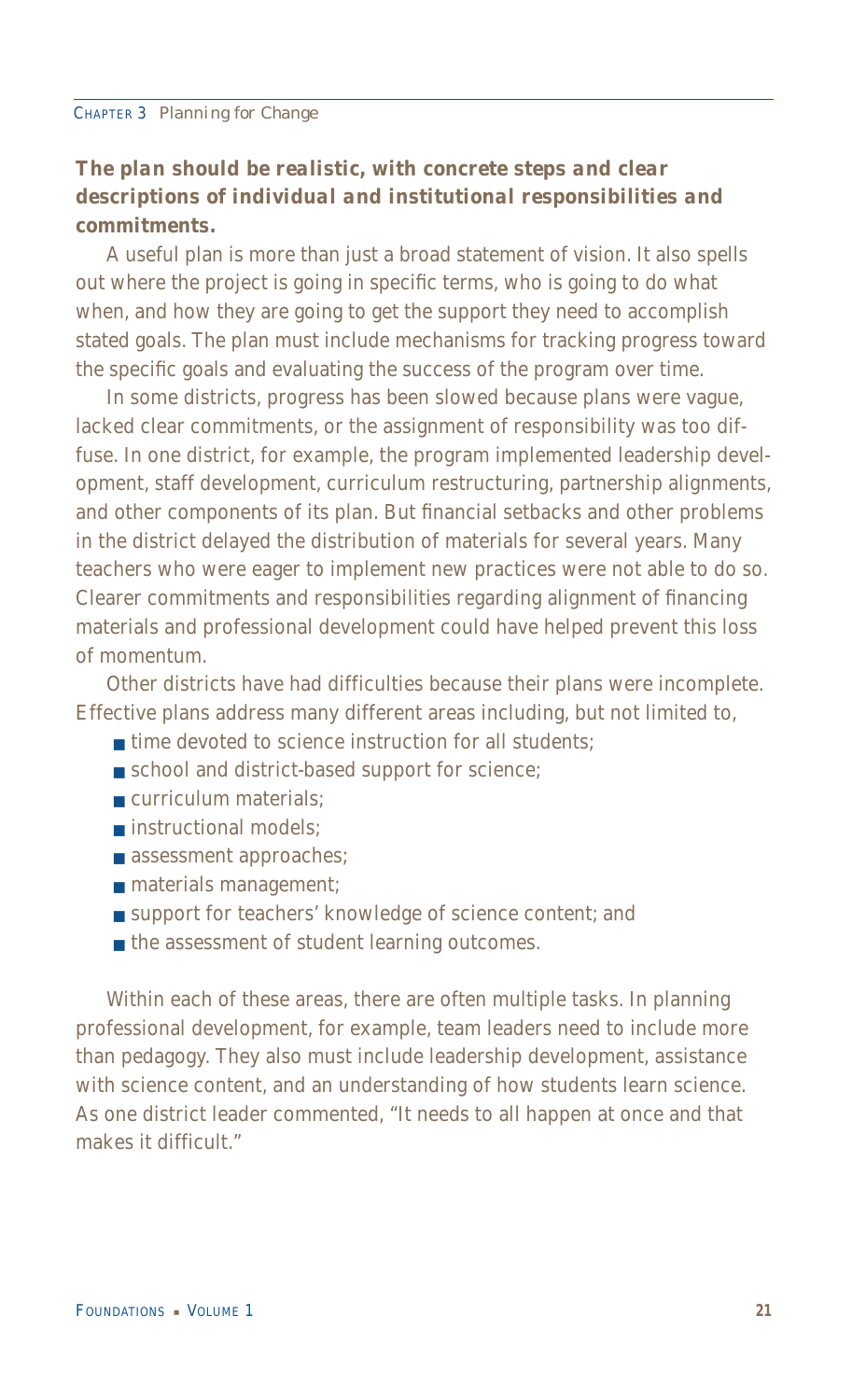***The plan should be realistic, with concrete steps and clear descriptions of individual and institutional responsibilities and commitments.***

A useful plan is more than just a broad statement of vision. It also spells out where the project is going in specific terms, who is going to do what when, and how they are going to get the support they need to accomplish stated goals. The plan must include mechanisms for tracking progress toward the specific goals and evaluating the success of the program over time.

In some districts, progress has been slowed because plans were vague, lacked clear commitments, or the assignment of responsibility was too diffuse. In one district, for example, the program implemented leadership development, staff development, curriculum restructuring, partnership alignments, and other components of its plan. But financial setbacks and other problems in the district delayed the distribution of materials for several years. Many teachers who were eager to implement new practices were not able to do so. Clearer commitments and responsibilities regarding alignment of financing materials and professional development could have helped prevent this loss of momentum.

Other districts have had difficulties because their plans were incomplete. Effective plans address many different areas including, but not limited to,

- time devoted to science instruction for all students;
- school and district-based support for science;
- curriculum materials;
- instructional models;
- assessment approaches;
- materials management;
- support for teachers' knowledge of science content; and
- the assessment of student learning outcomes.

Within each of these areas, there are often multiple tasks. In planning professional development, for example, team leaders need to include more than pedagogy. They also must include leadership development, assistance with science content, and an understanding of how students learn science. As one district leader commented, "It needs to all happen at once and that makes it difficult."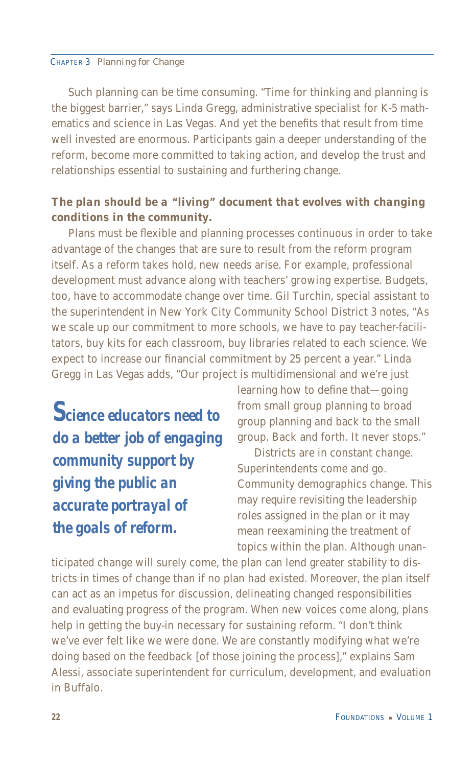Such planning can be time consuming. "Time for thinking and planning is the biggest barrier," says Linda Gregg, administrative specialist for K-5 mathematics and science in Las Vegas. And yet the benefits that result from time well invested are enormous. Participants gain a deeper understanding of the reform, become more committed to taking action, and develop the trust and relationships essential to sustaining and furthering change.

**The plan should be a "living" document that evolves with changing conditions in the community.**

Plans must be flexible and planning processes continuous in order to take advantage of the changes that are sure to result from the reform program itself. As a reform takes hold, new needs arise. For example, professional development must advance along with teachers' growing expertise. Budgets, too, have to accommodate change over time. Gil Turchin, special assistant to the superintendent in New York City Community School District 3 notes, "As we scale up our commitment to more schools, we have to pay teacher-facilitators, buy kits for each classroom, buy libraries related to each science. We expect to increase our financial commitment by 25 percent a year." Linda Gregg in Las Vegas adds, "Our project is multidimensional and we're just learning how to define that—going from small group planning to broad group planning and back to the small group. Back and forth. It never stops."

> **Science educators need to do a better job of engaging community support by giving the public an accurate portrayal of the goals of reform.**

Districts are in constant change. Superintendents come and go. Community demographics change. This may require revisiting the leadership roles assigned in the plan or it may mean reexamining the treatment of topics within the plan. Although unanticipated change will surely come, the plan can lend greater stability to districts in times of change than if no plan had existed. Moreover, the plan itself can act as an impetus for discussion, delineating changed responsibilities and evaluating progress of the program. When new voices come along, plans help in getting the buy-in necessary for sustaining reform. "I don't think we've ever felt like we were done. We are constantly modifying what we're doing based on the feedback [of those joining the process]," explains Sam Alessi, associate superintendent for curriculum, development, and evaluation in Buffalo.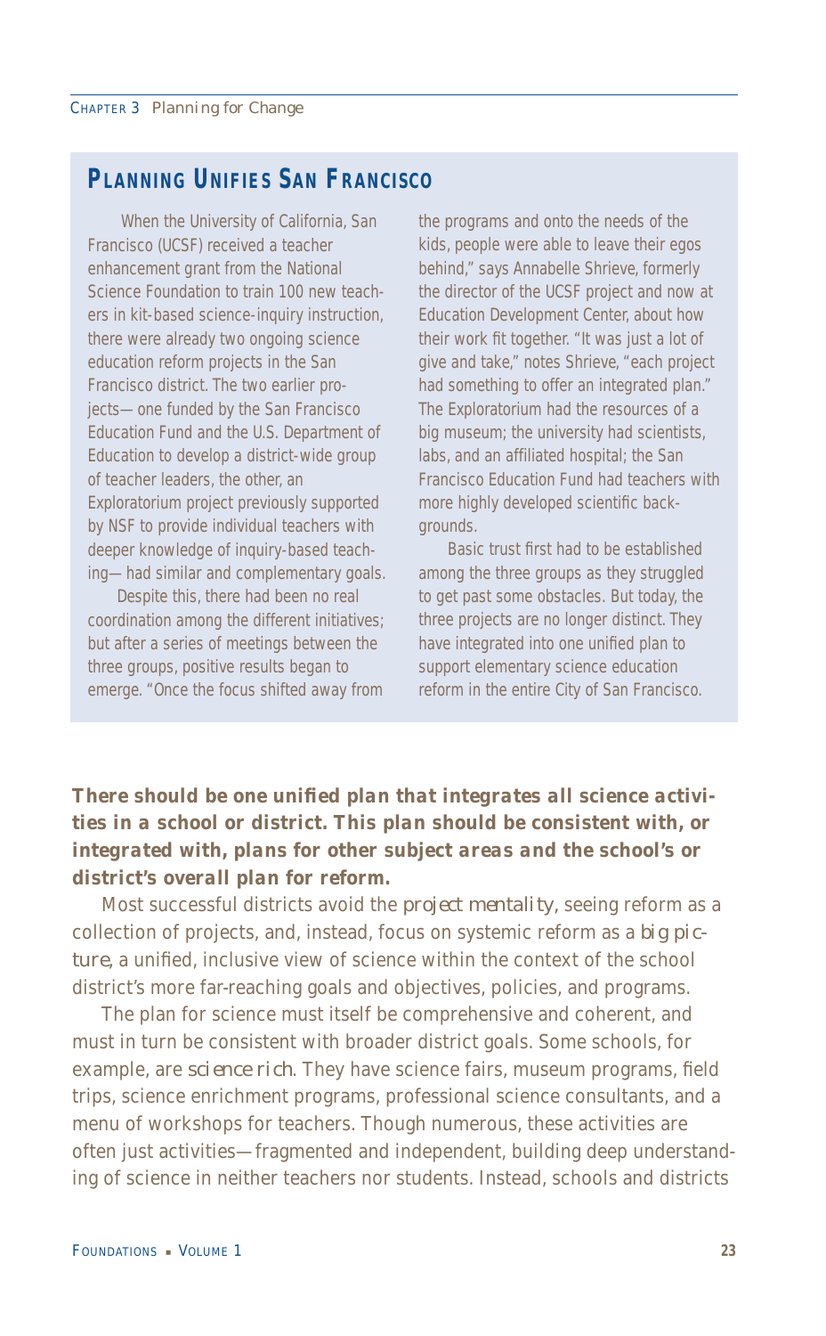## Planning Unifies San Francisco

When the University of California, San Francisco (UCSF) received a teacher enhancement grant from the National Science Foundation to train 100 new teachers in kit-based science-inquiry instruction, there were already two ongoing science education reform projects in the San Francisco district. The two earlier projects—one funded by the San Francisco Education Fund and the U.S. Department of Education to develop a district-wide group of teacher leaders, the other, an Exploratorium project previously supported by NSF to provide individual teachers with deeper knowledge of inquiry-based teaching—had similar and complementary goals.

Despite this, there had been no real coordination among the different initiatives; but after a series of meetings between the three groups, positive results began to emerge. "Once the focus shifted away from the programs and onto the needs of the kids, people were able to leave their egos behind," says Annabelle Shrieve, formerly the director of the UCSF project and now at Education Development Center, about how their work fit together. "It was just a lot of give and take," notes Shrieve, "each project had something to offer an integrated plan." The Exploratorium had the resources of a big museum; the university had scientists, labs, and an affiliated hospital; the San Francisco Education Fund had teachers with more highly developed scientific backgrounds.

Basic trust first had to be established among the three groups as they struggled to get past some obstacles. But today, the three projects are no longer distinct. They have integrated into one unified plan to support elementary science education reform in the entire City of San Francisco.

***There should be one unified plan that integrates all science activities in a school or district. This plan should be consistent with, or integrated with, plans for other subject areas and the school's or district's overall plan for reform.***

Most successful districts avoid the *project mentality*, seeing reform as a collection of projects, and, instead, focus on systemic reform as a *big picture*, a unified, inclusive view of science within the context of the school district's more far-reaching goals and objectives, policies, and programs.

The plan for science must itself be comprehensive and coherent, and must in turn be consistent with broader district goals. Some schools, for example, are *science rich*. They have science fairs, museum programs, field trips, science enrichment programs, professional science consultants, and a menu of workshops for teachers. Though numerous, these activities are often just activities—fragmented and independent, building deep understanding of science in neither teachers nor students. Instead, schools and districts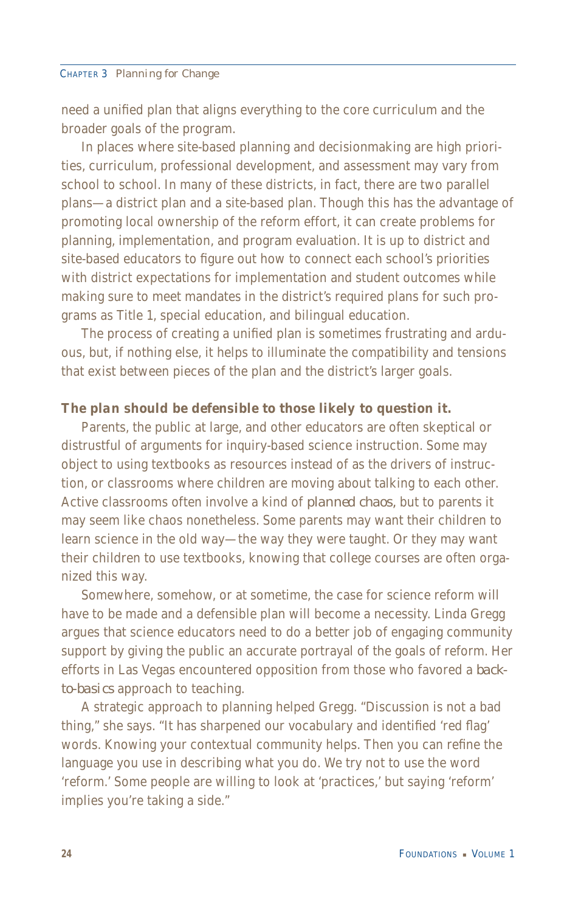need a unified plan that aligns everything to the core curriculum and the broader goals of the program.

In places where site-based planning and decisionmaking are high priorities, curriculum, professional development, and assessment may vary from school to school. In many of these districts, in fact, there are two parallel plans—a district plan and a site-based plan. Though this has the advantage of promoting local ownership of the reform effort, it can create problems for planning, implementation, and program evaluation. It is up to district and site-based educators to figure out how to connect each school's priorities with district expectations for implementation and student outcomes while making sure to meet mandates in the district's required plans for such programs as Title 1, special education, and bilingual education.

The process of creating a unified plan is sometimes frustrating and arduous, but, if nothing else, it helps to illuminate the compatibility and tensions that exist between pieces of the plan and the district's larger goals.

***The plan should be defensible to those likely to question it.***

Parents, the public at large, and other educators are often skeptical or distrustful of arguments for inquiry-based science instruction. Some may object to using textbooks as resources instead of as the drivers of instruction, or classrooms where children are moving about talking to each other. Active classrooms often involve a kind of *planned chaos*, but to parents it may seem like chaos nonetheless. Some parents may want their children to learn science in the old way—the way they were taught. Or they may want their children to use textbooks, knowing that college courses are often organized this way.

Somewhere, somehow, or at sometime, the case for science reform will have to be made and a defensible plan will become a necessity. Linda Gregg argues that science educators need to do a better job of engaging community support by giving the public an accurate portrayal of the goals of reform. Her efforts in Las Vegas encountered opposition from those who favored a *back-to-basics* approach to teaching.

A strategic approach to planning helped Gregg. "Discussion is not a bad thing," she says. "It has sharpened our vocabulary and identified 'red flag' words. Knowing your contextual community helps. Then you can refine the language you use in describing what you do. We try not to use the word 'reform.' Some people are willing to look at 'practices,' but saying 'reform' implies you're taking a side."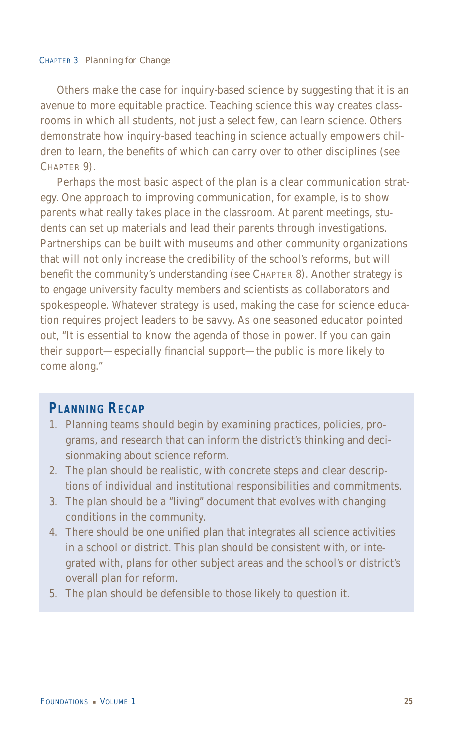Others make the case for inquiry-based science by suggesting that it is an avenue to more equitable practice. Teaching science this way creates classrooms in which all students, not just a select few, can learn science. Others demonstrate how inquiry-based teaching in science actually empowers children to learn, the benefits of which can carry over to other disciplines (see CHAPTER 9).

Perhaps the most basic aspect of the plan is a clear communication strategy. One approach to improving communication, for example, is to show parents what really takes place in the classroom. At parent meetings, students can set up materials and lead their parents through investigations. Partnerships can be built with museums and other community organizations that will not only increase the credibility of the school's reforms, but will benefit the community's understanding (see CHAPTER 8). Another strategy is to engage university faculty members and scientists as collaborators and spokespeople. Whatever strategy is used, making the case for science education requires project leaders to be savvy. As one seasoned educator pointed out, "It is essential to know the agenda of those in power. If you can gain their support—especially financial support—the public is more likely to come along."

## PLANNING RECAP

1. Planning teams should begin by examining practices, policies, programs, and research that can inform the district's thinking and decisionmaking about science reform.
2. The plan should be realistic, with concrete steps and clear descriptions of individual and institutional responsibilities and commitments.
3. The plan should be a "living" document that evolves with changing conditions in the community.
4. There should be one unified plan that integrates all science activities in a school or district. This plan should be consistent with, or integrated with, plans for other subject areas and the school's or district's overall plan for reform.
5. The plan should be defensible to those likely to question it.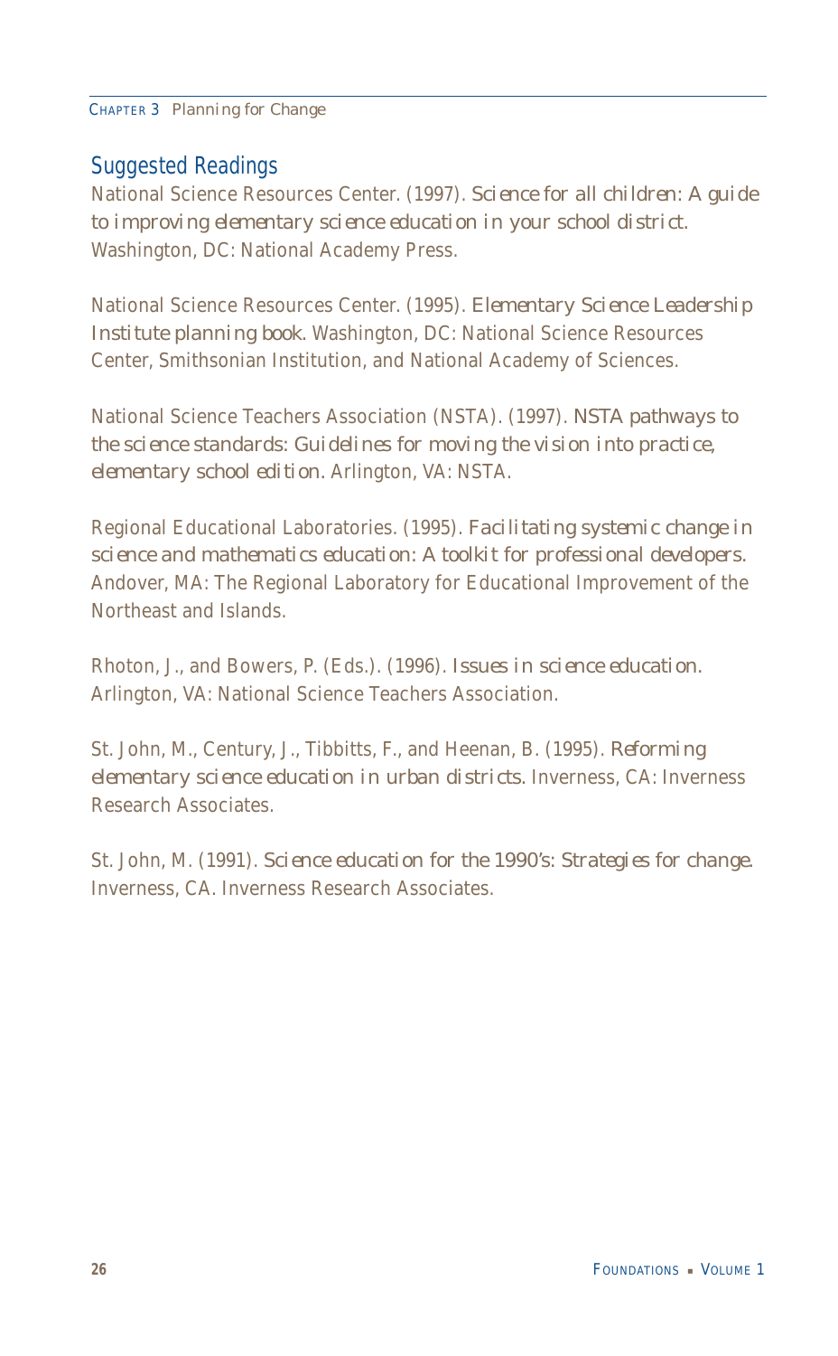## Suggested Readings

National Science Resources Center. (1997). *Science for all children: A guide to improving elementary science education in your school district.* Washington, DC: National Academy Press.

National Science Resources Center. (1995). *Elementary Science Leadership Institute planning book.* Washington, DC: National Science Resources Center, Smithsonian Institution, and National Academy of Sciences.

National Science Teachers Association (NSTA). (1997). *NSTA pathways to the science standards: Guidelines for moving the vision into practice, elementary school edition.* Arlington, VA: NSTA.

Regional Educational Laboratories. (1995). *Facilitating systemic change in science and mathematics education: A toolkit for professional developers.* Andover, MA: The Regional Laboratory for Educational Improvement of the Northeast and Islands.

Rhoton, J., and Bowers, P. (Eds.). (1996). *Issues in science education.* Arlington, VA: National Science Teachers Association.

St. John, M., Century, J., Tibbitts, F., and Heenan, B. (1995). *Reforming elementary science education in urban districts.* Inverness, CA: Inverness Research Associates.

St. John, M. (1991). *Science education for the 1990's: Strategies for change.* Inverness, CA. Inverness Research Associates.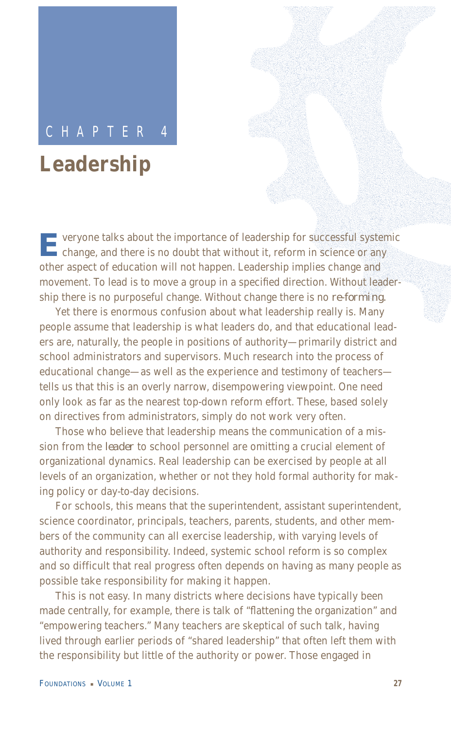CHAPTER 4

# Leadership

Everyone talks about the importance of leadership for successful systemic change, and there is no doubt that without it, reform in science or any other aspect of education will not happen. Leadership implies change and movement. To lead is to move a group in a specified direction. Without leadership there is no purposeful change. Without change there is no *re-forming*.

Yet there is enormous confusion about what leadership really is. Many people assume that leadership is what leaders do, and that educational leaders are, naturally, the people in positions of authority—primarily district and school administrators and supervisors. Much research into the process of educational change—as well as the experience and testimony of teachers—tells us that this is an overly narrow, disempowering viewpoint. One need only look as far as the nearest top-down reform effort. These, based solely on directives from administrators, simply do not work very often.

Those who believe that leadership means the communication of a mission from the *leader* to school personnel are omitting a crucial element of organizational dynamics. Real leadership can be exercised by people at all levels of an organization, whether or not they hold formal authority for making policy or day-to-day decisions.

For schools, this means that the superintendent, assistant superintendent, science coordinator, principals, teachers, parents, students, and other members of the community can all exercise leadership, with varying levels of authority and responsibility. Indeed, systemic school reform is so complex and so difficult that real progress often depends on having as many people as possible take responsibility for making it happen.

This is not easy. In many districts where decisions have typically been made centrally, for example, there is talk of "flattening the organization" and "empowering teachers." Many teachers are skeptical of such talk, having lived through earlier periods of "shared leadership" that often left them with the responsibility but little of the authority or power. Those engaged in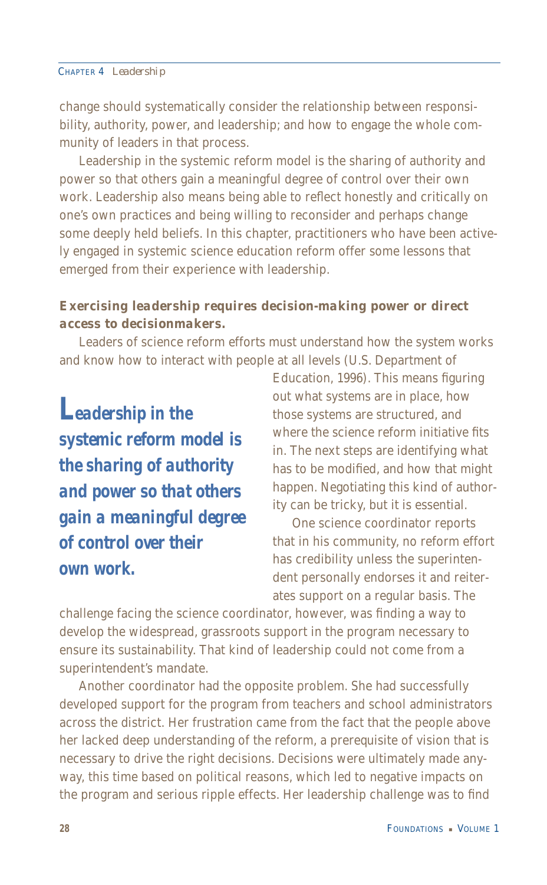change should systematically consider the relationship between responsibility, authority, power, and leadership; and how to engage the whole community of leaders in that process.

Leadership in the systemic reform model is the sharing of authority and power so that others gain a meaningful degree of control over their own work. Leadership also means being able to reflect honestly and critically on one's own practices and being willing to reconsider and perhaps change some deeply held beliefs. In this chapter, practitioners who have been actively engaged in systemic science education reform offer some lessons that emerged from their experience with leadership.

**Exercising leadership requires decision-making power or direct access to decisionmakers.**

Leaders of science reform efforts must understand how the system works and know how to interact with people at all levels (U.S. Department of Education, 1996). This means figuring out what systems are in place, how those systems are structured, and where the science reform initiative fits in. The next steps are identifying what has to be modified, and how that might happen. Negotiating this kind of authority can be tricky, but it is essential.

> **Leadership in the systemic reform model is the sharing of authority and power so that others gain a meaningful degree of control over their own work.**

One science coordinator reports that in his community, no reform effort has credibility unless the superintendent personally endorses it and reiterates support on a regular basis. The challenge facing the science coordinator, however, was finding a way to develop the widespread, grassroots support in the program necessary to ensure its sustainability. That kind of leadership could not come from a superintendent's mandate.

Another coordinator had the opposite problem. She had successfully developed support for the program from teachers and school administrators across the district. Her frustration came from the fact that the people above her lacked deep understanding of the reform, a prerequisite of vision that is necessary to drive the right decisions. Decisions were ultimately made anyway, this time based on political reasons, which led to negative impacts on the program and serious ripple effects. Her leadership challenge was to find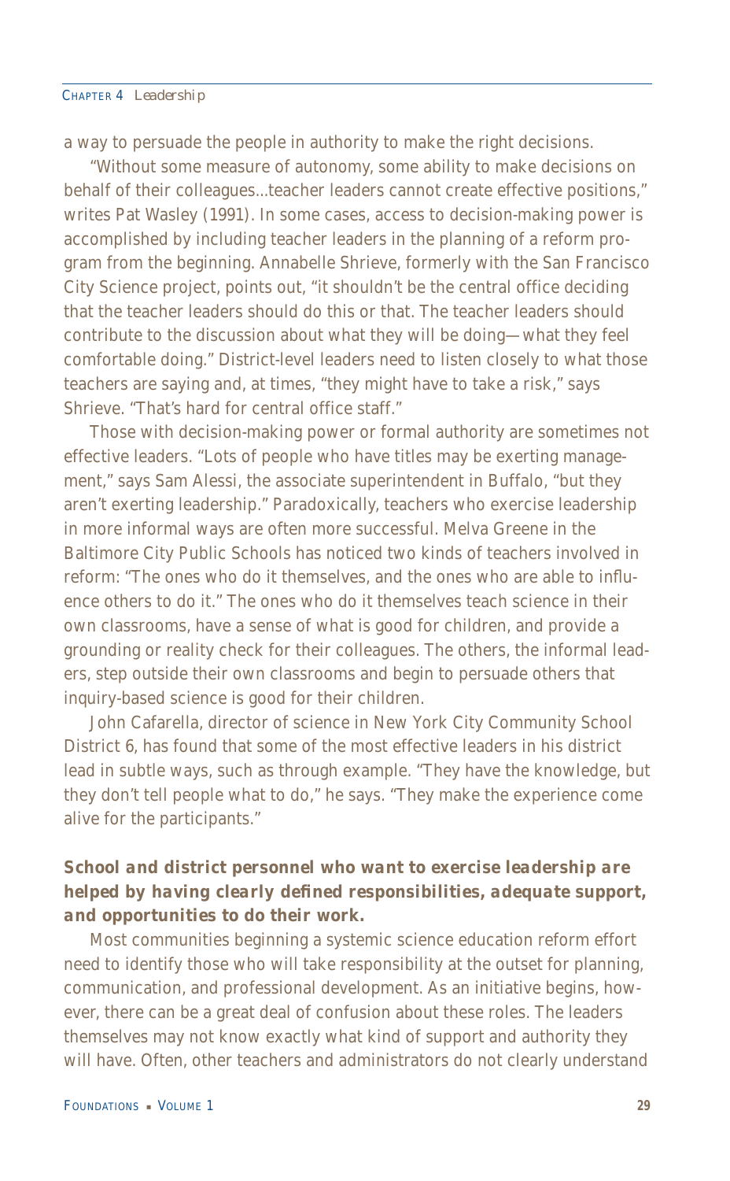a way to persuade the people in authority to make the right decisions.

"Without some measure of autonomy, some ability to make decisions on behalf of their colleagues...teacher leaders cannot create effective positions," writes Pat Wasley (1991). In some cases, access to decision-making power is accomplished by including teacher leaders in the planning of a reform program from the beginning. Annabelle Shrieve, formerly with the San Francisco City Science project, points out, "it shouldn't be the central office deciding that the teacher leaders should do this or that. The teacher leaders should contribute to the discussion about what they will be doing—what they feel comfortable doing." District-level leaders need to listen closely to what those teachers are saying and, at times, "they might have to take a risk," says Shrieve. "That's hard for central office staff."

Those with decision-making power or formal authority are sometimes not effective leaders. "Lots of people who have titles may be exerting management," says Sam Alessi, the associate superintendent in Buffalo, "but they aren't exerting leadership." Paradoxically, teachers who exercise leadership in more informal ways are often more successful. Melva Greene in the Baltimore City Public Schools has noticed two kinds of teachers involved in reform: "The ones who do it themselves, and the ones who are able to influence others to do it." The ones who do it themselves teach science in their own classrooms, have a sense of what is good for children, and provide a grounding or reality check for their colleagues. The others, the informal leaders, step outside their own classrooms and begin to persuade others that inquiry-based science is good for their children.

John Cafarella, director of science in New York City Community School District 6, has found that some of the most effective leaders in his district lead in subtle ways, such as through example. "They have the knowledge, but they don't tell people what to do," he says. "They make the experience come alive for the participants."

***School and district personnel who want to exercise leadership are helped by having clearly defined responsibilities, adequate support, and opportunities to do their work.***

Most communities beginning a systemic science education reform effort need to identify those who will take responsibility at the outset for planning, communication, and professional development. As an initiative begins, however, there can be a great deal of confusion about these roles. The leaders themselves may not know exactly what kind of support and authority they will have. Often, other teachers and administrators do not clearly understand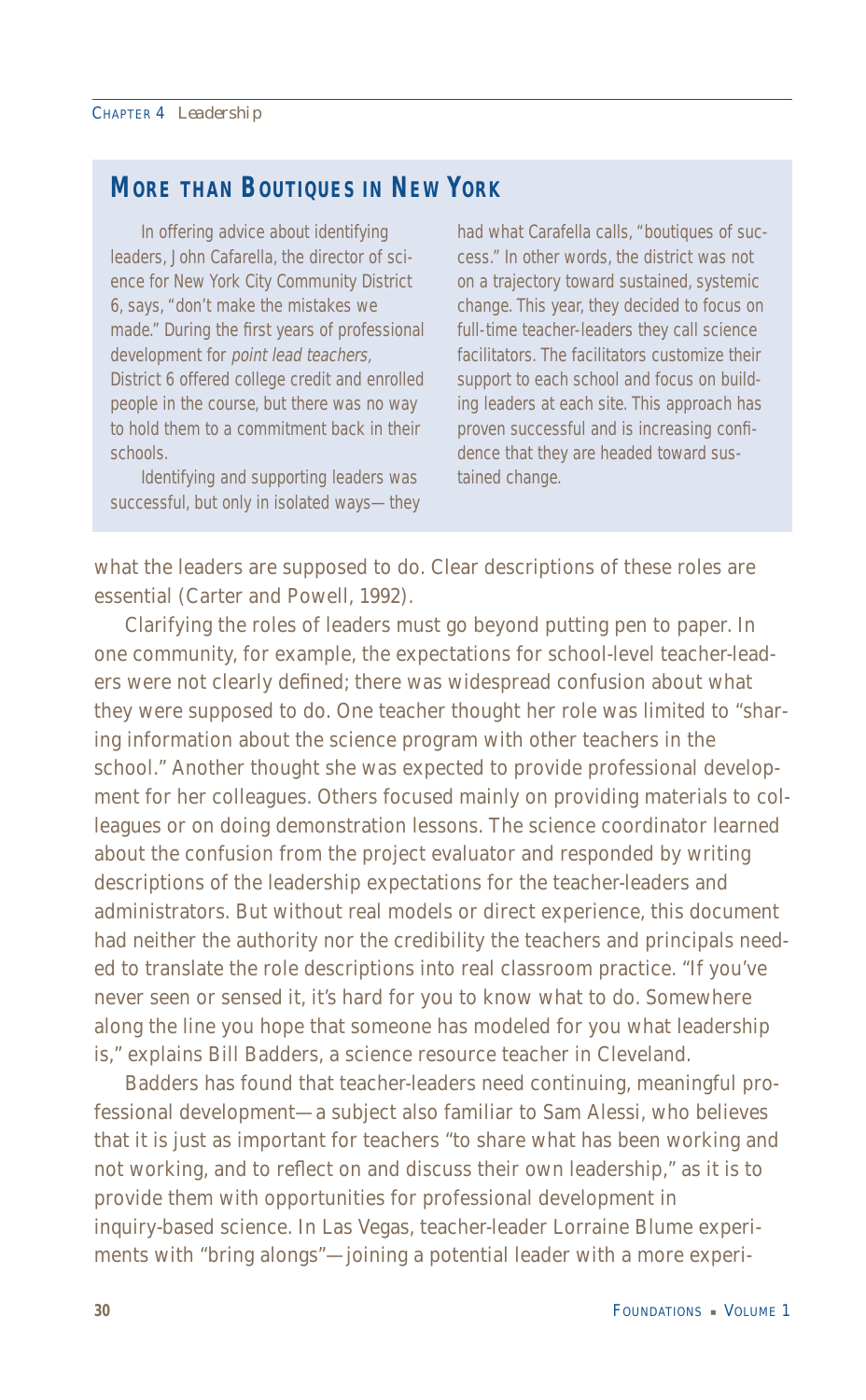## More than Boutiques in New York

In offering advice about identifying leaders, John Cafarella, the director of science for New York City Community District 6, says, "don't make the mistakes we made." During the first years of professional development for *point lead teachers,* District 6 offered college credit and enrolled people in the course, but there was no way to hold them to a commitment back in their schools.

Identifying and supporting leaders was successful, but only in isolated ways— they had what Carafella calls, "boutiques of success." In other words, the district was not on a trajectory toward sustained, systemic change. This year, they decided to focus on full-time teacher-leaders they call science facilitators. The facilitators customize their support to each school and focus on building leaders at each site. This approach has proven successful and is increasing confidence that they are headed toward sustained change.

what the leaders are supposed to do. Clear descriptions of these roles are essential (Carter and Powell, 1992).

Clarifying the roles of leaders must go beyond putting pen to paper. In one community, for example, the expectations for school-level teacher-leaders were not clearly defined; there was widespread confusion about what they were supposed to do. One teacher thought her role was limited to "sharing information about the science program with other teachers in the school." Another thought she was expected to provide professional development for her colleagues. Others focused mainly on providing materials to colleagues or on doing demonstration lessons. The science coordinator learned about the confusion from the project evaluator and responded by writing descriptions of the leadership expectations for the teacher-leaders and administrators. But without real models or direct experience, this document had neither the authority nor the credibility the teachers and principals needed to translate the role descriptions into real classroom practice. "If you've never seen or sensed it, it's hard for you to know what to do. Somewhere along the line you hope that someone has modeled for you what leadership is," explains Bill Badders, a science resource teacher in Cleveland.

Badders has found that teacher-leaders need continuing, meaningful professional development—a subject also familiar to Sam Alessi, who believes that it is just as important for teachers "to share what has been working and not working, and to reflect on and discuss their own leadership," as it is to provide them with opportunities for professional development in inquiry-based science. In Las Vegas, teacher-leader Lorraine Blume experiments with "bring alongs"—joining a potential leader with a more experi-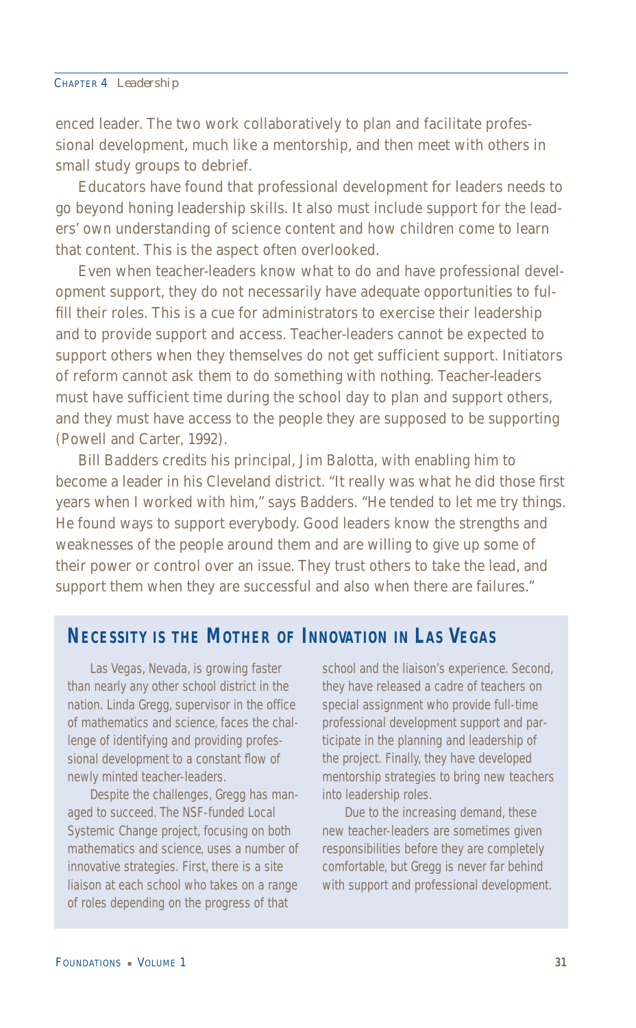enced leader. The two work collaboratively to plan and facilitate professional development, much like a mentorship, and then meet with others in small study groups to debrief.

Educators have found that professional development for leaders needs to go beyond honing leadership skills. It also must include support for the leaders' own understanding of science content and how children come to learn that content. This is the aspect often overlooked.

Even when teacher-leaders know what to do and have professional development support, they do not necessarily have adequate opportunities to fulfill their roles. This is a cue for administrators to exercise their leadership and to provide support and access. Teacher-leaders cannot be expected to support others when they themselves do not get sufficient support. Initiators of reform cannot ask them to do something with nothing. Teacher-leaders must have sufficient time during the school day to plan and support others, and they must have access to the people they are supposed to be supporting (Powell and Carter, 1992).

Bill Badders credits his principal, Jim Balotta, with enabling him to become a leader in his Cleveland district. "It really was what he did those first years when I worked with him," says Badders. "He tended to let me try things. He found ways to support everybody. Good leaders know the strengths and weaknesses of the people around them and are willing to give up some of their power or control over an issue. They trust others to take the lead, and support them when they are successful and also when there are failures."

## Necessity is the Mother of Innovation in Las Vegas

Las Vegas, Nevada, is growing faster than nearly any other school district in the nation. Linda Gregg, supervisor in the office of mathematics and science, faces the challenge of identifying and providing professional development to a constant flow of newly minted teacher-leaders.

Despite the challenges, Gregg has managed to succeed. The NSF-funded Local Systemic Change project, focusing on both mathematics and science, uses a number of innovative strategies. First, there is a site liaison at each school who takes on a range of roles depending on the progress of that school and the liaison's experience. Second, they have released a cadre of teachers on special assignment who provide full-time professional development support and participate in the planning and leadership of the project. Finally, they have developed mentorship strategies to bring new teachers into leadership roles.

Due to the increasing demand, these new teacher-leaders are sometimes given responsibilities before they are completely comfortable, but Gregg is never far behind with support and professional development.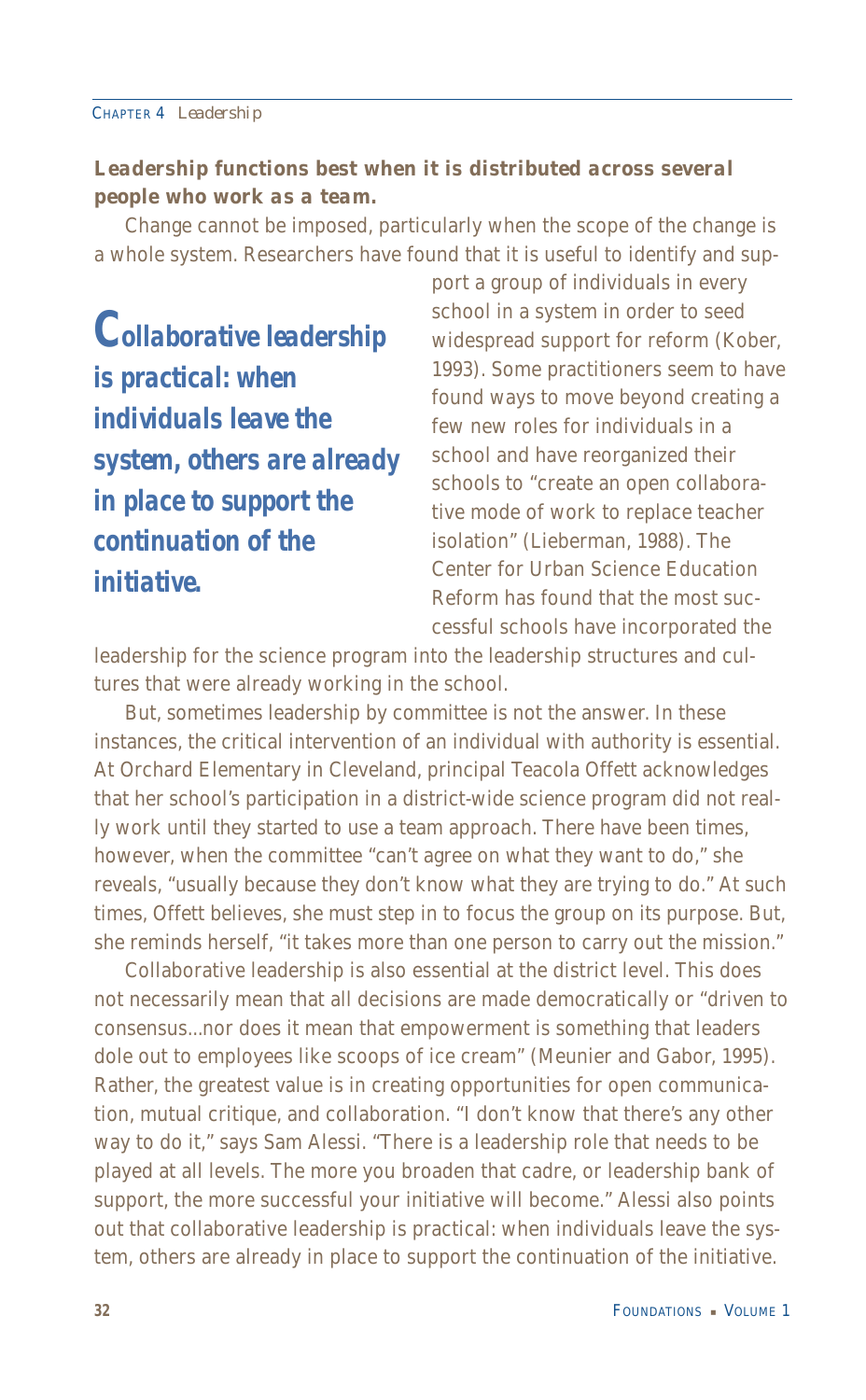**Leadership functions best when it is distributed across several people who work as a team.**

Change cannot be imposed, particularly when the scope of the change is a whole system. Researchers have found that it is useful to identify and support a group of individuals in every school in a system in order to seed widespread support for reform (Kober, 1993). Some practitioners seem to have found ways to move beyond creating a few new roles for individuals in a school and have reorganized their schools to "create an open collaborative mode of work to replace teacher isolation" (Lieberman, 1988). The Center for Urban Science Education Reform has found that the most successful schools have incorporated the leadership for the science program into the leadership structures and cultures that were already working in the school.

> **Collaborative leadership is practical: when individuals leave the system, others are already in place to support the continuation of the initiative.**

But, sometimes leadership by committee is not the answer. In these instances, the critical intervention of an individual with authority is essential. At Orchard Elementary in Cleveland, principal Teacola Offett acknowledges that her school's participation in a district-wide science program did not really work until they started to use a team approach. There have been times, however, when the committee "can't agree on what they want to do," she reveals, "usually because they don't know what they are trying to do." At such times, Offett believes, she must step in to focus the group on its purpose. But, she reminds herself, "it takes more than one person to carry out the mission."

Collaborative leadership is also essential at the district level. This does not necessarily mean that all decisions are made democratically or "driven to consensus...nor does it mean that empowerment is something that leaders dole out to employees like scoops of ice cream" (Meunier and Gabor, 1995). Rather, the greatest value is in creating opportunities for open communication, mutual critique, and collaboration. "I don't know that there's any other way to do it," says Sam Alessi. "There is a leadership role that needs to be played at all levels. The more you broaden that cadre, or leadership bank of support, the more successful your initiative will become." Alessi also points out that collaborative leadership is practical: when individuals leave the system, others are already in place to support the continuation of the initiative.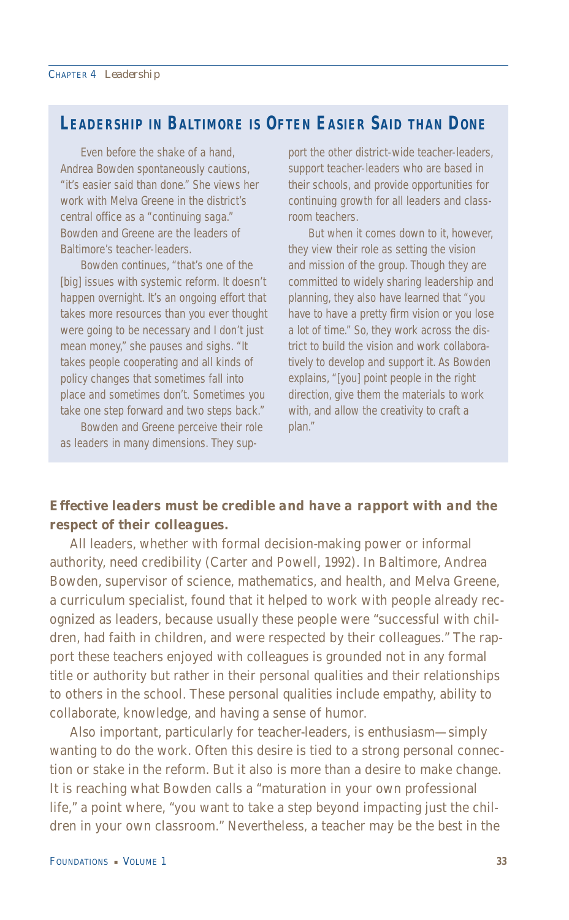## Leadership in Baltimore is Often Easier Said than Done

Even before the shake of a hand, Andrea Bowden spontaneously cautions, "it's easier said than done." She views her work with Melva Greene in the district's central office as a "continuing saga." Bowden and Greene are the leaders of Baltimore's teacher-leaders.

Bowden continues, "that's one of the [big] issues with systemic reform. It doesn't happen overnight. It's an ongoing effort that takes more resources than you ever thought were going to be necessary and I don't just mean money," she pauses and sighs. "It takes people cooperating and all kinds of policy changes that sometimes fall into place and sometimes don't. Sometimes you take one step forward and two steps back."

Bowden and Greene perceive their role as leaders in many dimensions. They support the other district-wide teacher-leaders, support teacher-leaders who are based in their schools, and provide opportunities for continuing growth for all leaders and classroom teachers.

But when it comes down to it, however, they view their role as setting the vision and mission of the group. Though they are committed to widely sharing leadership and planning, they also have learned that "you have to have a pretty firm vision or you lose a lot of time." So, they work across the district to build the vision and work collaboratively to develop and support it. As Bowden explains, "[you] point people in the right direction, give them the materials to work with, and allow the creativity to craft a plan."

### *Effective leaders must be credible and have a rapport with and the respect of their colleagues.*

All leaders, whether with formal decision-making power or informal authority, need credibility (Carter and Powell, 1992). In Baltimore, Andrea Bowden, supervisor of science, mathematics, and health, and Melva Greene, a curriculum specialist, found that it helped to work with people already recognized as leaders, because usually these people were "successful with children, had faith in children, and were respected by their colleagues." The rapport these teachers enjoyed with colleagues is grounded not in any formal title or authority but rather in their personal qualities and their relationships to others in the school. These personal qualities include empathy, ability to collaborate, knowledge, and having a sense of humor.

Also important, particularly for teacher-leaders, is enthusiasm—simply wanting to do the work. Often this desire is tied to a strong personal connection or stake in the reform. But it also is more than a desire to make change. It is reaching what Bowden calls a "maturation in your own professional life," a point where, "you want to take a step beyond impacting just the children in your own classroom." Nevertheless, a teacher may be the best in the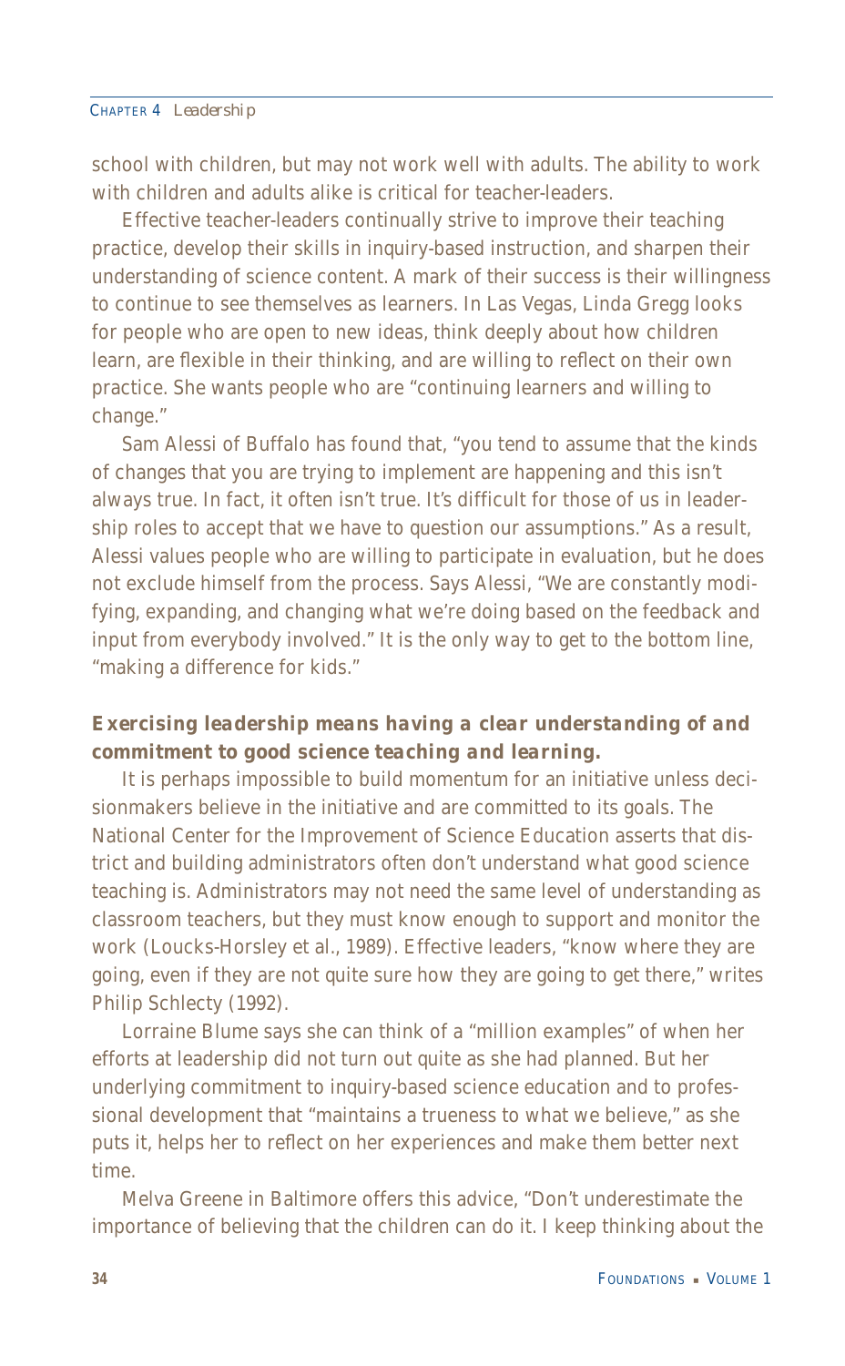school with children, but may not work well with adults. The ability to work with children and adults alike is critical for teacher-leaders.

Effective teacher-leaders continually strive to improve their teaching practice, develop their skills in inquiry-based instruction, and sharpen their understanding of science content. A mark of their success is their willingness to continue to see themselves as learners. In Las Vegas, Linda Gregg looks for people who are open to new ideas, think deeply about how children learn, are flexible in their thinking, and are willing to reflect on their own practice. She wants people who are "continuing learners and willing to change."

Sam Alessi of Buffalo has found that, "you tend to assume that the kinds of changes that you are trying to implement are happening and this isn't always true. In fact, it often isn't true. It's difficult for those of us in leadership roles to accept that we have to question our assumptions." As a result, Alessi values people who are willing to participate in evaluation, but he does not exclude himself from the process. Says Alessi, "We are constantly modifying, expanding, and changing what we're doing based on the feedback and input from everybody involved." It is the only way to get to the bottom line, "making a difference for kids."

***Exercising leadership means having a clear understanding of and commitment to good science teaching and learning.***

It is perhaps impossible to build momentum for an initiative unless decisionmakers believe in the initiative and are committed to its goals. The National Center for the Improvement of Science Education asserts that district and building administrators often don't understand what good science teaching is. Administrators may not need the same level of understanding as classroom teachers, but they must know enough to support and monitor the work (Loucks-Horsley et al., 1989). Effective leaders, "know where they are going, even if they are not quite sure how they are going to get there," writes Philip Schlecty (1992).

Lorraine Blume says she can think of a "million examples" of when her efforts at leadership did not turn out quite as she had planned. But her underlying commitment to inquiry-based science education and to professional development that "maintains a trueness to what we believe," as she puts it, helps her to reflect on her experiences and make them better next time.

Melva Greene in Baltimore offers this advice, "Don't underestimate the importance of believing that the children can do it. I keep thinking about the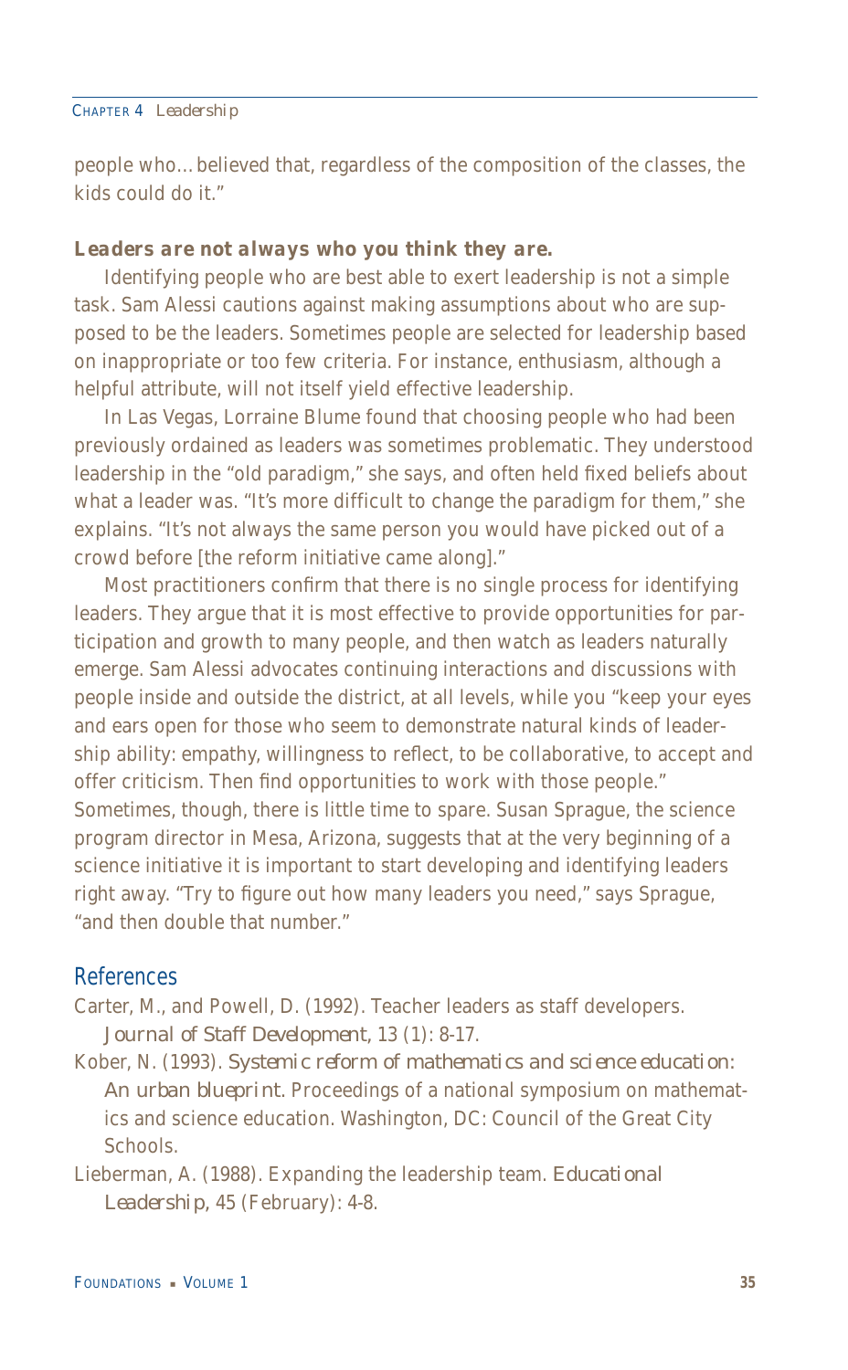people who…believed that, regardless of the composition of the classes, the kids could do it."

***Leaders are not always who you think they are.***

Identifying people who are best able to exert leadership is not a simple task. Sam Alessi cautions against making assumptions about who are supposed to be the leaders. Sometimes people are selected for leadership based on inappropriate or too few criteria. For instance, enthusiasm, although a helpful attribute, will not itself yield effective leadership.

In Las Vegas, Lorraine Blume found that choosing people who had been previously ordained as leaders was sometimes problematic. They understood leadership in the "old paradigm," she says, and often held fixed beliefs about what a leader was. "It's more difficult to change the paradigm for them," she explains. "It's not always the same person you would have picked out of a crowd before [the reform initiative came along]."

Most practitioners confirm that there is no single process for identifying leaders. They argue that it is most effective to provide opportunities for participation and growth to many people, and then watch as leaders naturally emerge. Sam Alessi advocates continuing interactions and discussions with people inside and outside the district, at all levels, while you "keep your eyes and ears open for those who seem to demonstrate natural kinds of leadership ability: empathy, willingness to reflect, to be collaborative, to accept and offer criticism. Then find opportunities to work with those people." Sometimes, though, there is little time to spare. Susan Sprague, the science program director in Mesa, Arizona, suggests that at the very beginning of a science initiative it is important to start developing and identifying leaders right away. "Try to figure out how many leaders you need," says Sprague, "and then double that number."

## References

Carter, M., and Powell, D. (1992). Teacher leaders as staff developers. *Journal of Staff Development*, 13 (1): 8-17.

Kober, N. (1993). *Systemic reform of mathematics and science education: An urban blueprint.* Proceedings of a national symposium on mathematics and science education. Washington, DC: Council of the Great City Schools.

Lieberman, A. (1988). Expanding the leadership team. *Educational Leadership,* 45 (February): 4-8.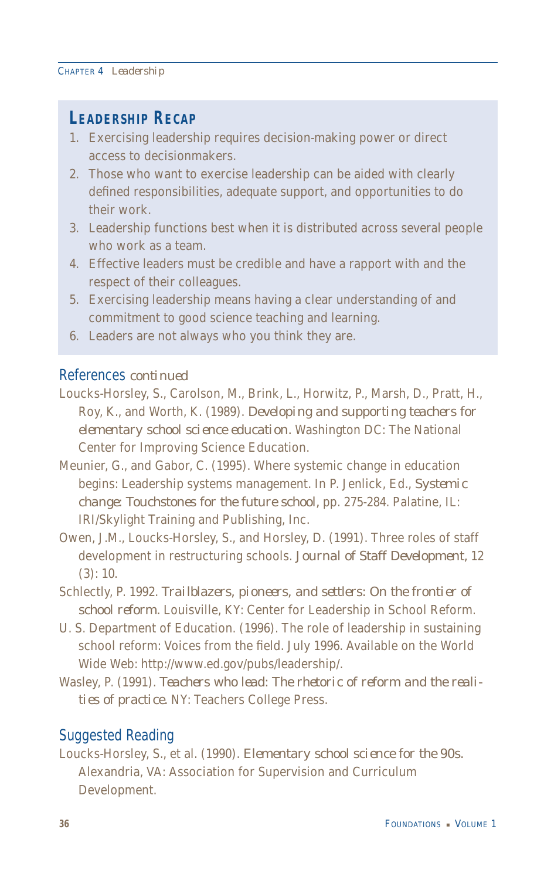## Leadership Recap

1. Exercising leadership requires decision-making power or direct access to decisionmakers.
2. Those who want to exercise leadership can be aided with clearly defined responsibilities, adequate support, and opportunities to do their work.
3. Leadership functions best when it is distributed across several people who work as a team.
4. Effective leaders must be credible and have a rapport with and the respect of their colleagues.
5. Exercising leadership means having a clear understanding of and commitment to good science teaching and learning.
6. Leaders are not always who you think they are.

## References *continued*

Loucks-Horsley, S., Carolson, M., Brink, L., Horwitz, P., Marsh, D., Pratt, H., Roy, K., and Worth, K. (1989). *Developing and supporting teachers for elementary school science education.* Washington DC: The National Center for Improving Science Education.

Meunier, G., and Gabor, C. (1995). Where systemic change in education begins: Leadership systems management. In P. Jenlick, Ed., *Systemic change: Touchstones for the future school*, pp. 275-284. Palatine, IL: IRI/Skylight Training and Publishing, Inc.

Owen, J.M., Loucks-Horsley, S., and Horsley, D. (1991). Three roles of staff development in restructuring schools. *Journal of Staff Development*, 12 (3): 10.

Schlectly, P. 1992. *Trailblazers, pioneers, and settlers: On the frontier of school reform.* Louisville, KY: Center for Leadership in School Reform.

U. S. Department of Education. (1996). The role of leadership in sustaining school reform: Voices from the field. July 1996. Available on the World Wide Web: http://www.ed.gov/pubs/leadership/.

Wasley, P. (1991). *Teachers who lead: The rhetoric of reform and the realities of practice.* NY: Teachers College Press.

## Suggested Reading

Loucks-Horsley, S., et al. (1990). *Elementary school science for the 90s.* Alexandria, VA: Association for Supervision and Curriculum Development.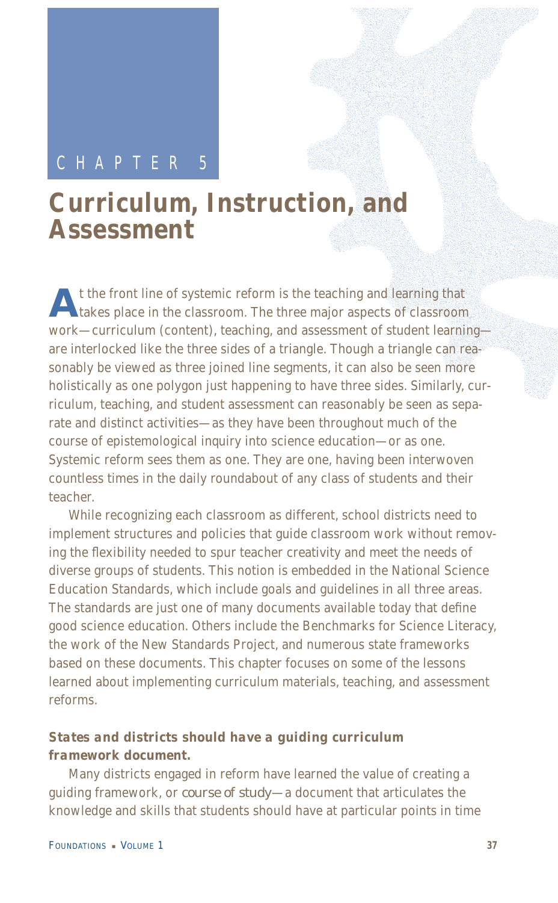CHAPTER 5

# Curriculum, Instruction, and Assessment

At the front line of systemic reform is the teaching and learning that takes place in the classroom. The three major aspects of classroom work—curriculum (content), teaching, and assessment of student learning—are interlocked like the three sides of a triangle. Though a triangle can reasonably be viewed as three joined line segments, it can also be seen more holistically as one polygon just happening to have three sides. Similarly, curriculum, teaching, and student assessment can reasonably be seen as separate and distinct activities—as they have been throughout much of the course of epistemological inquiry into science education—or as one. Systemic reform sees them as one. They are one, having been interwoven countless times in the daily roundabout of any class of students and their teacher.

While recognizing each classroom as different, school districts need to implement structures and policies that guide classroom work without removing the flexibility needed to spur teacher creativity and meet the needs of diverse groups of students. This notion is embedded in the National Science Education Standards, which include goals and guidelines in all three areas. The standards are just one of many documents available today that define good science education. Others include the Benchmarks for Science Literacy, the work of the New Standards Project, and numerous state frameworks based on these documents. This chapter focuses on some of the lessons learned about implementing curriculum materials, teaching, and assessment reforms.

***States and districts should have a guiding curriculum framework document.***

Many districts engaged in reform have learned the value of creating a guiding framework, or *course of study*—a document that articulates the knowledge and skills that students should have at particular points in time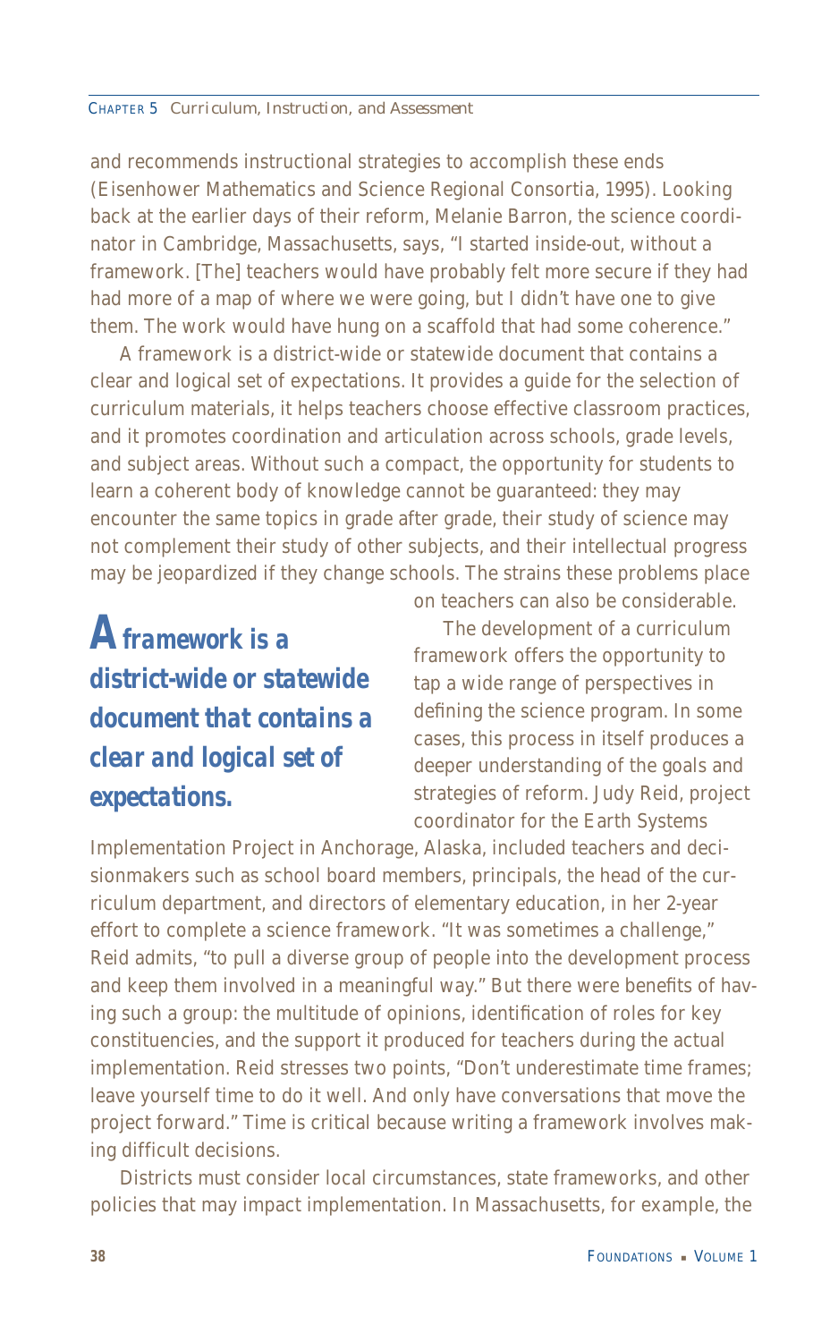and recommends instructional strategies to accomplish these ends (Eisenhower Mathematics and Science Regional Consortia, 1995). Looking back at the earlier days of their reform, Melanie Barron, the science coordinator in Cambridge, Massachusetts, says, "I started inside-out, without a framework. [The] teachers would have probably felt more secure if they had had more of a map of where we were going, but I didn't have one to give them. The work would have hung on a scaffold that had some coherence."

A framework is a district-wide or statewide document that contains a clear and logical set of expectations. It provides a guide for the selection of curriculum materials, it helps teachers choose effective classroom practices, and it promotes coordination and articulation across schools, grade levels, and subject areas. Without such a compact, the opportunity for students to learn a coherent body of knowledge cannot be guaranteed: they may encounter the same topics in grade after grade, their study of science may not complement their study of other subjects, and their intellectual progress may be jeopardized if they change schools. The strains these problems place on teachers can also be considerable.

***A framework is a district-wide or statewide document that contains a clear and logical set of expectations.***

The development of a curriculum framework offers the opportunity to tap a wide range of perspectives in defining the science program. In some cases, this process in itself produces a deeper understanding of the goals and strategies of reform. Judy Reid, project coordinator for the Earth Systems Implementation Project in Anchorage, Alaska, included teachers and decisionmakers such as school board members, principals, the head of the curriculum department, and directors of elementary education, in her 2-year effort to complete a science framework. "It was sometimes a challenge," Reid admits, "to pull a diverse group of people into the development process and keep them involved in a meaningful way." But there were benefits of having such a group: the multitude of opinions, identification of roles for key constituencies, and the support it produced for teachers during the actual implementation. Reid stresses two points, "Don't underestimate time frames; leave yourself time to do it well. And only have conversations that move the project forward." Time is critical because writing a framework involves making difficult decisions.

Districts must consider local circumstances, state frameworks, and other policies that may impact implementation. In Massachusetts, for example, the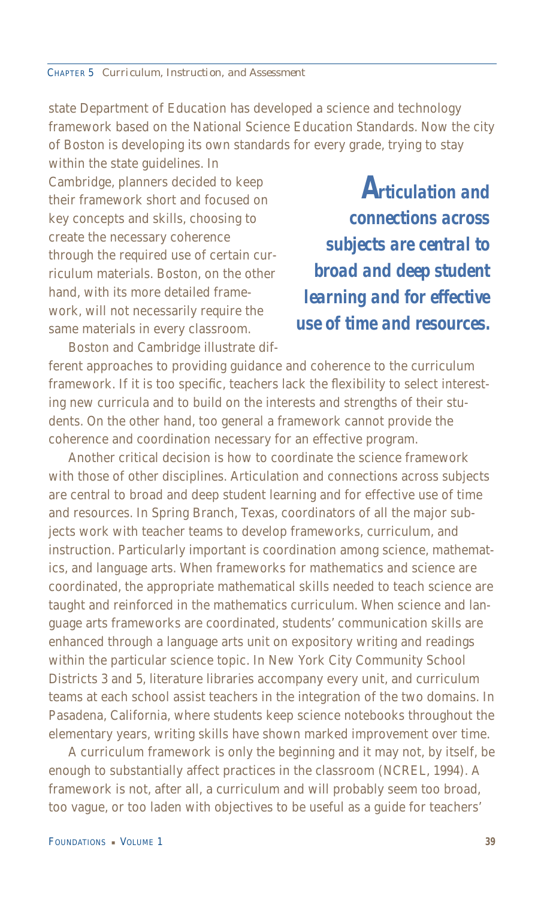state Department of Education has developed a science and technology framework based on the National Science Education Standards. Now the city of Boston is developing its own standards for every grade, trying to stay within the state guidelines. In Cambridge, planners decided to keep their framework short and focused on key concepts and skills, choosing to create the necessary coherence through the required use of certain curriculum materials. Boston, on the other hand, with its more detailed framework, will not necessarily require the same materials in every classroom.

> ***Articulation and connections across subjects are central to broad and deep student learning and for effective use of time and resources.***

Boston and Cambridge illustrate different approaches to providing guidance and coherence to the curriculum framework. If it is too specific, teachers lack the flexibility to select interesting new curricula and to build on the interests and strengths of their students. On the other hand, too general a framework cannot provide the coherence and coordination necessary for an effective program.

Another critical decision is how to coordinate the science framework with those of other disciplines. Articulation and connections across subjects are central to broad and deep student learning and for effective use of time and resources. In Spring Branch, Texas, coordinators of all the major subjects work with teacher teams to develop frameworks, curriculum, and instruction. Particularly important is coordination among science, mathematics, and language arts. When frameworks for mathematics and science are coordinated, the appropriate mathematical skills needed to teach science are taught and reinforced in the mathematics curriculum. When science and language arts frameworks are coordinated, students' communication skills are enhanced through a language arts unit on expository writing and readings within the particular science topic. In New York City Community School Districts 3 and 5, literature libraries accompany every unit, and curriculum teams at each school assist teachers in the integration of the two domains. In Pasadena, California, where students keep science notebooks throughout the elementary years, writing skills have shown marked improvement over time.

A curriculum framework is only the beginning and it may not, by itself, be enough to substantially affect practices in the classroom (NCREL, 1994). A framework is not, after all, a curriculum and will probably seem too broad, too vague, or too laden with objectives to be useful as a guide for teachers'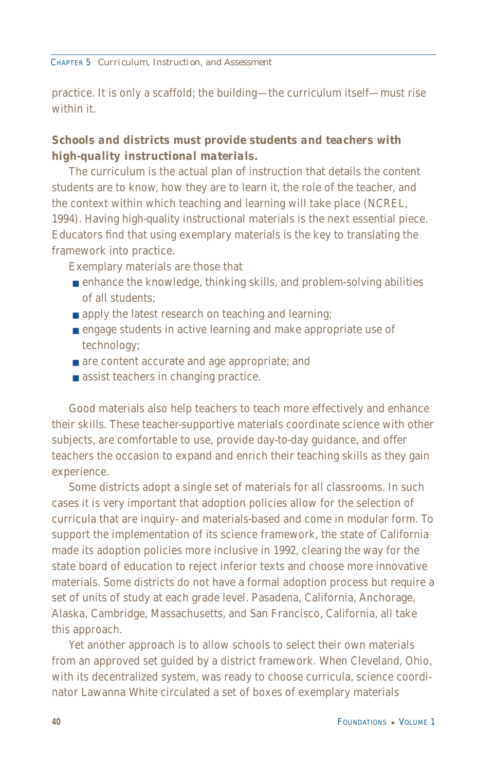practice. It is only a scaffold; the building—the curriculum itself—must rise within it.

***Schools and districts must provide students and teachers with high-quality instructional materials.***

The curriculum is the actual plan of instruction that details the content students are to know, how they are to learn it, the role of the teacher, and the context within which teaching and learning will take place (NCREL, 1994). Having high-quality instructional materials is the next essential piece. Educators find that using exemplary materials is the key to translating the framework into practice.

Exemplary materials are those that

- enhance the knowledge, thinking skills, and problem-solving abilities of all students;
- apply the latest research on teaching and learning;
- engage students in active learning and make appropriate use of technology;
- are content accurate and age appropriate; and
- assist teachers in changing practice.

Good materials also help teachers to teach more effectively and enhance their skills. These teacher-supportive materials coordinate science with other subjects, are comfortable to use, provide day-to-day guidance, and offer teachers the occasion to expand and enrich their teaching skills as they gain experience.

Some districts adopt a single set of materials for all classrooms. In such cases it is very important that adoption policies allow for the selection of curricula that are inquiry- and materials-based and come in modular form. To support the implementation of its science framework, the state of California made its adoption policies more inclusive in 1992, clearing the way for the state board of education to reject inferior texts and choose more innovative materials. Some districts do not have a formal adoption process but require a set of units of study at each grade level. Pasadena, California, Anchorage, Alaska, Cambridge, Massachusetts, and San Francisco, California, all take this approach.

Yet another approach is to allow schools to select their own materials from an approved set guided by a district framework. When Cleveland, Ohio, with its decentralized system, was ready to choose curricula, science coordinator Lawanna White circulated a set of boxes of exemplary materials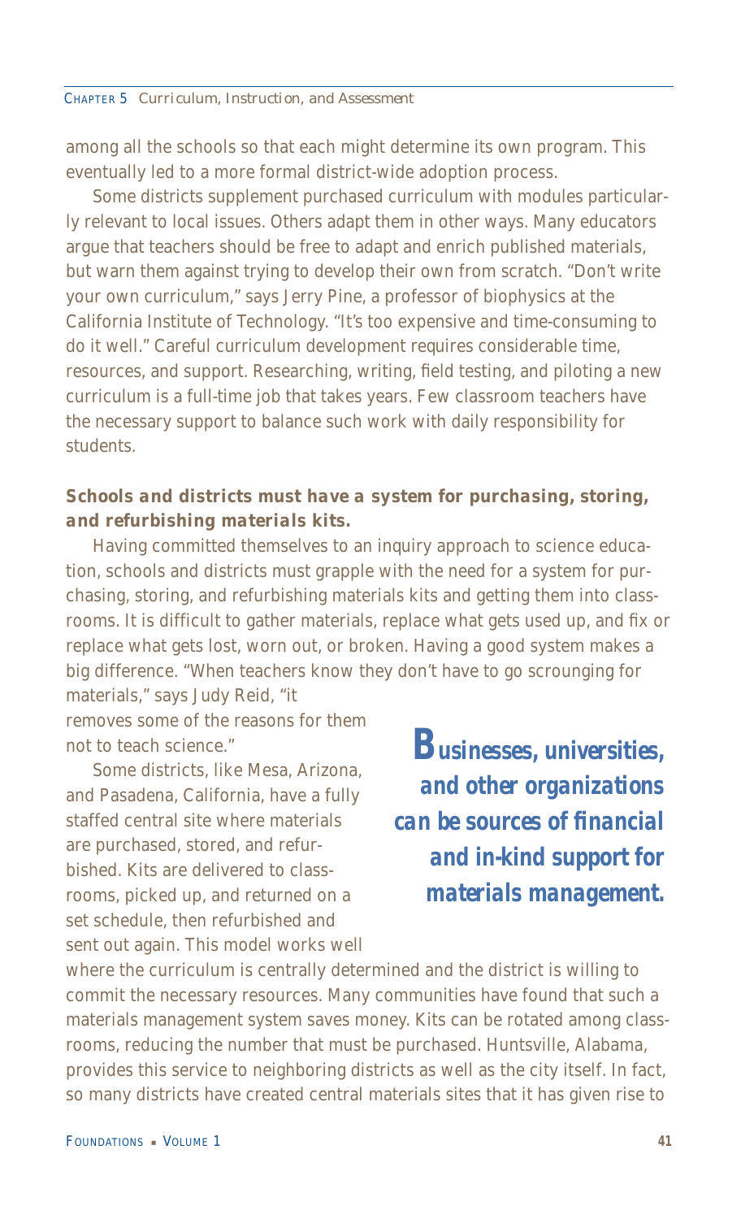among all the schools so that each might determine its own program. This eventually led to a more formal district-wide adoption process.

Some districts supplement purchased curriculum with modules particularly relevant to local issues. Others adapt them in other ways. Many educators argue that teachers should be free to adapt and enrich published materials, but warn them against trying to develop their own from scratch. "Don't write your own curriculum," says Jerry Pine, a professor of biophysics at the California Institute of Technology. "It's too expensive and time-consuming to do it well." Careful curriculum development requires considerable time, resources, and support. Researching, writing, field testing, and piloting a new curriculum is a full-time job that takes years. Few classroom teachers have the necessary support to balance such work with daily responsibility for students.

### *Schools and districts must have a system for purchasing, storing, and refurbishing materials kits.*

Having committed themselves to an inquiry approach to science education, schools and districts must grapple with the need for a system for purchasing, storing, and refurbishing materials kits and getting them into classrooms. It is difficult to gather materials, replace what gets used up, and fix or replace what gets lost, worn out, or broken. Having a good system makes a big difference. "When teachers know they don't have to go scrounging for materials," says Judy Reid, "it removes some of the reasons for them not to teach science."

> ***Businesses, universities, and other organizations can be sources of financial and in-kind support for materials management.***

Some districts, like Mesa, Arizona, and Pasadena, California, have a fully staffed central site where materials are purchased, stored, and refurbished. Kits are delivered to classrooms, picked up, and returned on a set schedule, then refurbished and sent out again. This model works well where the curriculum is centrally determined and the district is willing to commit the necessary resources. Many communities have found that such a materials management system saves money. Kits can be rotated among classrooms, reducing the number that must be purchased. Huntsville, Alabama, provides this service to neighboring districts as well as the city itself. In fact, so many districts have created central materials sites that it has given rise to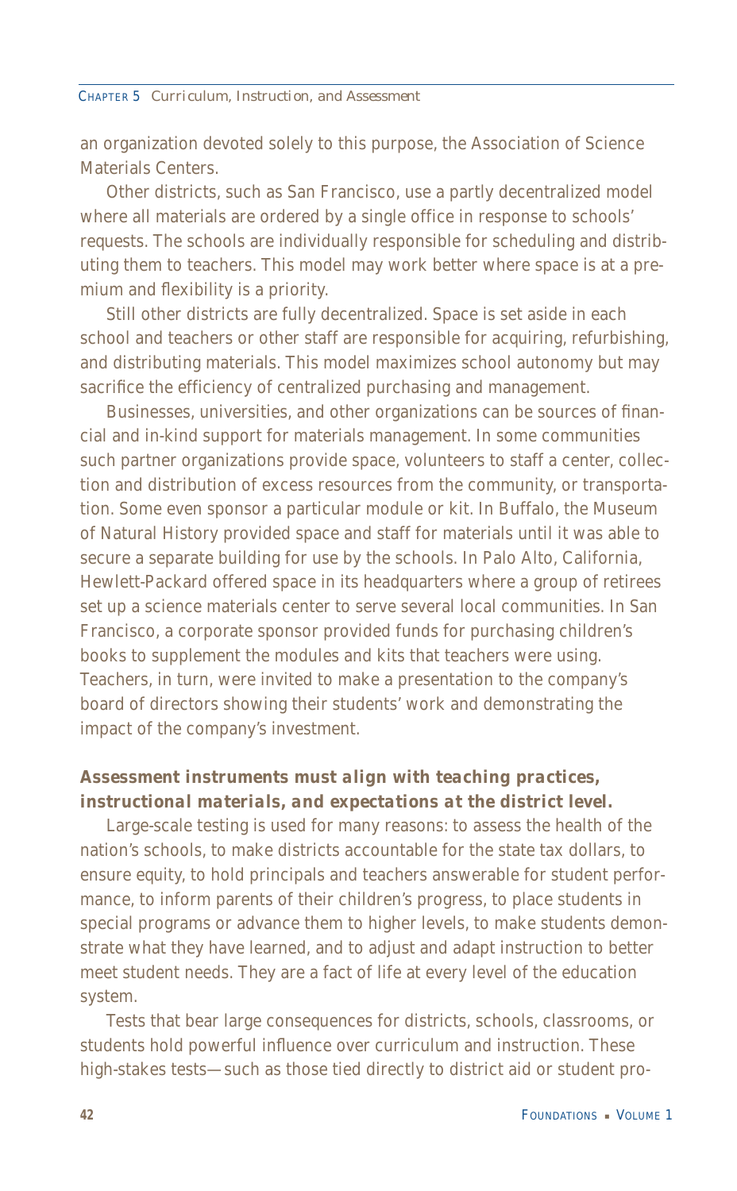an organization devoted solely to this purpose, the Association of Science Materials Centers.

Other districts, such as San Francisco, use a partly decentralized model where all materials are ordered by a single office in response to schools' requests. The schools are individually responsible for scheduling and distributing them to teachers. This model may work better where space is at a premium and flexibility is a priority.

Still other districts are fully decentralized. Space is set aside in each school and teachers or other staff are responsible for acquiring, refurbishing, and distributing materials. This model maximizes school autonomy but may sacrifice the efficiency of centralized purchasing and management.

Businesses, universities, and other organizations can be sources of financial and in-kind support for materials management. In some communities such partner organizations provide space, volunteers to staff a center, collection and distribution of excess resources from the community, or transportation. Some even sponsor a particular module or kit. In Buffalo, the Museum of Natural History provided space and staff for materials until it was able to secure a separate building for use by the schools. In Palo Alto, California, Hewlett-Packard offered space in its headquarters where a group of retirees set up a science materials center to serve several local communities. In San Francisco, a corporate sponsor provided funds for purchasing children's books to supplement the modules and kits that teachers were using. Teachers, in turn, were invited to make a presentation to the company's board of directors showing their students' work and demonstrating the impact of the company's investment.

***Assessment instruments must align with teaching practices, instructional materials, and expectations at the district level.***

Large-scale testing is used for many reasons: to assess the health of the nation's schools, to make districts accountable for the state tax dollars, to ensure equity, to hold principals and teachers answerable for student performance, to inform parents of their children's progress, to place students in special programs or advance them to higher levels, to make students demonstrate what they have learned, and to adjust and adapt instruction to better meet student needs. They are a fact of life at every level of the education system.

Tests that bear large consequences for districts, schools, classrooms, or students hold powerful influence over curriculum and instruction. These high-stakes tests—such as those tied directly to district aid or student pro-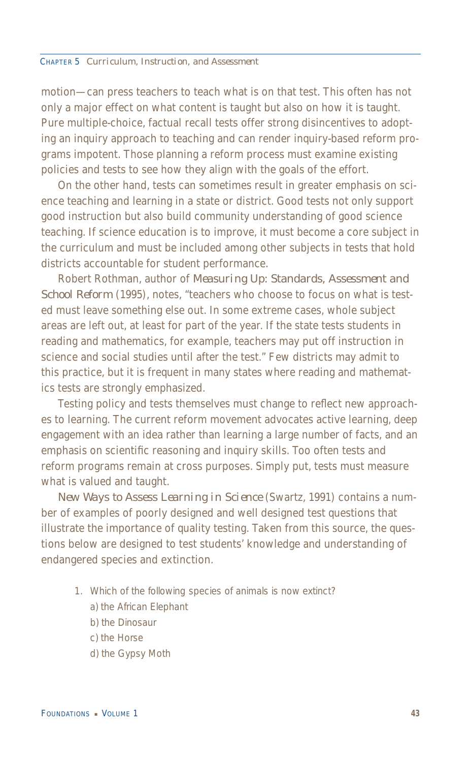motion—can press teachers to teach what is on that test. This often has not only a major effect on what content is taught but also on how it is taught. Pure multiple-choice, factual recall tests offer strong disincentives to adopting an inquiry approach to teaching and can render inquiry-based reform programs impotent. Those planning a reform process must examine existing policies and tests to see how they align with the goals of the effort.

On the other hand, tests can sometimes result in greater emphasis on science teaching and learning in a state or district. Good tests not only support good instruction but also build community understanding of good science teaching. If science education is to improve, it must become a core subject in the curriculum and must be included among other subjects in tests that hold districts accountable for student performance.

Robert Rothman, author of *Measuring Up: Standards, Assessment and School Reform* (1995), notes, "teachers who choose to focus on what is tested must leave something else out. In some extreme cases, whole subject areas are left out, at least for part of the year. If the state tests students in reading and mathematics, for example, teachers may put off instruction in science and social studies until after the test." Few districts may admit to this practice, but it is frequent in many states where reading and mathematics tests are strongly emphasized.

Testing policy and tests themselves must change to reflect new approaches to learning. The current reform movement advocates active learning, deep engagement with an idea rather than learning a large number of facts, and an emphasis on scientific reasoning and inquiry skills. Too often tests and reform programs remain at cross purposes. Simply put, tests must measure what is valued and taught.

*New Ways to Assess Learning in Science* (Swartz, 1991) contains a number of examples of poorly designed and well designed test questions that illustrate the importance of quality testing. Taken from this source, the questions below are designed to test students' knowledge and understanding of endangered species and extinction.

1. Which of the following species of animals is now extinct?
   a) the African Elephant
   b) the Dinosaur
   c) the Horse
   d) the Gypsy Moth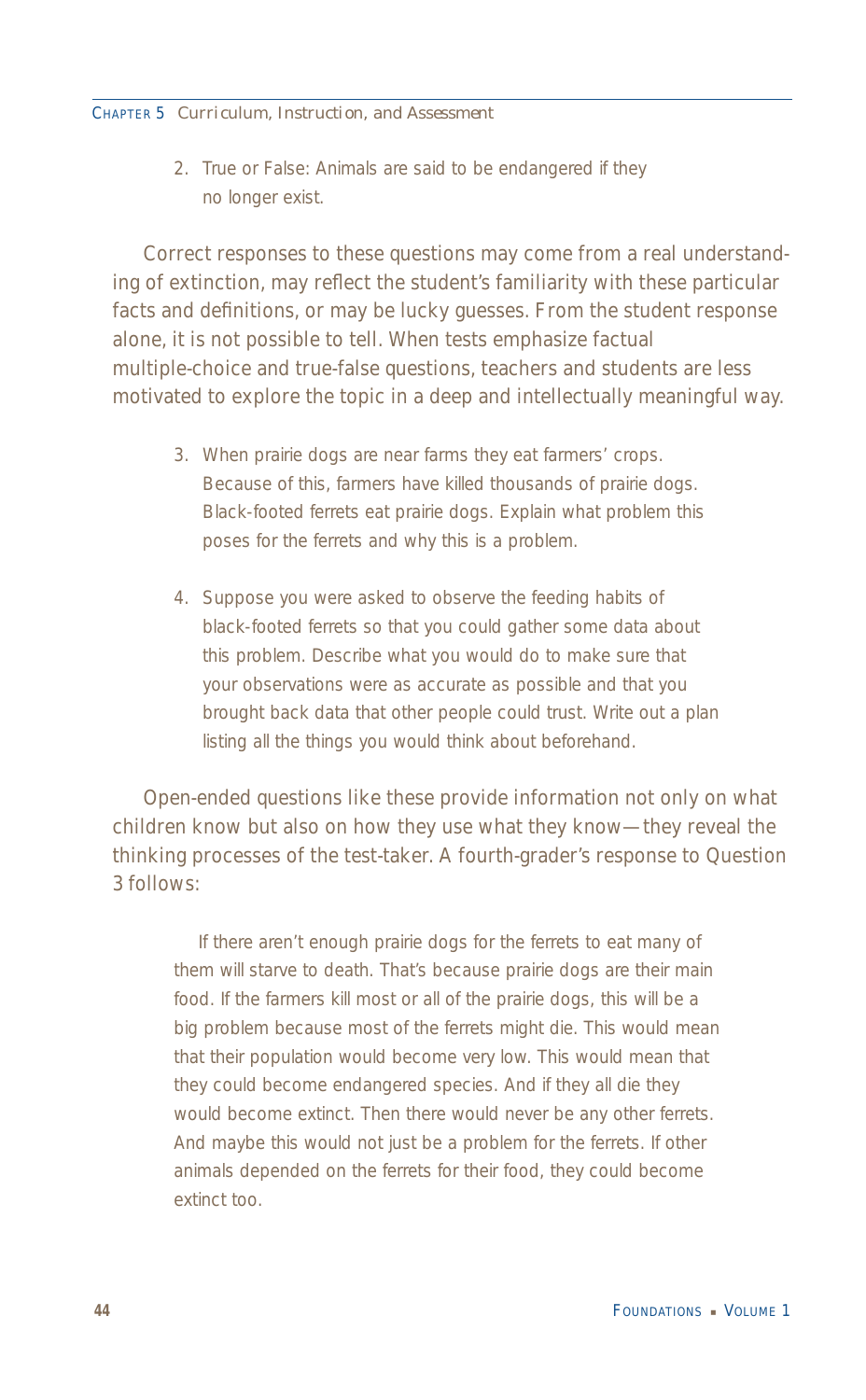2. True or False: Animals are said to be endangered if they no longer exist.

Correct responses to these questions may come from a real understanding of extinction, may reflect the student's familiarity with these particular facts and definitions, or may be lucky guesses. From the student response alone, it is not possible to tell. When tests emphasize factual multiple-choice and true-false questions, teachers and students are less motivated to explore the topic in a deep and intellectually meaningful way.

3. When prairie dogs are near farms they eat farmers' crops. Because of this, farmers have killed thousands of prairie dogs. Black-footed ferrets eat prairie dogs. Explain what problem this poses for the ferrets and why this is a problem.

4. Suppose you were asked to observe the feeding habits of black-footed ferrets so that you could gather some data about this problem. Describe what you would do to make sure that your observations were as accurate as possible and that you brought back data that other people could trust. Write out a plan listing all the things you would think about beforehand.

Open-ended questions like these provide information not only on what children know but also on how they use what they know—they reveal the thinking processes of the test-taker. A fourth-grader's response to Question 3 follows:

> If there aren't enough prairie dogs for the ferrets to eat many of them will starve to death. That's because prairie dogs are their main food. If the farmers kill most or all of the prairie dogs, this will be a big problem because most of the ferrets might die. This would mean that their population would become very low. This would mean that they could become endangered species. And if they all die they would become extinct. Then there would never be any other ferrets. And maybe this would not just be a problem for the ferrets. If other animals depended on the ferrets for their food, they could become extinct too.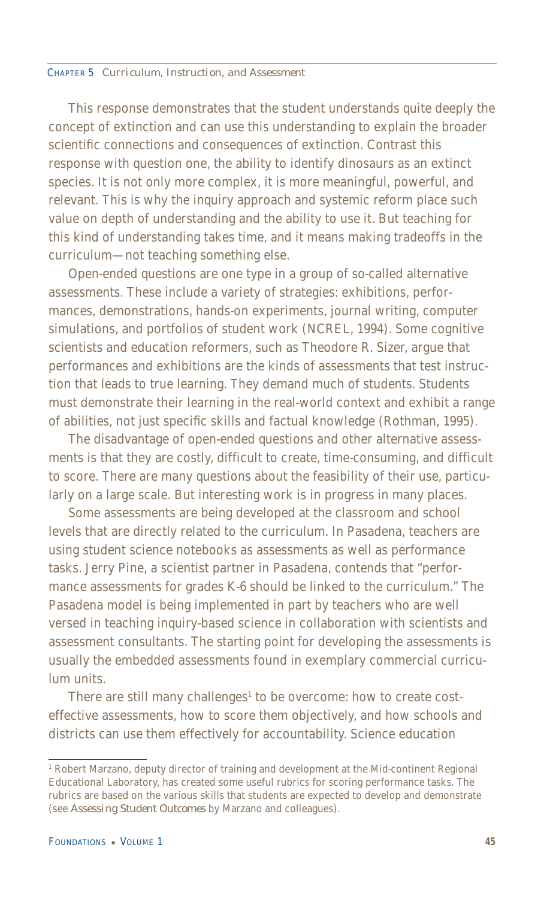This response demonstrates that the student understands quite deeply the concept of extinction and can use this understanding to explain the broader scientific connections and consequences of extinction. Contrast this response with question one, the ability to identify dinosaurs as an extinct species. It is not only more complex, it is more meaningful, powerful, and relevant. This is why the inquiry approach and systemic reform place such value on depth of understanding and the ability to use it. But teaching for this kind of understanding takes time, and it means making tradeoffs in the curriculum—not teaching something else.

Open-ended questions are one type in a group of so-called alternative assessments. These include a variety of strategies: exhibitions, performances, demonstrations, hands-on experiments, journal writing, computer simulations, and portfolios of student work (NCREL, 1994). Some cognitive scientists and education reformers, such as Theodore R. Sizer, argue that performances and exhibitions are the kinds of assessments that test instruction that leads to true learning. They demand much of students. Students must demonstrate their learning in the real-world context and exhibit a range of abilities, not just specific skills and factual knowledge (Rothman, 1995).

The disadvantage of open-ended questions and other alternative assessments is that they are costly, difficult to create, time-consuming, and difficult to score. There are many questions about the feasibility of their use, particularly on a large scale. But interesting work is in progress in many places.

Some assessments are being developed at the classroom and school levels that are directly related to the curriculum. In Pasadena, teachers are using student science notebooks as assessments as well as performance tasks. Jerry Pine, a scientist partner in Pasadena, contends that "performance assessments for grades K-6 should be linked to the curriculum." The Pasadena model is being implemented in part by teachers who are well versed in teaching inquiry-based science in collaboration with scientists and assessment consultants. The starting point for developing the assessments is usually the embedded assessments found in exemplary commercial curriculum units.

There are still many challenges[1] to be overcome: how to create cost-effective assessments, how to score them objectively, and how schools and districts can use them effectively for accountability. Science education

---

[1] Robert Marzano, deputy director of training and development at the Mid-continent Regional Educational Laboratory, has created some useful rubrics for scoring performance tasks. The rubrics are based on the various skills that students are expected to develop and demonstrate (see *Assessing Student Outcomes* by Marzano and colleagues).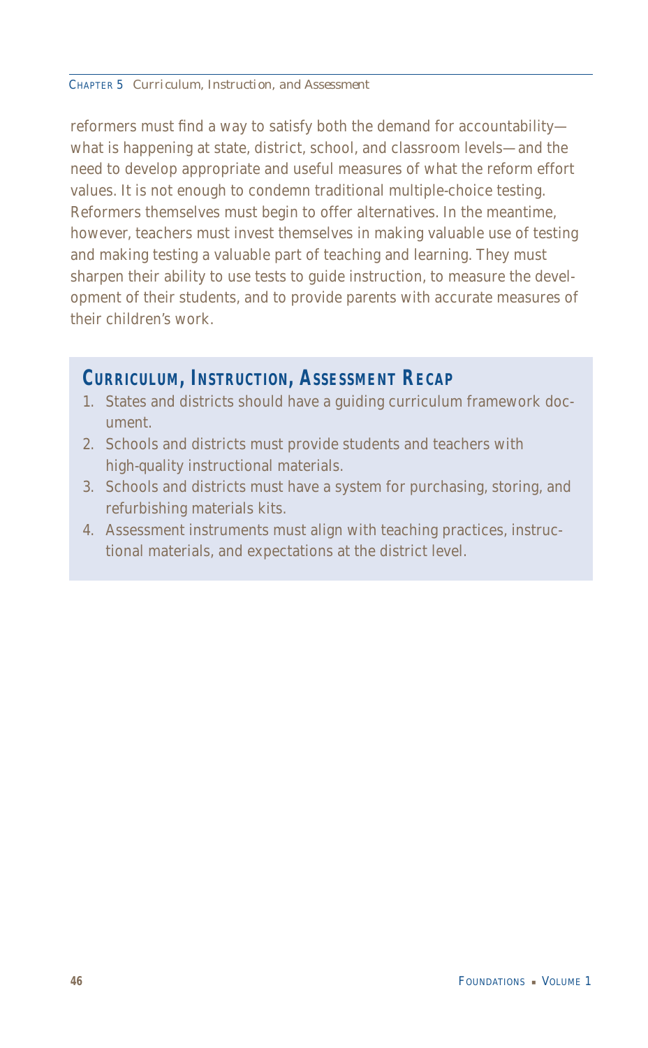reformers must find a way to satisfy both the demand for accountability—what is happening at state, district, school, and classroom levels—and the need to develop appropriate and useful measures of what the reform effort values. It is not enough to condemn traditional multiple-choice testing. Reformers themselves must begin to offer alternatives. In the meantime, however, teachers must invest themselves in making valuable use of testing and making testing a valuable part of teaching and learning. They must sharpen their ability to use tests to guide instruction, to measure the development of their students, and to provide parents with accurate measures of their children's work.

## Curriculum, Instruction, Assessment Recap

1. States and districts should have a guiding curriculum framework document.
2. Schools and districts must provide students and teachers with high-quality instructional materials.
3. Schools and districts must have a system for purchasing, storing, and refurbishing materials kits.
4. Assessment instruments must align with teaching practices, instructional materials, and expectations at the district level.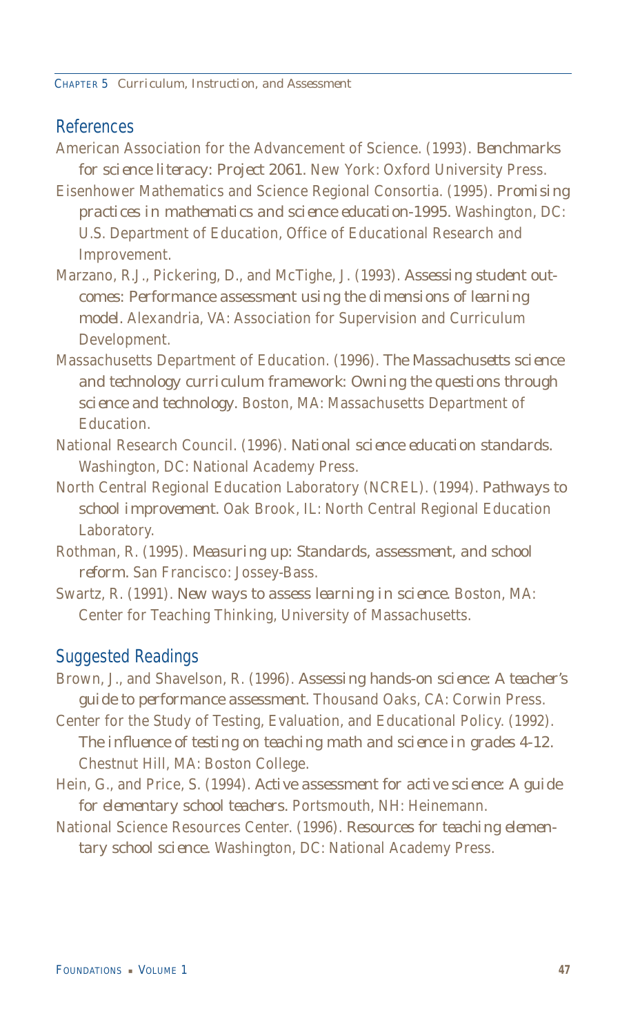## References

American Association for the Advancement of Science. (1993). *Benchmarks for science literacy: Project 2061.* New York: Oxford University Press.

Eisenhower Mathematics and Science Regional Consortia. (1995). *Promising practices in mathematics and science education-1995.* Washington, DC: U.S. Department of Education, Office of Educational Research and Improvement.

Marzano, R.J., Pickering, D., and McTighe, J. (1993). *Assessing student outcomes: Performance assessment using the dimensions of learning model.* Alexandria, VA: Association for Supervision and Curriculum Development.

Massachusetts Department of Education. (1996). *The Massachusetts science and technology curriculum framework: Owning the questions through science and technology.* Boston, MA: Massachusetts Department of Education.

National Research Council. (1996). *National science education standards.* Washington, DC: National Academy Press.

North Central Regional Education Laboratory (NCREL). (1994). *Pathways to school improvement.* Oak Brook, IL: North Central Regional Education Laboratory.

Rothman, R. (1995). *Measuring up: Standards, assessment, and school reform.* San Francisco: Jossey-Bass.

Swartz, R. (1991). *New ways to assess learning in science.* Boston, MA: Center for Teaching Thinking, University of Massachusetts.

## Suggested Readings

Brown, J., and Shavelson, R. (1996). *Assessing hands-on science: A teacher's guide to performance assessment.* Thousand Oaks, CA: Corwin Press.

Center for the Study of Testing, Evaluation, and Educational Policy. (1992). *The influence of testing on teaching math and science in grades 4-12.* Chestnut Hill, MA: Boston College.

Hein, G., and Price, S. (1994). *Active assessment for active science: A guide for elementary school teachers.* Portsmouth, NH: Heinemann.

National Science Resources Center. (1996). *Resources for teaching elementary school science.* Washington, DC: National Academy Press.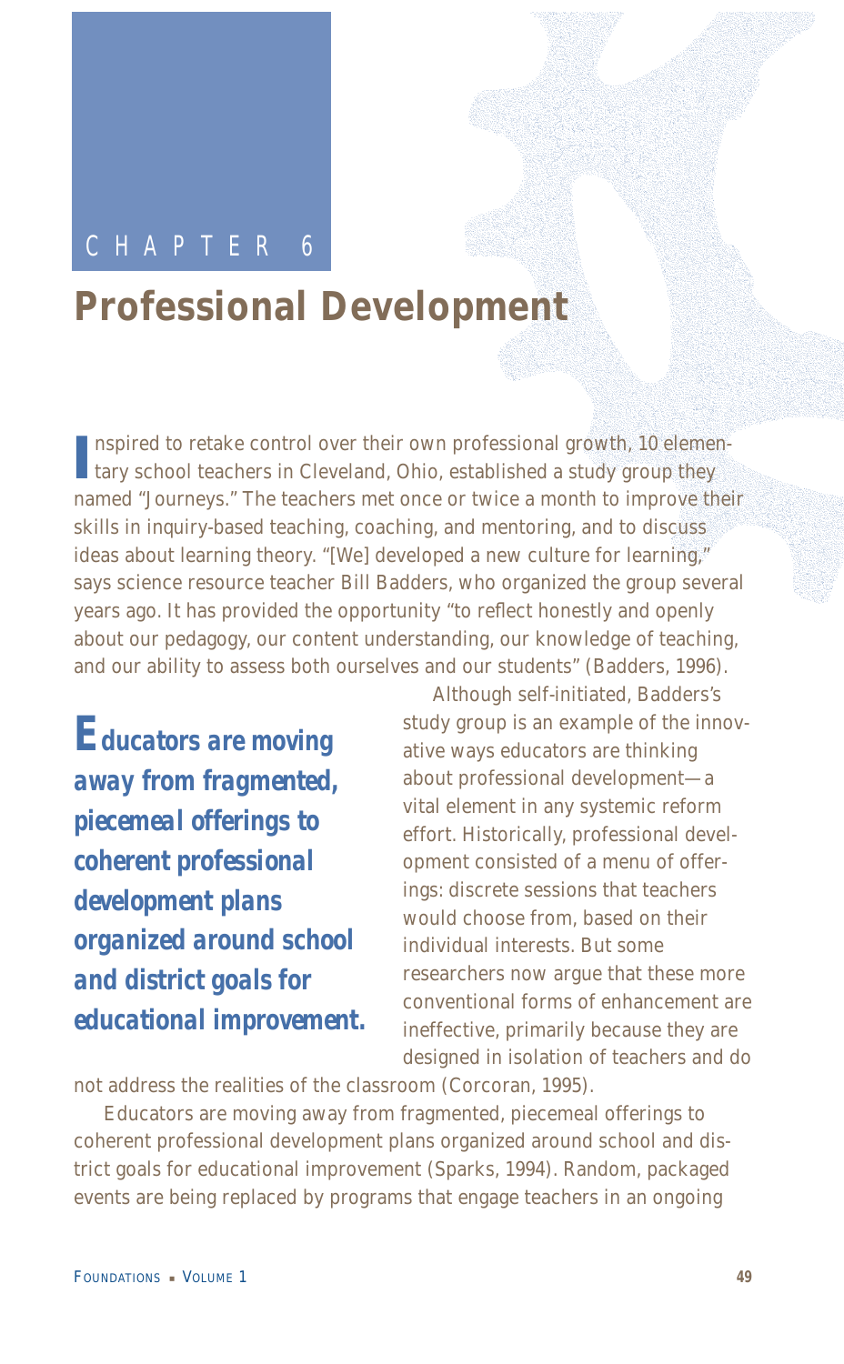CHAPTER 6

# Professional Development

Inspired to retake control over their own professional growth, 10 elementary school teachers in Cleveland, Ohio, established a study group they named "Journeys." The teachers met once or twice a month to improve their skills in inquiry-based teaching, coaching, and mentoring, and to discuss ideas about learning theory. "[We] developed a new culture for learning," says science resource teacher Bill Badders, who organized the group several years ago. It has provided the opportunity "to reflect honestly and openly about our pedagogy, our content understanding, our knowledge of teaching, and our ability to assess both ourselves and our students" (Badders, 1996).

***Educators are moving away from fragmented, piecemeal offerings to coherent professional development plans organized around school and district goals for educational improvement.***

Although self-initiated, Badders's study group is an example of the innovative ways educators are thinking about professional development—a vital element in any systemic reform effort. Historically, professional development consisted of a menu of offerings: discrete sessions that teachers would choose from, based on their individual interests. But some researchers now argue that these more conventional forms of enhancement are ineffective, primarily because they are designed in isolation of teachers and do not address the realities of the classroom (Corcoran, 1995).

Educators are moving away from fragmented, piecemeal offerings to coherent professional development plans organized around school and district goals for educational improvement (Sparks, 1994). Random, packaged events are being replaced by programs that engage teachers in an ongoing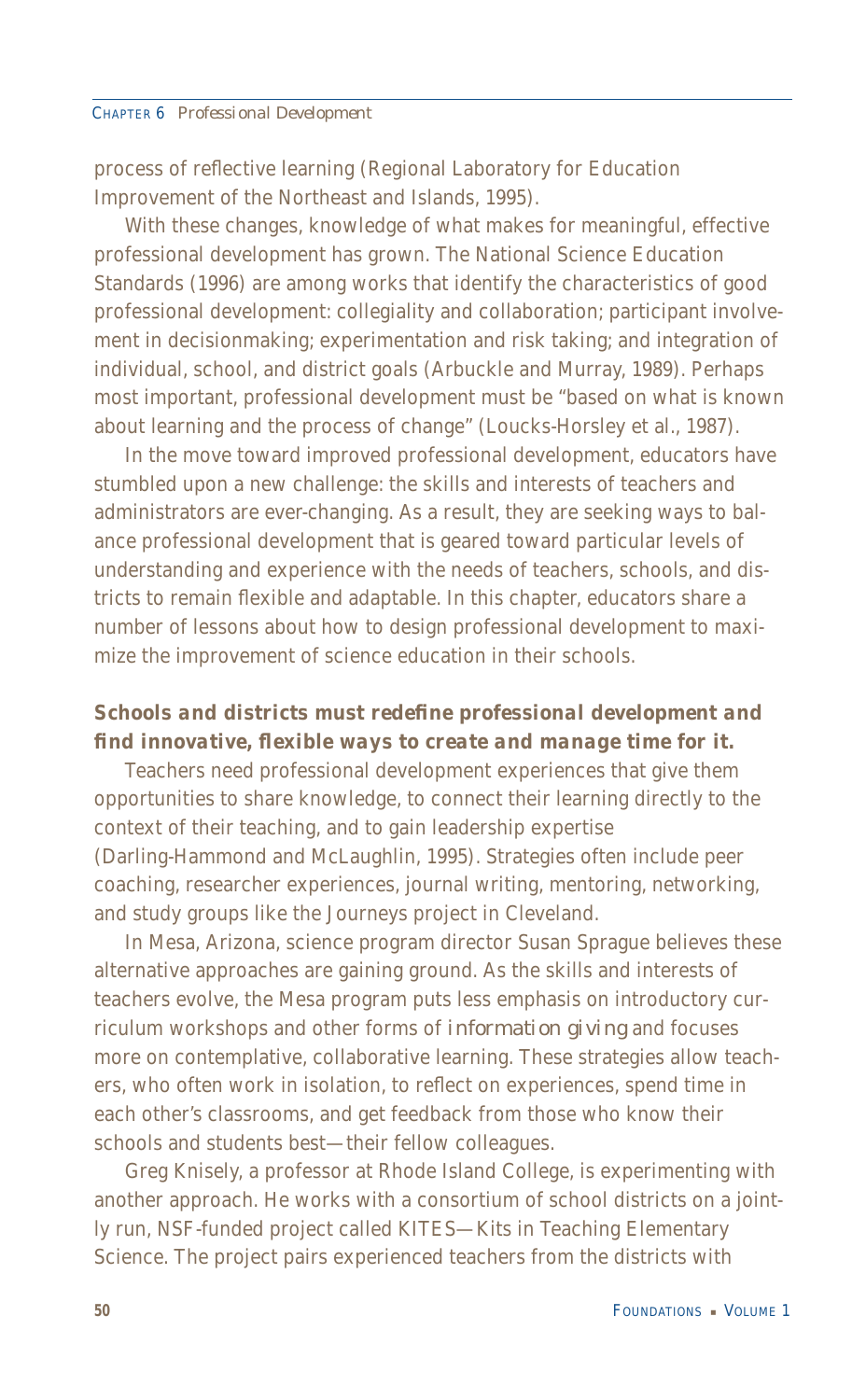process of reflective learning (Regional Laboratory for Education Improvement of the Northeast and Islands, 1995).

With these changes, knowledge of what makes for meaningful, effective professional development has grown. The National Science Education Standards (1996) are among works that identify the characteristics of good professional development: collegiality and collaboration; participant involvement in decisionmaking; experimentation and risk taking; and integration of individual, school, and district goals (Arbuckle and Murray, 1989). Perhaps most important, professional development must be "based on what is known about learning and the process of change" (Loucks-Horsley et al., 1987).

In the move toward improved professional development, educators have stumbled upon a new challenge: the skills and interests of teachers and administrators are ever-changing. As a result, they are seeking ways to balance professional development that is geared toward particular levels of understanding and experience with the needs of teachers, schools, and districts to remain flexible and adaptable. In this chapter, educators share a number of lessons about how to design professional development to maximize the improvement of science education in their schools.

***Schools and districts must redefine professional development and find innovative, flexible ways to create and manage time for it.***

Teachers need professional development experiences that give them opportunities to share knowledge, to connect their learning directly to the context of their teaching, and to gain leadership expertise (Darling-Hammond and McLaughlin, 1995). Strategies often include peer coaching, researcher experiences, journal writing, mentoring, networking, and study groups like the Journeys project in Cleveland.

In Mesa, Arizona, science program director Susan Sprague believes these alternative approaches are gaining ground. As the skills and interests of teachers evolve, the Mesa program puts less emphasis on introductory curriculum workshops and other forms of *information giving* and focuses more on contemplative, collaborative learning. These strategies allow teachers, who often work in isolation, to reflect on experiences, spend time in each other's classrooms, and get feedback from those who know their schools and students best—their fellow colleagues.

Greg Knisely, a professor at Rhode Island College, is experimenting with another approach. He works with a consortium of school districts on a jointly run, NSF-funded project called KITES—Kits in Teaching Elementary Science. The project pairs experienced teachers from the districts with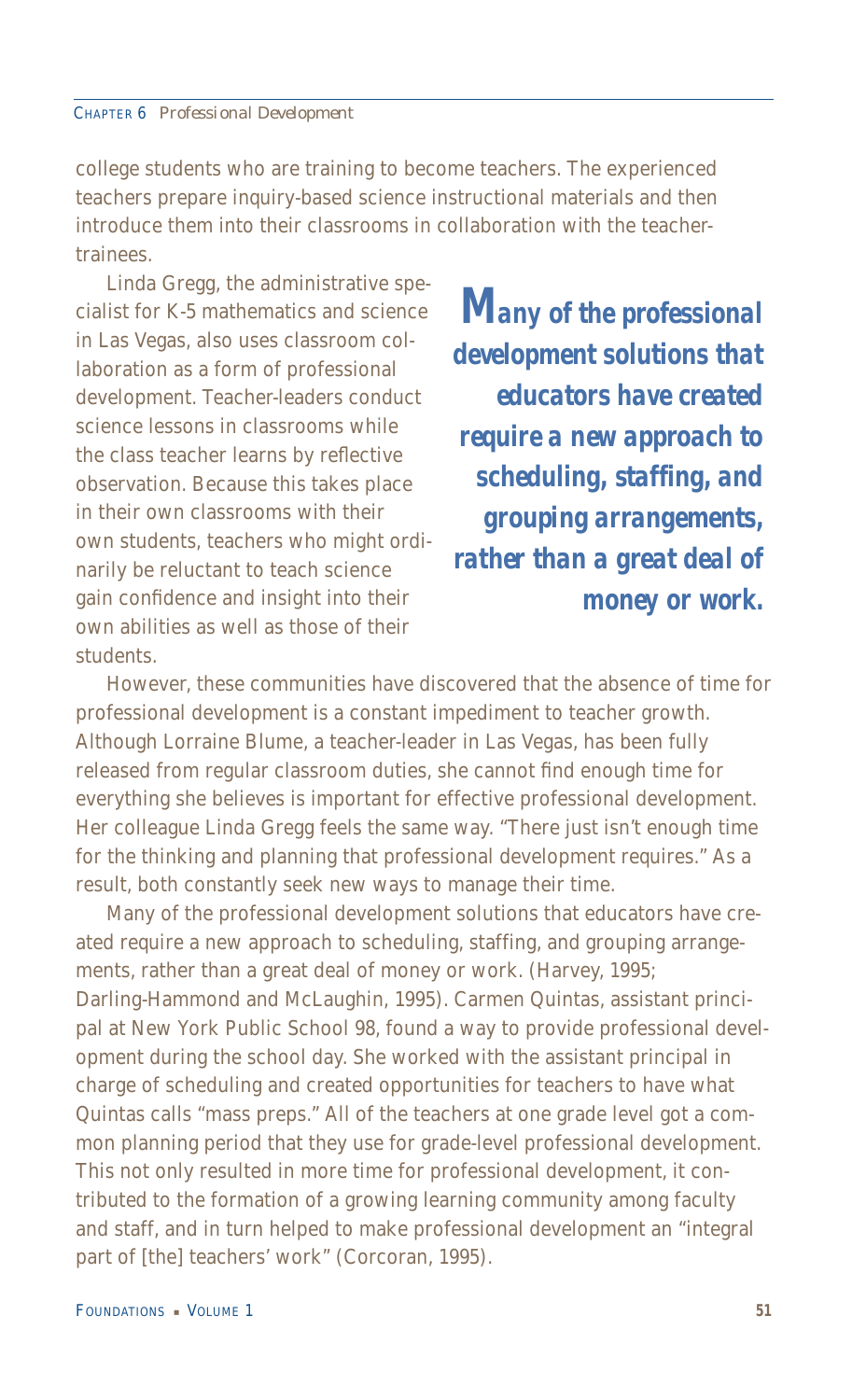college students who are training to become teachers. The experienced teachers prepare inquiry-based science instructional materials and then introduce them into their classrooms in collaboration with the teacher-trainees.

Linda Gregg, the administrative specialist for K-5 mathematics and science in Las Vegas, also uses classroom collaboration as a form of professional development. Teacher-leaders conduct science lessons in classrooms while the class teacher learns by reflective observation. Because this takes place in their own classrooms with their own students, teachers who might ordinarily be reluctant to teach science gain confidence and insight into their own abilities as well as those of their students.

> ***Many of the professional development solutions that educators have created require a new approach to scheduling, staffing, and grouping arrangements, rather than a great deal of money or work.***

However, these communities have discovered that the absence of time for professional development is a constant impediment to teacher growth. Although Lorraine Blume, a teacher-leader in Las Vegas, has been fully released from regular classroom duties, she cannot find enough time for everything she believes is important for effective professional development. Her colleague Linda Gregg feels the same way. "There just isn't enough time for the thinking and planning that professional development requires." As a result, both constantly seek new ways to manage their time.

Many of the professional development solutions that educators have created require a new approach to scheduling, staffing, and grouping arrangements, rather than a great deal of money or work. (Harvey, 1995; Darling-Hammond and McLaughlin, 1995). Carmen Quintas, assistant principal at New York Public School 98, found a way to provide professional development during the school day. She worked with the assistant principal in charge of scheduling and created opportunities for teachers to have what Quintas calls "mass preps." All of the teachers at one grade level got a common planning period that they use for grade-level professional development. This not only resulted in more time for professional development, it contributed to the formation of a growing learning community among faculty and staff, and in turn helped to make professional development an "integral part of [the] teachers' work" (Corcoran, 1995).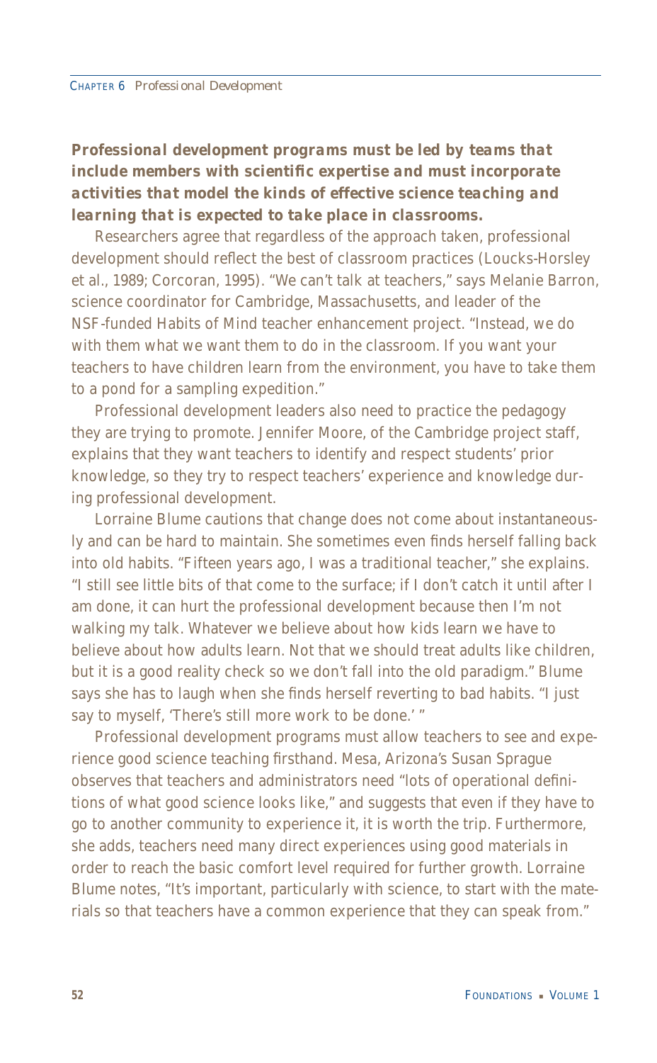**Professional development programs must be led by teams that include members with scientific expertise and must incorporate activities that model the kinds of effective science teaching and learning that is expected to take place in classrooms.**

Researchers agree that regardless of the approach taken, professional development should reflect the best of classroom practices (Loucks-Horsley et al., 1989; Corcoran, 1995). "We can't talk at teachers," says Melanie Barron, science coordinator for Cambridge, Massachusetts, and leader of the NSF-funded Habits of Mind teacher enhancement project. "Instead, we do with them what we want them to do in the classroom. If you want your teachers to have children learn from the environment, you have to take them to a pond for a sampling expedition."

Professional development leaders also need to practice the pedagogy they are trying to promote. Jennifer Moore, of the Cambridge project staff, explains that they want teachers to identify and respect students' prior knowledge, so they try to respect teachers' experience and knowledge during professional development.

Lorraine Blume cautions that change does not come about instantaneously and can be hard to maintain. She sometimes even finds herself falling back into old habits. "Fifteen years ago, I was a traditional teacher," she explains. "I still see little bits of that come to the surface; if I don't catch it until after I am done, it can hurt the professional development because then I'm not walking my talk. Whatever we believe about how kids learn we have to believe about how adults learn. Not that we should treat adults like children, but it is a good reality check so we don't fall into the old paradigm." Blume says she has to laugh when she finds herself reverting to bad habits. "I just say to myself, 'There's still more work to be done.' "

Professional development programs must allow teachers to see and experience good science teaching firsthand. Mesa, Arizona's Susan Sprague observes that teachers and administrators need "lots of operational definitions of what good science looks like," and suggests that even if they have to go to another community to experience it, it is worth the trip. Furthermore, she adds, teachers need many direct experiences using good materials in order to reach the basic comfort level required for further growth. Lorraine Blume notes, "It's important, particularly with science, to start with the materials so that teachers have a common experience that they can speak from."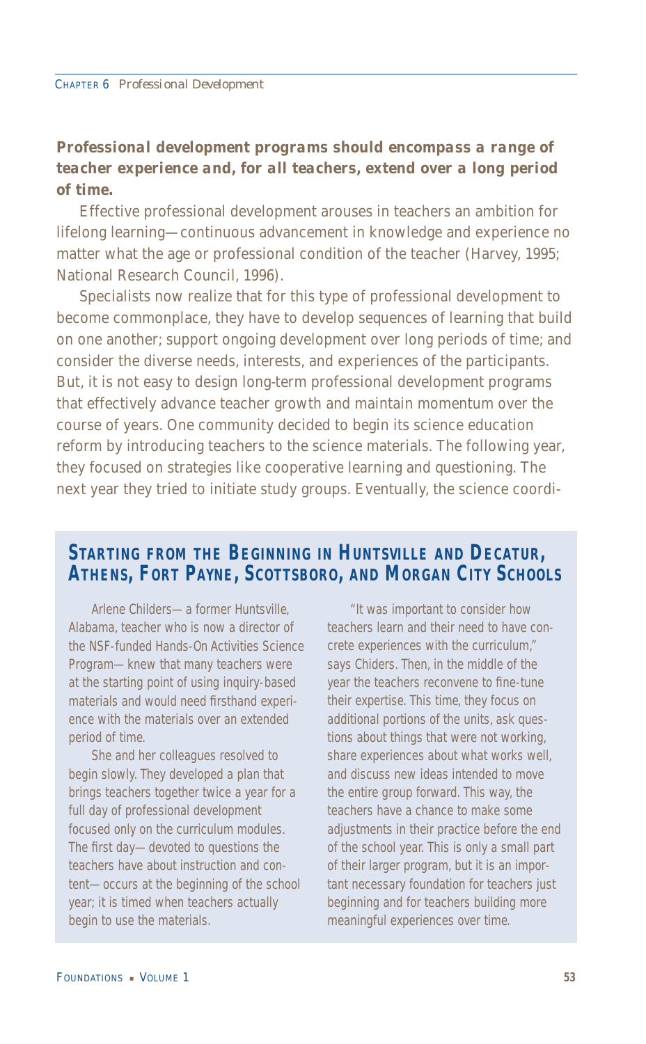**Professional development programs should encompass a range of teacher experience and, for *all* teachers, extend over a long period of time.**

Effective professional development arouses in teachers an ambition for lifelong learning—continuous advancement in knowledge and experience no matter what the age or professional condition of the teacher (Harvey, 1995; National Research Council, 1996).

Specialists now realize that for this type of professional development to become commonplace, they have to develop sequences of learning that build on one another; support ongoing development over long periods of time; and consider the diverse needs, interests, and experiences of the participants. But, it is not easy to design long-term professional development programs that effectively advance teacher growth and maintain momentum over the course of years. One community decided to begin its science education reform by introducing teachers to the science materials. The following year, they focused on strategies like cooperative learning and questioning. The next year they tried to initiate study groups. Eventually, the science coordi-

## Starting from the Beginning in Huntsville and Decatur, Athens, Fort Payne, Scottsboro, and Morgan City Schools

Arlene Childers—a former Huntsville, Alabama, teacher who is now a director of the NSF-funded Hands-On Activities Science Program—knew that many teachers were at the starting point of using inquiry-based materials and would need firsthand experience with the materials over an extended period of time.

She and her colleagues resolved to begin slowly. They developed a plan that brings teachers together twice a year for a full day of professional development focused only on the curriculum modules. The first day—devoted to questions the teachers have about instruction and content—occurs at the beginning of the school year; it is timed when teachers actually begin to use the materials.

"It was important to consider how teachers learn and their need to have concrete experiences with the curriculum," says Chiders. Then, in the middle of the year the teachers reconvene to fine-tune their expertise. This time, they focus on additional portions of the units, ask questions about things that were not working, share experiences about what works well, and discuss new ideas intended to move the entire group forward. This way, the teachers have a chance to make some adjustments in their practice before the end of the school year. This is only a small part of their larger program, but it is an important necessary foundation for teachers just beginning and for teachers building more meaningful experiences over time.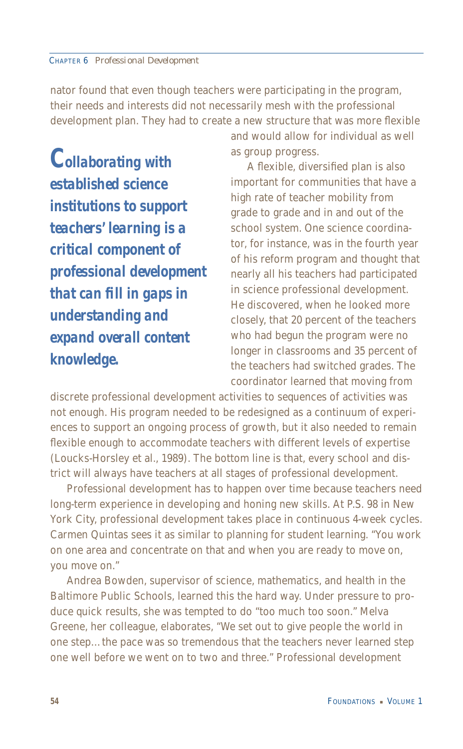nator found that even though teachers were participating in the program, their needs and interests did not necessarily mesh with the professional development plan. They had to create a new structure that was more flexible and would allow for individual as well as group progress.

***Collaborating with established science institutions to support teachers' learning is a critical component of professional development that can fill in gaps in understanding and expand overall content knowledge.***

A flexible, diversified plan is also important for communities that have a high rate of teacher mobility from grade to grade and in and out of the school system. One science coordinator, for instance, was in the fourth year of his reform program and thought that nearly all his teachers had participated in science professional development. He discovered, when he looked more closely, that 20 percent of the teachers who had begun the program were no longer in classrooms and 35 percent of the teachers had switched grades. The coordinator learned that moving from discrete professional development activities to sequences of activities was not enough. His program needed to be redesigned as a continuum of experiences to support an ongoing process of growth, but it also needed to remain flexible enough to accommodate teachers with different levels of expertise (Loucks-Horsley et al., 1989). The bottom line is that, every school and district will always have teachers at all stages of professional development.

Professional development has to happen over time because teachers need long-term experience in developing and honing new skills. At P.S. 98 in New York City, professional development takes place in continuous 4-week cycles. Carmen Quintas sees it as similar to planning for student learning. "You work on one area and concentrate on that and when you are ready to move on, you move on."

Andrea Bowden, supervisor of science, mathematics, and health in the Baltimore Public Schools, learned this the hard way. Under pressure to produce quick results, she was tempted to do "too much too soon." Melva Greene, her colleague, elaborates, "We set out to give people the world in one step... the pace was so tremendous that the teachers never learned step one well before we went on to two and three." Professional development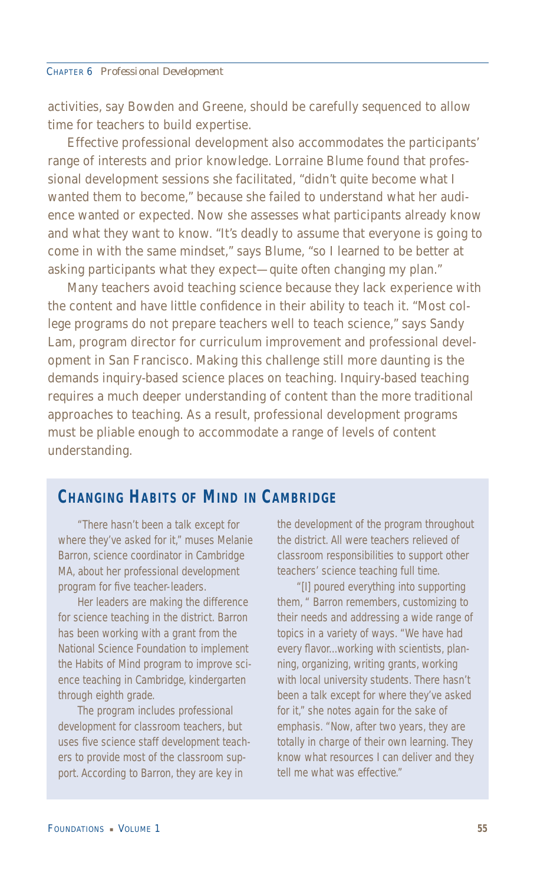activities, say Bowden and Greene, should be carefully sequenced to allow time for teachers to build expertise.

Effective professional development also accommodates the participants' range of interests and prior knowledge. Lorraine Blume found that professional development sessions she facilitated, "didn't quite become what I wanted them to become," because she failed to understand what her audience wanted or expected. Now she assesses what participants already know and what they want to know. "It's deadly to assume that everyone is going to come in with the same mindset," says Blume, "so I learned to be better at asking participants what they expect—quite often changing my plan."

Many teachers avoid teaching science because they lack experience with the content and have little confidence in their ability to teach it. "Most college programs do not prepare teachers well to teach science," says Sandy Lam, program director for curriculum improvement and professional development in San Francisco. Making this challenge still more daunting is the demands inquiry-based science places on teaching. Inquiry-based teaching requires a much deeper understanding of content than the more traditional approaches to teaching. As a result, professional development programs must be pliable enough to accommodate a range of levels of content understanding.

## Changing Habits of Mind in Cambridge

"There hasn't been a talk except for where they've asked for it," muses Melanie Barron, science coordinator in Cambridge MA, about her professional development program for five teacher-leaders.

Her leaders are making the difference for science teaching in the district. Barron has been working with a grant from the National Science Foundation to implement the Habits of Mind program to improve science teaching in Cambridge, kindergarten through eighth grade.

The program includes professional development for classroom teachers, but uses five science staff development teachers to provide most of the classroom support. According to Barron, they are key in the development of the program throughout the district. All were teachers relieved of classroom responsibilities to support other teachers' science teaching full time.

"[I] poured everything into supporting them, " Barron remembers, customizing to their needs and addressing a wide range of topics in a variety of ways. "We have had every flavor...working with scientists, planning, organizing, writing grants, working with local university students. There hasn't been a talk except for where they've asked for it," she notes again for the sake of emphasis. "Now, after two years, they are totally in charge of their own learning. They know what resources I can deliver and they tell me what was effective."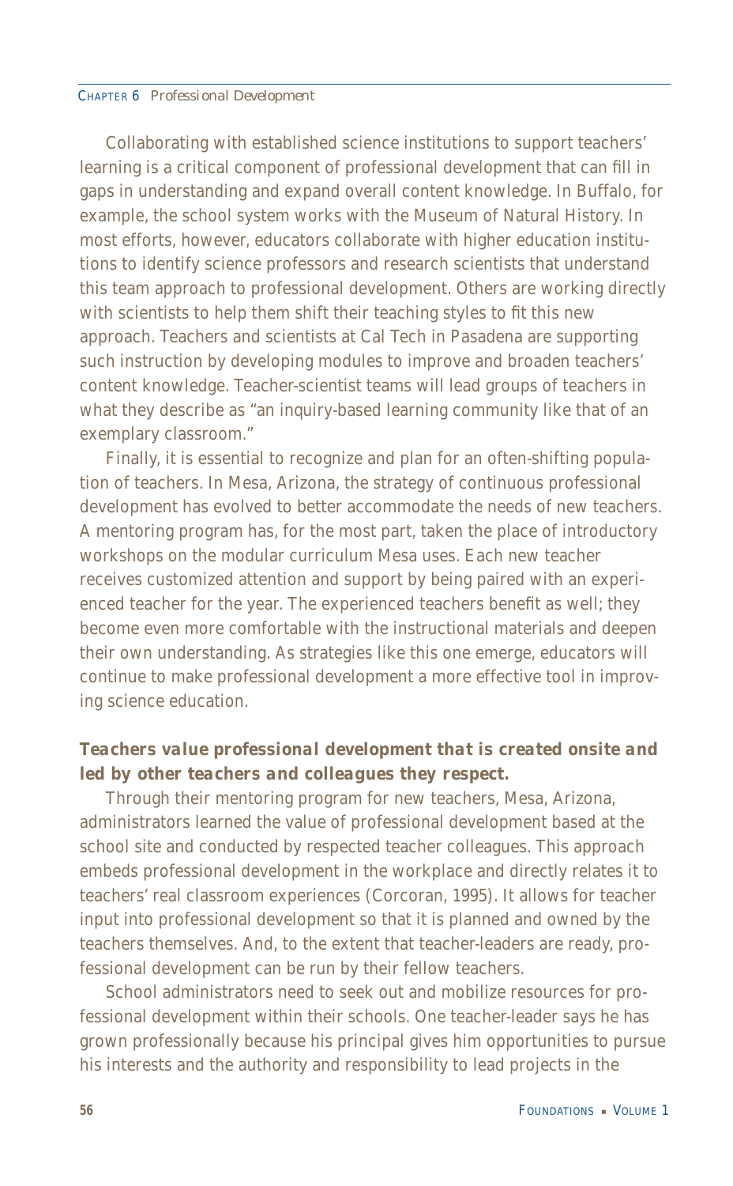Collaborating with established science institutions to support teachers' learning is a critical component of professional development that can fill in gaps in understanding and expand overall content knowledge. In Buffalo, for example, the school system works with the Museum of Natural History. In most efforts, however, educators collaborate with higher education institutions to identify science professors and research scientists that understand this team approach to professional development. Others are working directly with scientists to help them shift their teaching styles to fit this new approach. Teachers and scientists at Cal Tech in Pasadena are supporting such instruction by developing modules to improve and broaden teachers' content knowledge. Teacher-scientist teams will lead groups of teachers in what they describe as "an inquiry-based learning community like that of an exemplary classroom."

Finally, it is essential to recognize and plan for an often-shifting population of teachers. In Mesa, Arizona, the strategy of continuous professional development has evolved to better accommodate the needs of new teachers. A mentoring program has, for the most part, taken the place of introductory workshops on the modular curriculum Mesa uses. Each new teacher receives customized attention and support by being paired with an experienced teacher for the year. The experienced teachers benefit as well; they become even more comfortable with the instructional materials and deepen their own understanding. As strategies like this one emerge, educators will continue to make professional development a more effective tool in improving science education.

### *Teachers value professional development that is created onsite and led by other teachers and colleagues they respect.*

Through their mentoring program for new teachers, Mesa, Arizona, administrators learned the value of professional development based at the school site and conducted by respected teacher colleagues. This approach embeds professional development in the workplace and directly relates it to teachers' real classroom experiences (Corcoran, 1995). It allows for teacher input into professional development so that it is planned and owned by the teachers themselves. And, to the extent that teacher-leaders are ready, professional development can be run by their fellow teachers.

School administrators need to seek out and mobilize resources for professional development within their schools. One teacher-leader says he has grown professionally because his principal gives him opportunities to pursue his interests and the authority and responsibility to lead projects in the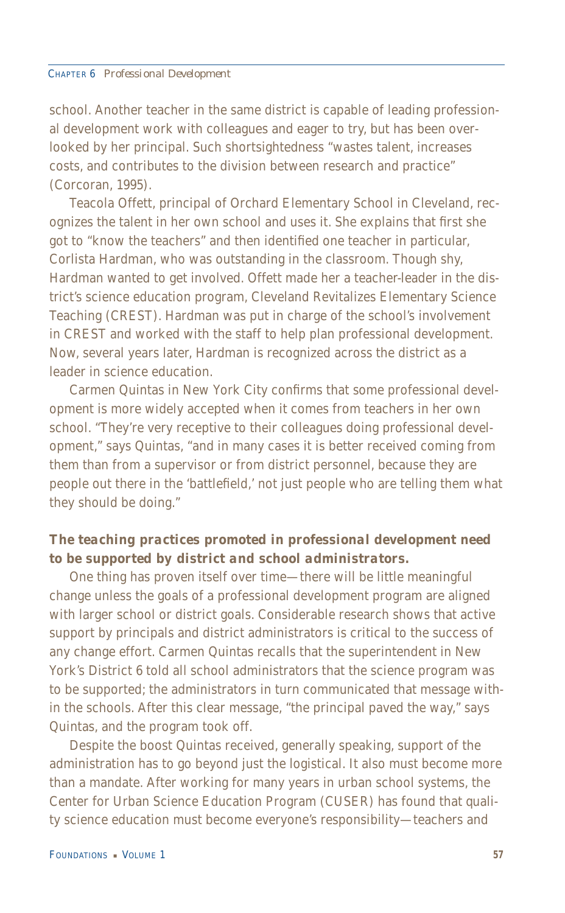school. Another teacher in the same district is capable of leading professional development work with colleagues and eager to try, but has been overlooked by her principal. Such shortsightedness "wastes talent, increases costs, and contributes to the division between research and practice" (Corcoran, 1995).

Teacola Offett, principal of Orchard Elementary School in Cleveland, recognizes the talent in her own school and uses it. She explains that first she got to "know the teachers" and then identified one teacher in particular, Corlista Hardman, who was outstanding in the classroom. Though shy, Hardman wanted to get involved. Offett made her a teacher-leader in the district's science education program, Cleveland Revitalizes Elementary Science Teaching (CREST). Hardman was put in charge of the school's involvement in CREST and worked with the staff to help plan professional development. Now, several years later, Hardman is recognized across the district as a leader in science education.

Carmen Quintas in New York City confirms that some professional development is more widely accepted when it comes from teachers in her own school. "They're very receptive to their colleagues doing professional development," says Quintas, "and in many cases it is better received coming from them than from a supervisor or from district personnel, because they are people out there in the 'battlefield,' not just people who are telling them what they should be doing."

***The teaching practices promoted in professional development need to be supported by district and school administrators.***

One thing has proven itself over time—there will be little meaningful change unless the goals of a professional development program are aligned with larger school or district goals. Considerable research shows that active support by principals and district administrators is critical to the success of any change effort. Carmen Quintas recalls that the superintendent in New York's District 6 told all school administrators that the science program was to be supported; the administrators in turn communicated that message within the schools. After this clear message, "the principal paved the way," says Quintas, and the program took off.

Despite the boost Quintas received, generally speaking, support of the administration has to go beyond just the logistical. It also must become more than a mandate. After working for many years in urban school systems, the Center for Urban Science Education Program (CUSER) has found that quality science education must become everyone's responsibility—teachers and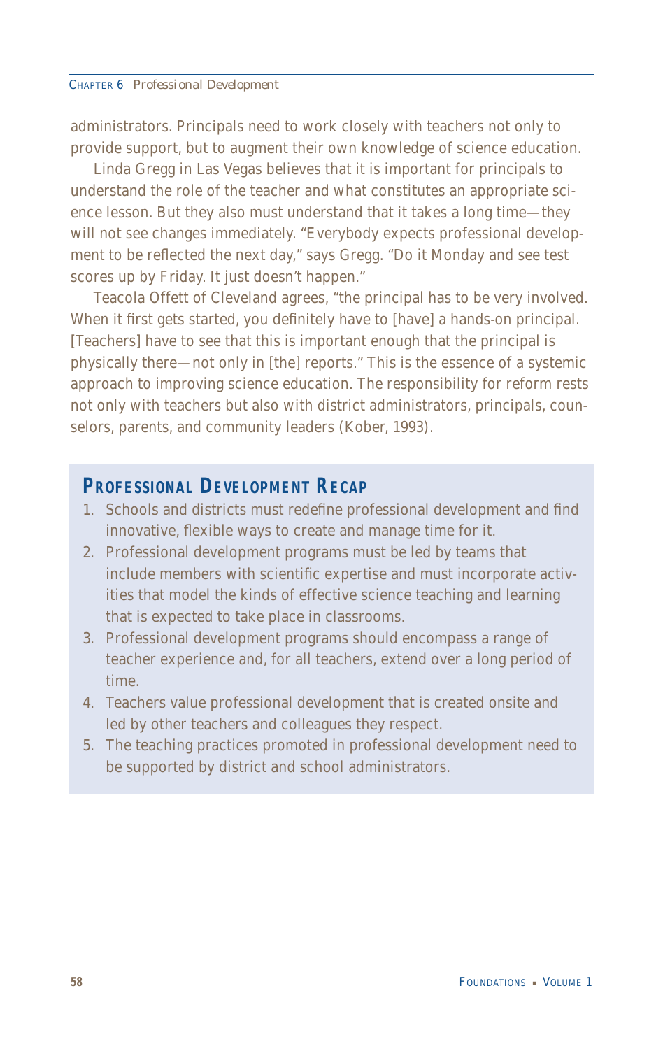administrators. Principals need to work closely with teachers not only to provide support, but to augment their own knowledge of science education.

Linda Gregg in Las Vegas believes that it is important for principals to understand the role of the teacher and what constitutes an appropriate science lesson. But they also must understand that it takes a long time—they will not see changes immediately. "Everybody expects professional development to be reflected the next day," says Gregg. "Do it Monday and see test scores up by Friday. It just doesn't happen."

Teacola Offett of Cleveland agrees, "the principal has to be very involved. When it first gets started, you definitely have to [have] a hands-on principal. [Teachers] have to see that this is important enough that the principal is physically there—not only in [the] reports." This is the essence of a systemic approach to improving science education. The responsibility for reform rests not only with teachers but also with district administrators, principals, counselors, parents, and community leaders (Kober, 1993).

## Professional Development Recap

1. Schools and districts must redefine professional development and find innovative, flexible ways to create and manage time for it.
2. Professional development programs must be led by teams that include members with scientific expertise and must incorporate activities that model the kinds of effective science teaching and learning that is expected to take place in classrooms.
3. Professional development programs should encompass a range of teacher experience and, for all teachers, extend over a long period of time.
4. Teachers value professional development that is created onsite and led by other teachers and colleagues they respect.
5. The teaching practices promoted in professional development need to be supported by district and school administrators.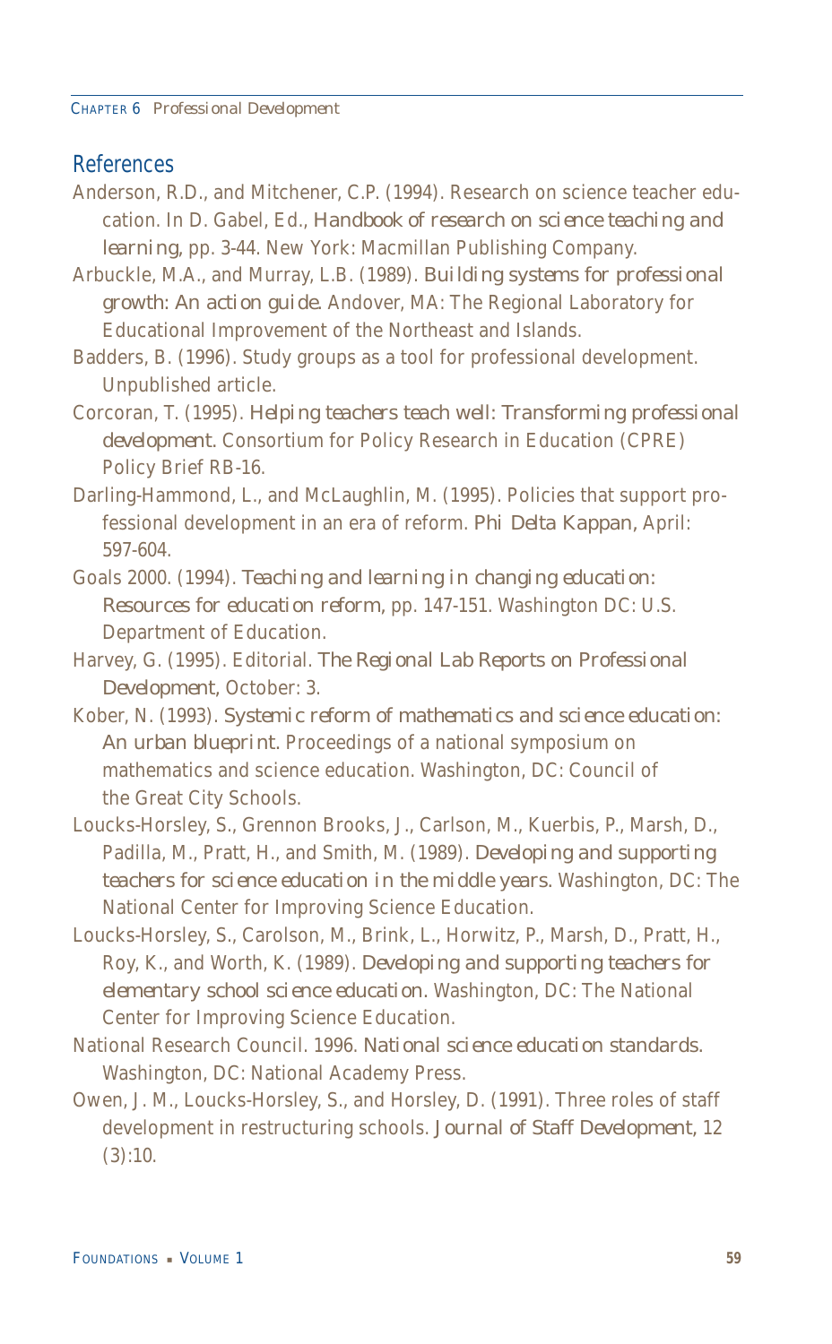## References

Anderson, R.D., and Mitchener, C.P. (1994). Research on science teacher education. In D. Gabel, Ed., *Handbook of research on science teaching and learning*, pp. 3-44. New York: Macmillan Publishing Company.

Arbuckle, M.A., and Murray, L.B. (1989). *Building systems for professional growth: An action guide*. Andover, MA: The Regional Laboratory for Educational Improvement of the Northeast and Islands.

Badders, B. (1996). Study groups as a tool for professional development. Unpublished article.

Corcoran, T. (1995). *Helping teachers teach well: Transforming professional development*. Consortium for Policy Research in Education (CPRE) Policy Brief RB-16.

Darling-Hammond, L., and McLaughlin, M. (1995). Policies that support professional development in an era of reform. *Phi Delta Kappan*, April: 597-604.

Goals 2000. (1994). *Teaching and learning in changing education: Resources for education reform*, pp. 147-151. Washington DC: U.S. Department of Education.

Harvey, G. (1995). Editorial. *The Regional Lab Reports on Professional Development*, October: 3.

Kober, N. (1993). *Systemic reform of mathematics and science education: An urban blueprint*. Proceedings of a national symposium on mathematics and science education. Washington, DC: Council of the Great City Schools.

Loucks-Horsley, S., Grennon Brooks, J., Carlson, M., Kuerbis, P., Marsh, D., Padilla, M., Pratt, H., and Smith, M. (1989). *Developing and supporting teachers for science education in the middle years*. Washington, DC: The National Center for Improving Science Education.

Loucks-Horsley, S., Carolson, M., Brink, L., Horwitz, P., Marsh, D., Pratt, H., Roy, K., and Worth, K. (1989). *Developing and supporting teachers for elementary school science education*. Washington, DC: The National Center for Improving Science Education.

National Research Council. 1996. *National science education standards*. Washington, DC: National Academy Press.

Owen, J. M., Loucks-Horsley, S., and Horsley, D. (1991). Three roles of staff development in restructuring schools. *Journal of Staff Development*, 12 (3):10.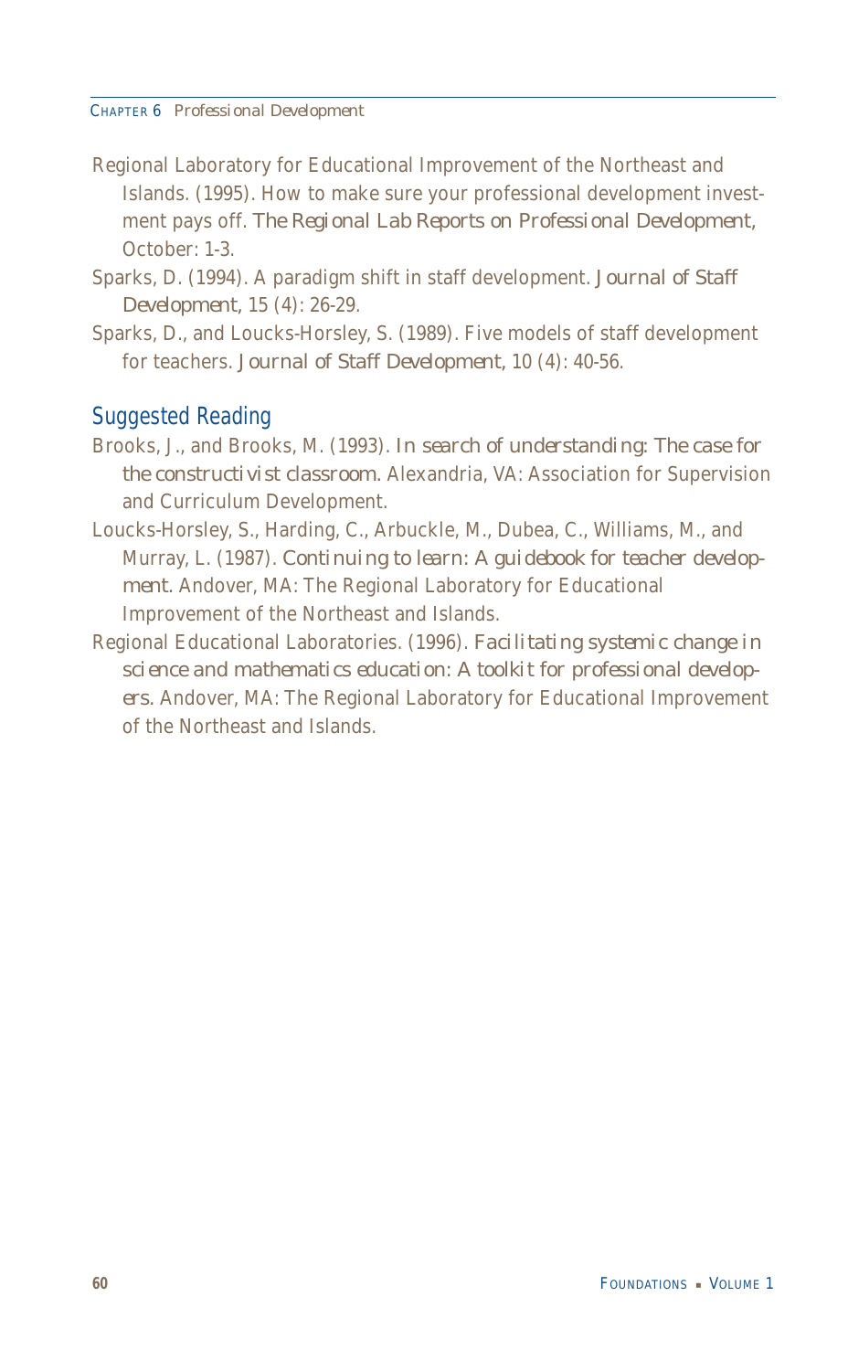Regional Laboratory for Educational Improvement of the Northeast and Islands. (1995). How to make sure your professional development investment pays off. *The Regional Lab Reports on Professional Development*, October: 1-3.

Sparks, D. (1994). A paradigm shift in staff development. *Journal of Staff Development*, 15 (4): 26-29.

Sparks, D., and Loucks-Horsley, S. (1989). Five models of staff development for teachers. *Journal of Staff Development*, 10 (4): 40-56.

## Suggested Reading

Brooks, J., and Brooks, M. (1993). *In search of understanding: The case for the constructivist classroom*. Alexandria, VA: Association for Supervision and Curriculum Development.

Loucks-Horsley, S., Harding, C., Arbuckle, M., Dubea, C., Williams, M., and Murray, L. (1987). *Continuing to learn: A guidebook for teacher development*. Andover, MA: The Regional Laboratory for Educational Improvement of the Northeast and Islands.

Regional Educational Laboratories. (1996). *Facilitating systemic change in science and mathematics education: A toolkit for professional developers*. Andover, MA: The Regional Laboratory for Educational Improvement of the Northeast and Islands.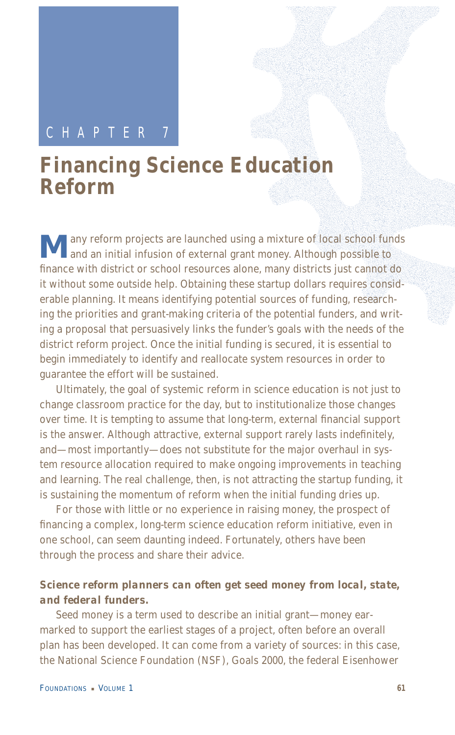CHAPTER 7

# Financing Science Education Reform

Many reform projects are launched using a mixture of local school funds and an initial infusion of external grant money. Although possible to finance with district or school resources alone, many districts just cannot do it without some outside help. Obtaining these startup dollars requires considerable planning. It means identifying potential sources of funding, researching the priorities and grant-making criteria of the potential funders, and writing a proposal that persuasively links the funder's goals with the needs of the district reform project. Once the initial funding is secured, it is essential to begin immediately to identify and reallocate system resources in order to guarantee the effort will be sustained.

Ultimately, the goal of systemic reform in science education is not just to change classroom practice for the day, but to institutionalize those changes over time. It is tempting to assume that long-term, external financial support is the answer. Although attractive, external support rarely lasts indefinitely, and—most importantly—does not substitute for the major overhaul in system resource allocation required to make ongoing improvements in teaching and learning. The real challenge, then, is not attracting the startup funding, it is sustaining the momentum of reform when the initial funding dries up.

For those with little or no experience in raising money, the prospect of financing a complex, long-term science education reform initiative, even in one school, can seem daunting indeed. Fortunately, others have been through the process and share their advice.

### *Science reform planners can often get seed money from local, state, and federal funders.*

Seed money is a term used to describe an initial grant—money earmarked to support the earliest stages of a project, often before an overall plan has been developed. It can come from a variety of sources: in this case, the National Science Foundation (NSF), Goals 2000, the federal Eisenhower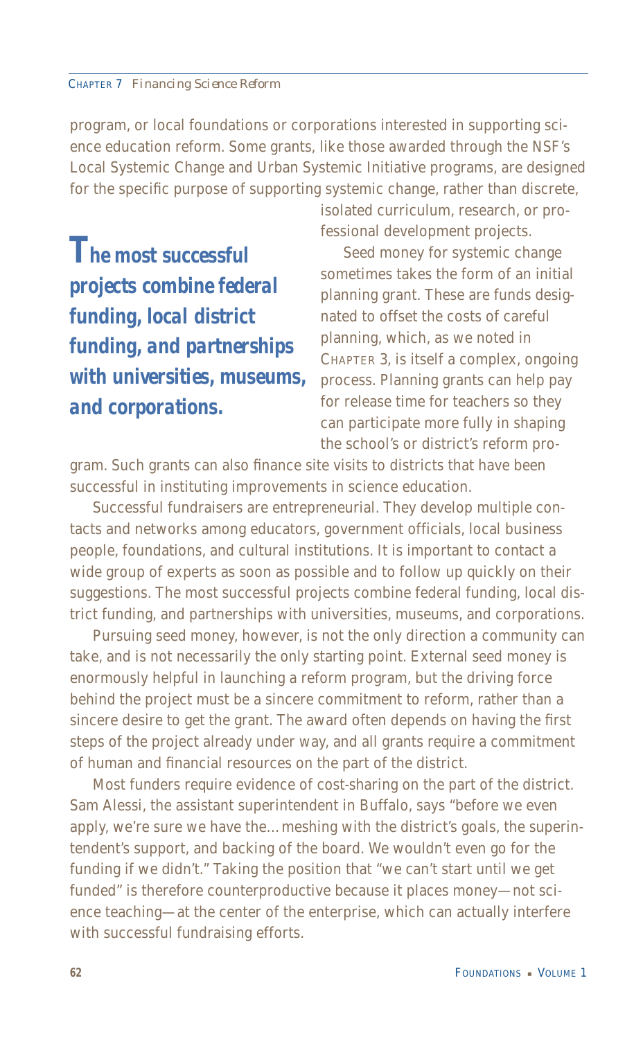program, or local foundations or corporations interested in supporting science education reform. Some grants, like those awarded through the NSF's Local Systemic Change and Urban Systemic Initiative programs, are designed for the specific purpose of supporting systemic change, rather than discrete, isolated curriculum, research, or professional development projects.

***The most successful projects combine federal funding, local district funding, and partnerships with universities, museums, and corporations.***

Seed money for systemic change sometimes takes the form of an initial planning grant. These are funds designated to offset the costs of careful planning, which, as we noted in Chapter 3, is itself a complex, ongoing process. Planning grants can help pay for release time for teachers so they can participate more fully in shaping the school's or district's reform program. Such grants can also finance site visits to districts that have been successful in instituting improvements in science education.

Successful fundraisers are entrepreneurial. They develop multiple contacts and networks among educators, government officials, local business people, foundations, and cultural institutions. It is important to contact a wide group of experts as soon as possible and to follow up quickly on their suggestions. The most successful projects combine federal funding, local district funding, and partnerships with universities, museums, and corporations.

Pursuing seed money, however, is not the only direction a community can take, and is not necessarily the only starting point. External seed money is enormously helpful in launching a reform program, but the driving force behind the project must be a sincere commitment to reform, rather than a sincere desire to get the grant. The award often depends on having the first steps of the project already under way, and all grants require a commitment of human and financial resources on the part of the district.

Most funders require evidence of cost-sharing on the part of the district. Sam Alessi, the assistant superintendent in Buffalo, says "before we even apply, we're sure we have the…meshing with the district's goals, the superintendent's support, and backing of the board. We wouldn't even go for the funding if we didn't." Taking the position that "we can't start until we get funded" is therefore counterproductive because it places money—not science teaching—at the center of the enterprise, which can actually interfere with successful fundraising efforts.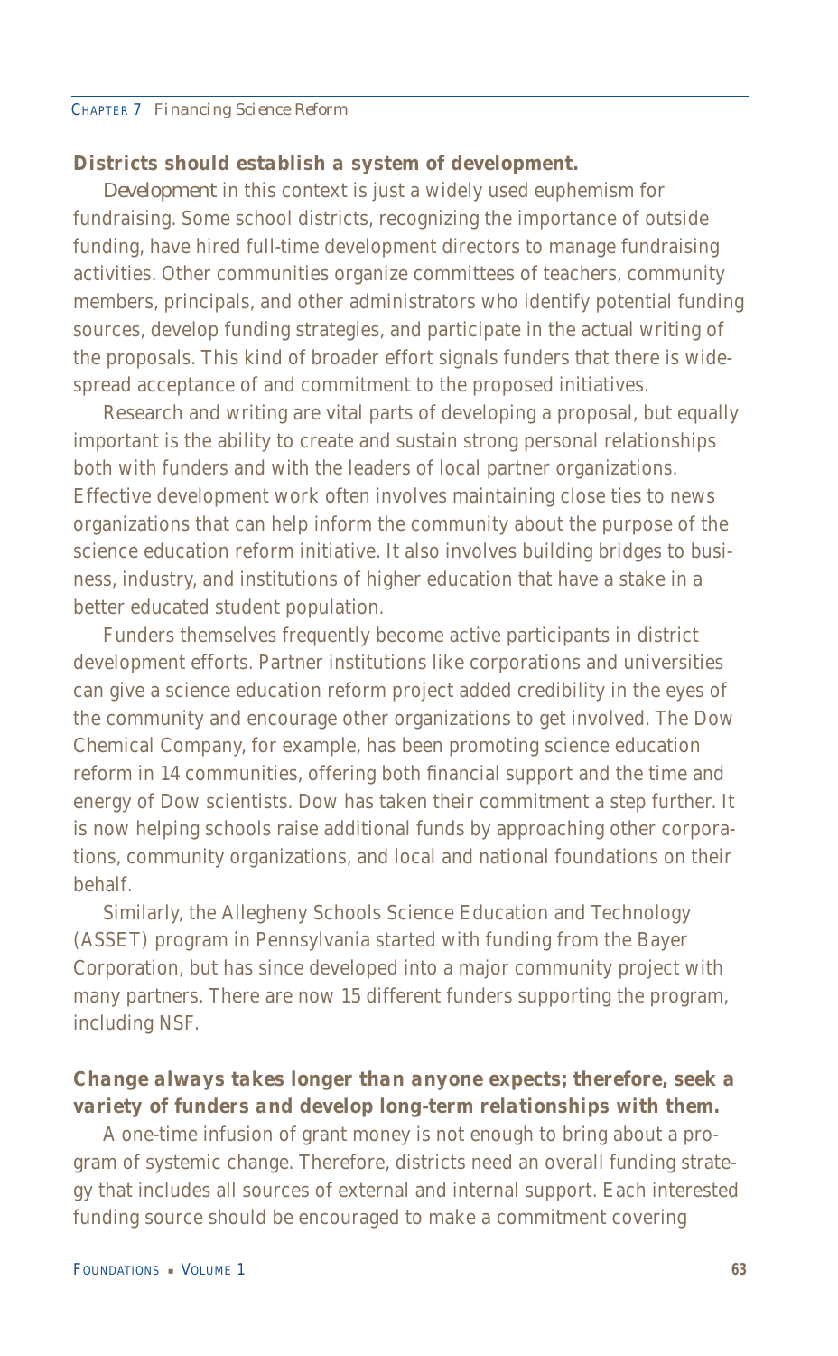**Districts should establish a system of development.**

*Development* in this context is just a widely used euphemism for fundraising. Some school districts, recognizing the importance of outside funding, have hired full-time development directors to manage fundraising activities. Other communities organize committees of teachers, community members, principals, and other administrators who identify potential funding sources, develop funding strategies, and participate in the actual writing of the proposals. This kind of broader effort signals funders that there is widespread acceptance of and commitment to the proposed initiatives.

Research and writing are vital parts of developing a proposal, but equally important is the ability to create and sustain strong personal relationships both with funders and with the leaders of local partner organizations. Effective development work often involves maintaining close ties to news organizations that can help inform the community about the purpose of the science education reform initiative. It also involves building bridges to business, industry, and institutions of higher education that have a stake in a better educated student population.

Funders themselves frequently become active participants in district development efforts. Partner institutions like corporations and universities can give a science education reform project added credibility in the eyes of the community and encourage other organizations to get involved. The Dow Chemical Company, for example, has been promoting science education reform in 14 communities, offering both financial support and the time and energy of Dow scientists. Dow has taken their commitment a step further. It is now helping schools raise additional funds by approaching other corporations, community organizations, and local and national foundations on their behalf.

Similarly, the Allegheny Schools Science Education and Technology (ASSET) program in Pennsylvania started with funding from the Bayer Corporation, but has since developed into a major community project with many partners. There are now 15 different funders supporting the program, including NSF.

***Change always takes longer than anyone expects; therefore, seek a variety of funders and develop long-term relationships with them.***

A one-time infusion of grant money is not enough to bring about a program of systemic change. Therefore, districts need an overall funding strategy that includes all sources of external and internal support. Each interested funding source should be encouraged to make a commitment covering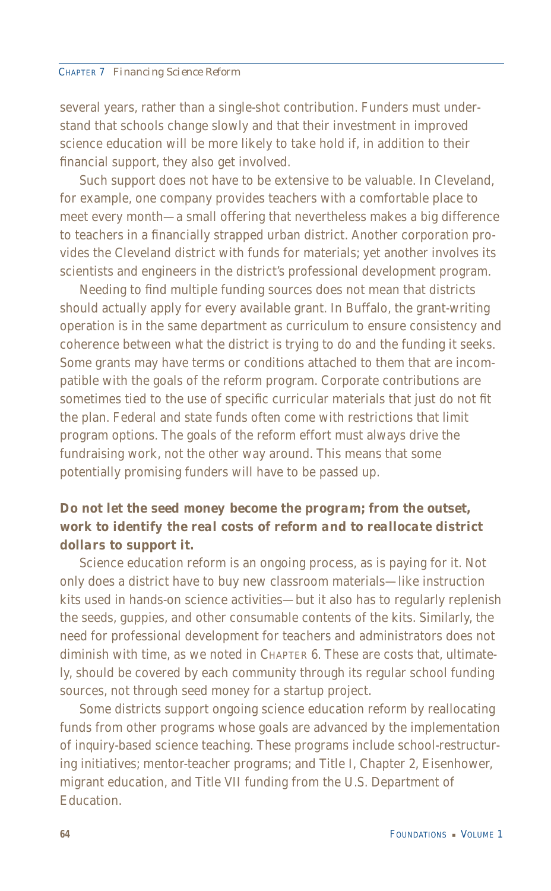several years, rather than a single-shot contribution. Funders must understand that schools change slowly and that their investment in improved science education will be more likely to take hold if, in addition to their financial support, they also get involved.

Such support does not have to be extensive to be valuable. In Cleveland, for example, one company provides teachers with a comfortable place to meet every month—a small offering that nevertheless makes a big difference to teachers in a financially strapped urban district. Another corporation provides the Cleveland district with funds for materials; yet another involves its scientists and engineers in the district's professional development program.

Needing to find multiple funding sources does not mean that districts should actually apply for every available grant. In Buffalo, the grant-writing operation is in the same department as curriculum to ensure consistency and coherence between what the district is trying to do and the funding it seeks. Some grants may have terms or conditions attached to them that are incompatible with the goals of the reform program. Corporate contributions are sometimes tied to the use of specific curricular materials that just do not fit the plan. Federal and state funds often come with restrictions that limit program options. The goals of the reform effort must always drive the fundraising work, not the other way around. This means that some potentially promising funders will have to be passed up.

**Do not let the seed money become the program; from the outset, work to identify the real costs of reform and to reallocate district dollars to support it.**

Science education reform is an ongoing process, as is paying for it. Not only does a district have to buy new classroom materials—like instruction kits used in hands-on science activities—but it also has to regularly replenish the seeds, guppies, and other consumable contents of the kits. Similarly, the need for professional development for teachers and administrators does not diminish with time, as we noted in Chapter 6. These are costs that, ultimately, should be covered by each community through its regular school funding sources, not through seed money for a startup project.

Some districts support ongoing science education reform by reallocating funds from other programs whose goals are advanced by the implementation of inquiry-based science teaching. These programs include school-restructuring initiatives; mentor-teacher programs; and Title I, Chapter 2, Eisenhower, migrant education, and Title VII funding from the U.S. Department of Education.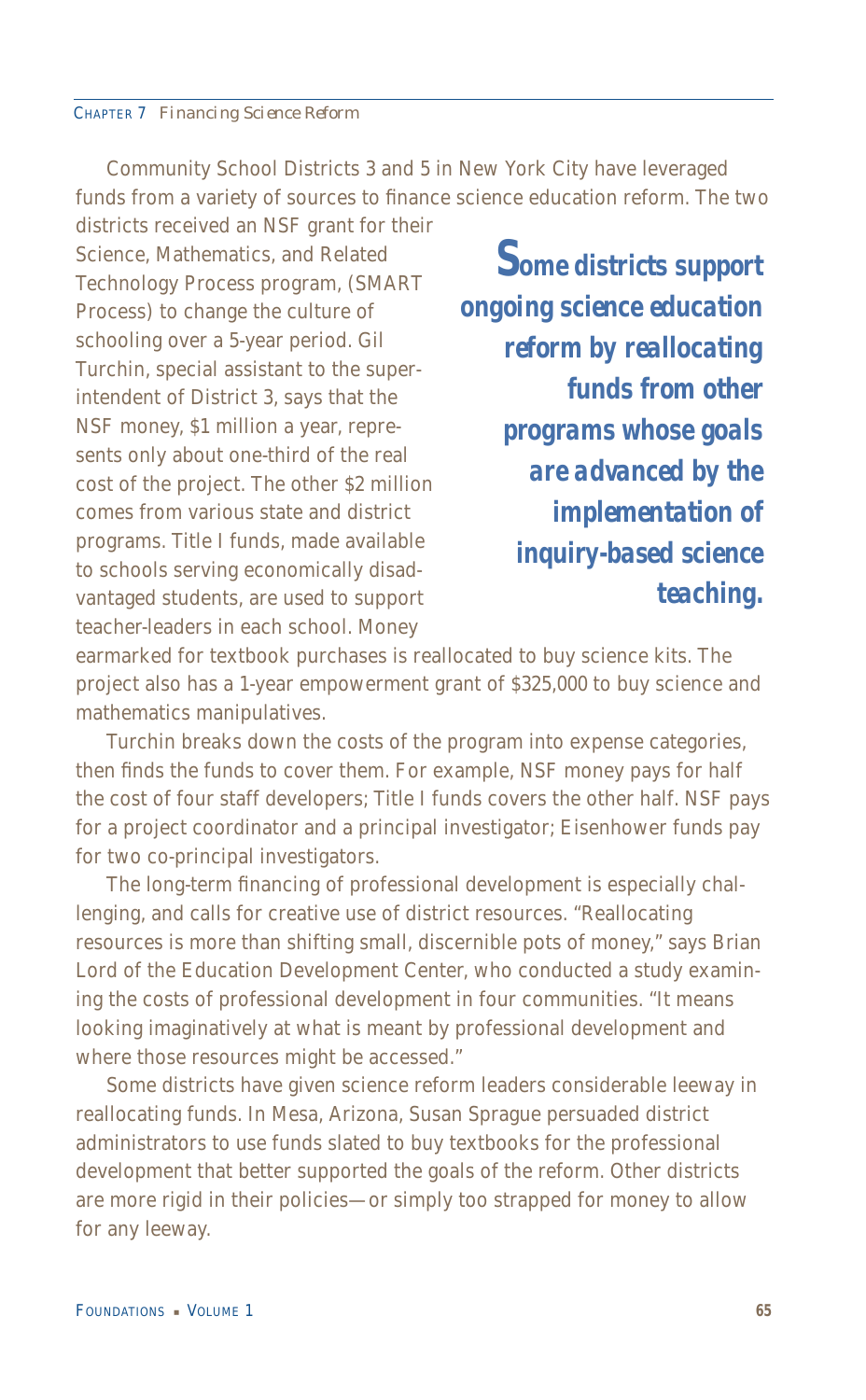Community School Districts 3 and 5 in New York City have leveraged funds from a variety of sources to finance science education reform. The two districts received an NSF grant for their Science, Mathematics, and Related Technology Process program, (SMART Process) to change the culture of schooling over a 5-year period. Gil Turchin, special assistant to the superintendent of District 3, says that the NSF money, $1 million a year, represents only about one-third of the real cost of the project. The other $2 million comes from various state and district programs. Title I funds, made available to schools serving economically disadvantaged students, are used to support teacher-leaders in each school. Money earmarked for textbook purchases is reallocated to buy science kits. The project also has a 1-year empowerment grant of $325,000 to buy science and mathematics manipulatives.

> ***Some districts support ongoing science education reform by reallocating funds from other programs whose goals are advanced by the implementation of inquiry-based science teaching.***

Turchin breaks down the costs of the program into expense categories, then finds the funds to cover them. For example, NSF money pays for half the cost of four staff developers; Title I funds covers the other half. NSF pays for a project coordinator and a principal investigator; Eisenhower funds pay for two co-principal investigators.

The long-term financing of professional development is especially challenging, and calls for creative use of district resources. "Reallocating resources is more than shifting small, discernible pots of money," says Brian Lord of the Education Development Center, who conducted a study examining the costs of professional development in four communities. "It means looking imaginatively at what is meant by professional development and where those resources might be accessed."

Some districts have given science reform leaders considerable leeway in reallocating funds. In Mesa, Arizona, Susan Sprague persuaded district administrators to use funds slated to buy textbooks for the professional development that better supported the goals of the reform. Other districts are more rigid in their policies—or simply too strapped for money to allow for any leeway.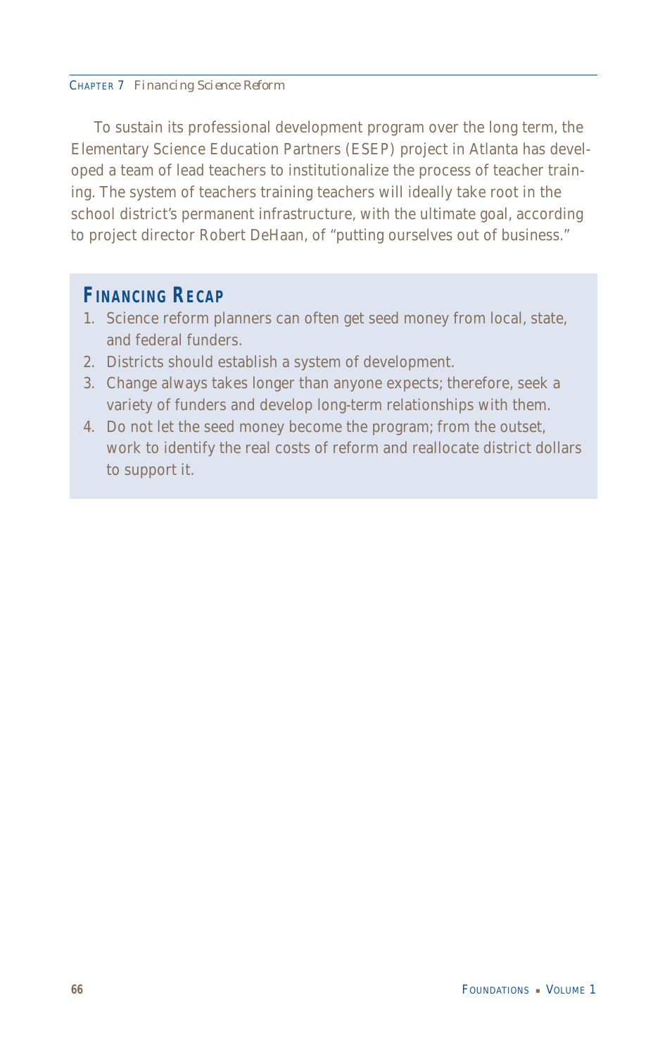To sustain its professional development program over the long term, the Elementary Science Education Partners (ESEP) project in Atlanta has developed a team of lead teachers to institutionalize the process of teacher training. The system of teachers training teachers will ideally take root in the school district's permanent infrastructure, with the ultimate goal, according to project director Robert DeHaan, of "putting ourselves out of business."

## FINANCING RECAP

1. Science reform planners can often get seed money from local, state, and federal funders.
2. Districts should establish a system of development.
3. Change always takes longer than anyone expects; therefore, seek a variety of funders and develop long-term relationships with them.
4. Do not let the seed money become the program; from the outset, work to identify the real costs of reform and reallocate district dollars to support it.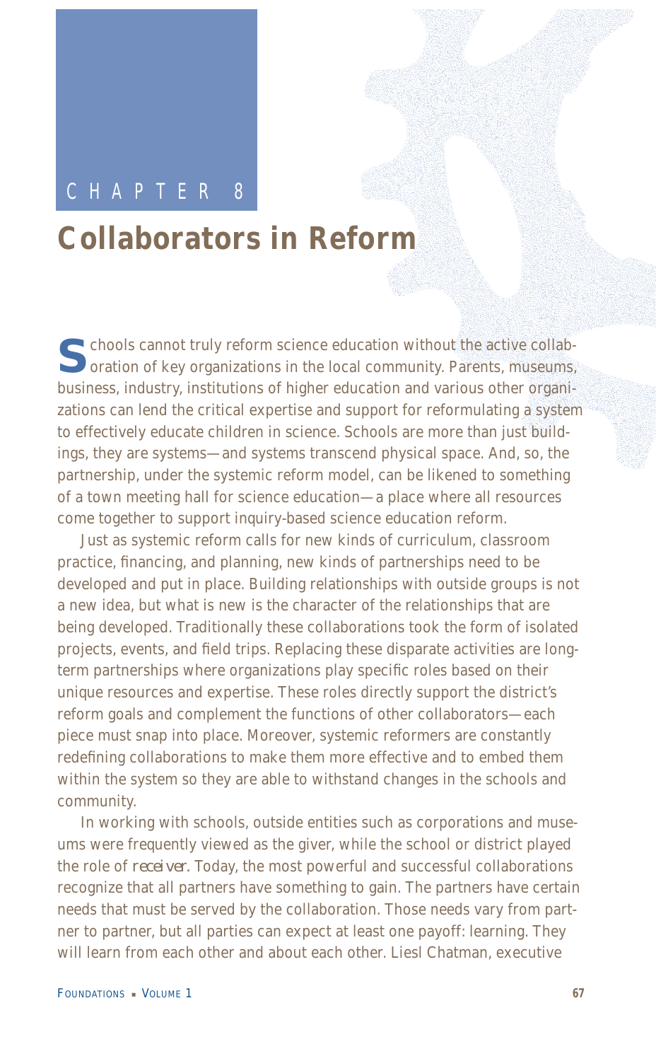CHAPTER 8

# Collaborators in Reform

Schools cannot truly reform science education without the active collaboration of key organizations in the local community. Parents, museums, business, industry, institutions of higher education and various other organizations can lend the critical expertise and support for reformulating a system to effectively educate children in science. Schools are more than just buildings, they are systems—and systems transcend physical space. And, so, the partnership, under the systemic reform model, can be likened to something of a town meeting hall for science education—a place where all resources come together to support inquiry-based science education reform.

Just as systemic reform calls for new kinds of curriculum, classroom practice, financing, and planning, new kinds of partnerships need to be developed and put in place. Building relationships with outside groups is not a new idea, but what is new is the character of the relationships that are being developed. Traditionally these collaborations took the form of isolated projects, events, and field trips. Replacing these disparate activities are long-term partnerships where organizations play specific roles based on their unique resources and expertise. These roles directly support the district's reform goals and complement the functions of other collaborators—each piece must snap into place. Moreover, systemic reformers are constantly redefining collaborations to make them more effective and to embed them within the system so they are able to withstand changes in the schools and community.

In working with schools, outside entities such as corporations and museums were frequently viewed as the giver, while the school or district played the role of *receiver*. Today, the most powerful and successful collaborations recognize that all partners have something to gain. The partners have certain needs that must be served by the collaboration. Those needs vary from partner to partner, but all parties can expect at least one payoff: learning. They will learn from each other and about each other. Liesl Chatman, executive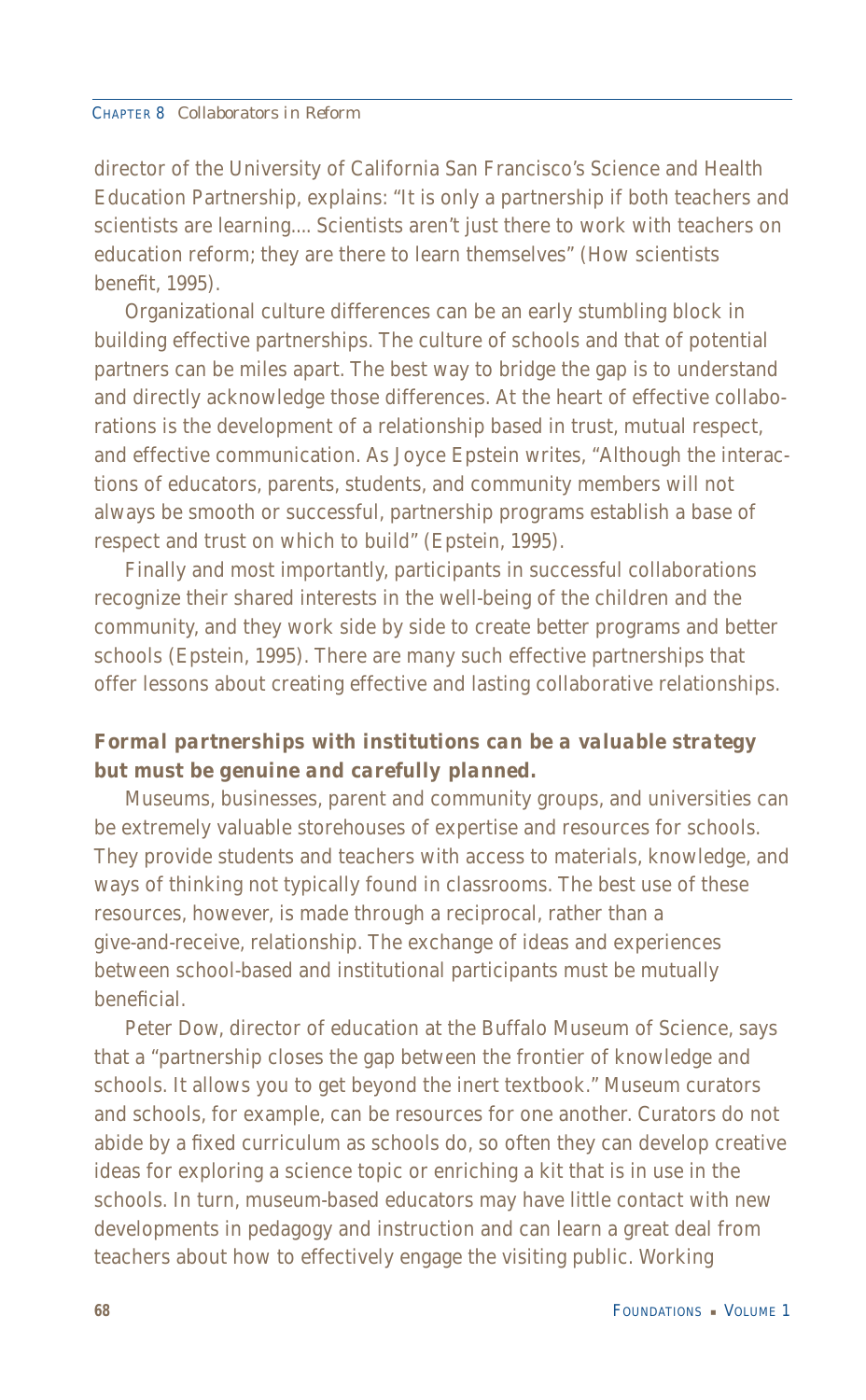director of the University of California San Francisco's Science and Health Education Partnership, explains: "It is only a partnership if both teachers and scientists are learning.... Scientists aren't just there to work with teachers on education reform; they are there to learn themselves" (How scientists benefit, 1995).

Organizational culture differences can be an early stumbling block in building effective partnerships. The culture of schools and that of potential partners can be miles apart. The best way to bridge the gap is to understand and directly acknowledge those differences. At the heart of effective collaborations is the development of a relationship based in trust, mutual respect, and effective communication. As Joyce Epstein writes, "Although the interactions of educators, parents, students, and community members will not always be smooth or successful, partnership programs establish a base of respect and trust on which to build" (Epstein, 1995).

Finally and most importantly, participants in successful collaborations recognize their shared interests in the well-being of the children and the community, and they work side by side to create better programs and better schools (Epstein, 1995). There are many such effective partnerships that offer lessons about creating effective and lasting collaborative relationships.

### *Formal partnerships with institutions can be a valuable strategy but must be genuine and carefully planned.*

Museums, businesses, parent and community groups, and universities can be extremely valuable storehouses of expertise and resources for schools. They provide students and teachers with access to materials, knowledge, and ways of thinking not typically found in classrooms. The best use of these resources, however, is made through a reciprocal, rather than a give-and-receive, relationship. The exchange of ideas and experiences between school-based and institutional participants must be mutually beneficial.

Peter Dow, director of education at the Buffalo Museum of Science, says that a "partnership closes the gap between the frontier of knowledge and schools. It allows you to get beyond the inert textbook." Museum curators and schools, for example, can be resources for one another. Curators do not abide by a fixed curriculum as schools do, so often they can develop creative ideas for exploring a science topic or enriching a kit that is in use in the schools. In turn, museum-based educators may have little contact with new developments in pedagogy and instruction and can learn a great deal from teachers about how to effectively engage the visiting public. Working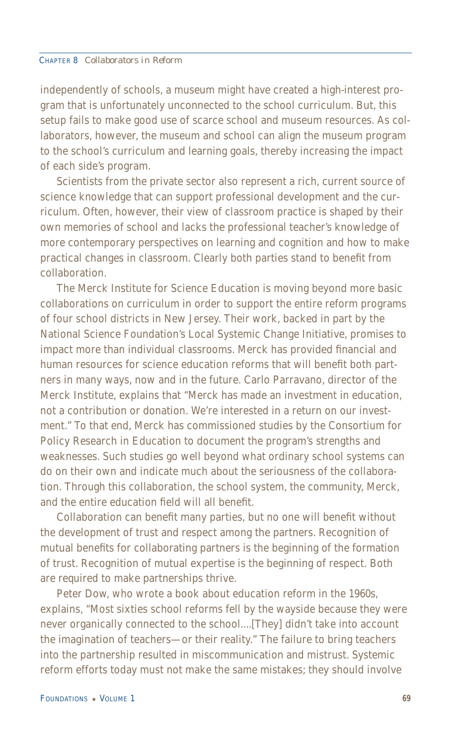independently of schools, a museum might have created a high-interest program that is unfortunately unconnected to the school curriculum. But, this setup fails to make good use of scarce school and museum resources. As collaborators, however, the museum and school can align the museum program to the school's curriculum and learning goals, thereby increasing the impact of each side's program.

Scientists from the private sector also represent a rich, current source of science knowledge that can support professional development and the curriculum. Often, however, their view of classroom practice is shaped by their own memories of school and lacks the professional teacher's knowledge of more contemporary perspectives on learning and cognition and how to make practical changes in classroom. Clearly both parties stand to benefit from collaboration.

The Merck Institute for Science Education is moving beyond more basic collaborations on curriculum in order to support the entire reform programs of four school districts in New Jersey. Their work, backed in part by the National Science Foundation's Local Systemic Change Initiative, promises to impact more than individual classrooms. Merck has provided financial and human resources for science education reforms that will benefit both partners in many ways, now and in the future. Carlo Parravano, director of the Merck Institute, explains that "Merck has made an investment in education, not a contribution or donation. We're interested in a return on our investment." To that end, Merck has commissioned studies by the Consortium for Policy Research in Education to document the program's strengths and weaknesses. Such studies go well beyond what ordinary school systems can do on their own and indicate much about the seriousness of the collaboration. Through this collaboration, the school system, the community, Merck, and the entire education field will all benefit.

Collaboration can benefit many parties, but no one will benefit without the development of trust and respect among the partners. Recognition of mutual benefits for collaborating partners is the beginning of the formation of trust. Recognition of mutual expertise is the beginning of respect. Both are required to make partnerships thrive.

Peter Dow, who wrote a book about education reform in the 1960s, explains, "Most sixties school reforms fell by the wayside because they were never organically connected to the school....[They] didn't take into account the imagination of teachers—or their reality." The failure to bring teachers into the partnership resulted in miscommunication and mistrust. Systemic reform efforts today must not make the same mistakes; they should involve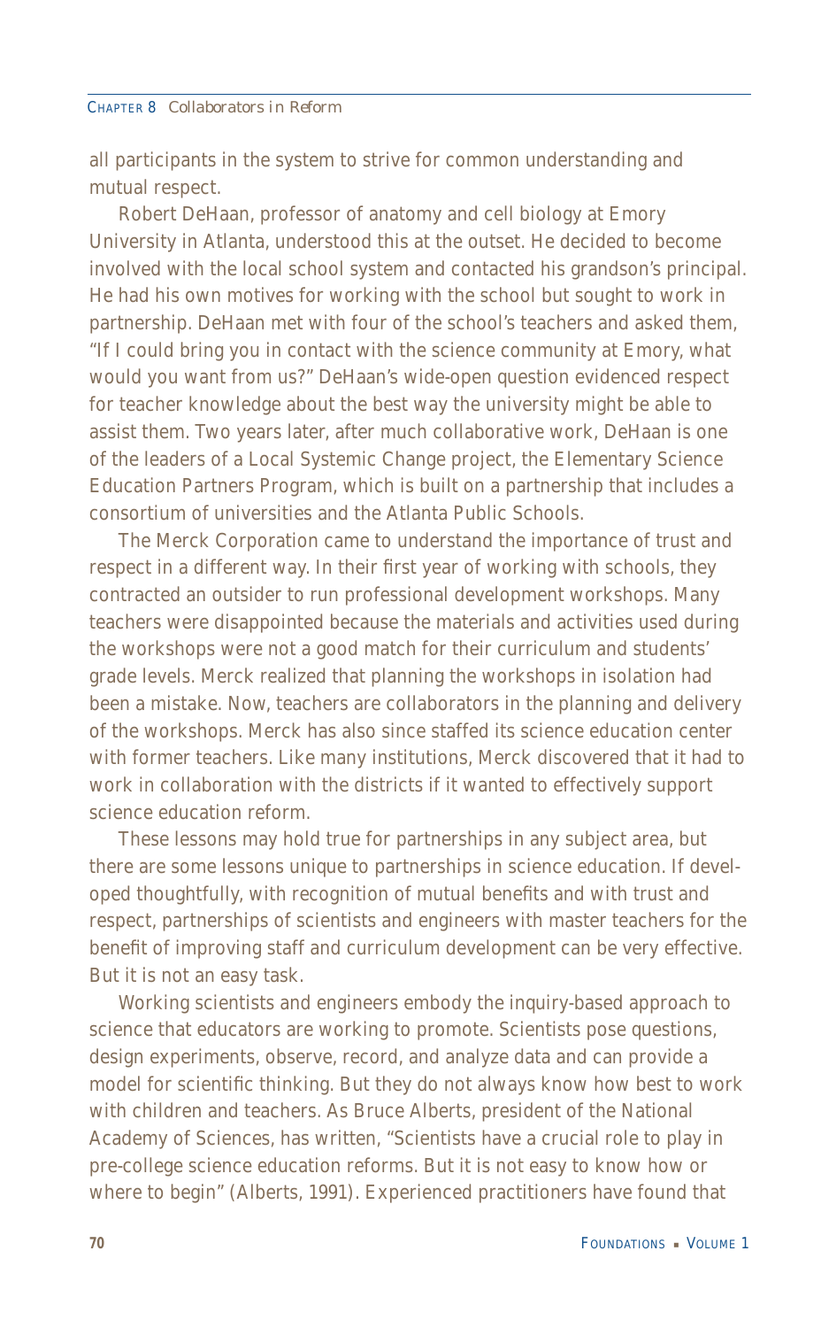all participants in the system to strive for common understanding and mutual respect.

Robert DeHaan, professor of anatomy and cell biology at Emory University in Atlanta, understood this at the outset. He decided to become involved with the local school system and contacted his grandson's principal. He had his own motives for working with the school but sought to work in partnership. DeHaan met with four of the school's teachers and asked them, "If I could bring you in contact with the science community at Emory, what would you want from us?" DeHaan's wide-open question evidenced respect for teacher knowledge about the best way the university might be able to assist them. Two years later, after much collaborative work, DeHaan is one of the leaders of a Local Systemic Change project, the Elementary Science Education Partners Program, which is built on a partnership that includes a consortium of universities and the Atlanta Public Schools.

The Merck Corporation came to understand the importance of trust and respect in a different way. In their first year of working with schools, they contracted an outsider to run professional development workshops. Many teachers were disappointed because the materials and activities used during the workshops were not a good match for their curriculum and students' grade levels. Merck realized that planning the workshops in isolation had been a mistake. Now, teachers are collaborators in the planning and delivery of the workshops. Merck has also since staffed its science education center with former teachers. Like many institutions, Merck discovered that it had to work in collaboration with the districts if it wanted to effectively support science education reform.

These lessons may hold true for partnerships in any subject area, but there are some lessons unique to partnerships in science education. If developed thoughtfully, with recognition of mutual benefits and with trust and respect, partnerships of scientists and engineers with master teachers for the benefit of improving staff and curriculum development can be very effective. But it is not an easy task.

Working scientists and engineers embody the inquiry-based approach to science that educators are working to promote. Scientists pose questions, design experiments, observe, record, and analyze data and can provide a model for scientific thinking. But they do not always know how best to work with children and teachers. As Bruce Alberts, president of the National Academy of Sciences, has written, "Scientists have a crucial role to play in pre-college science education reforms. But it is not easy to know how or where to begin" (Alberts, 1991). Experienced practitioners have found that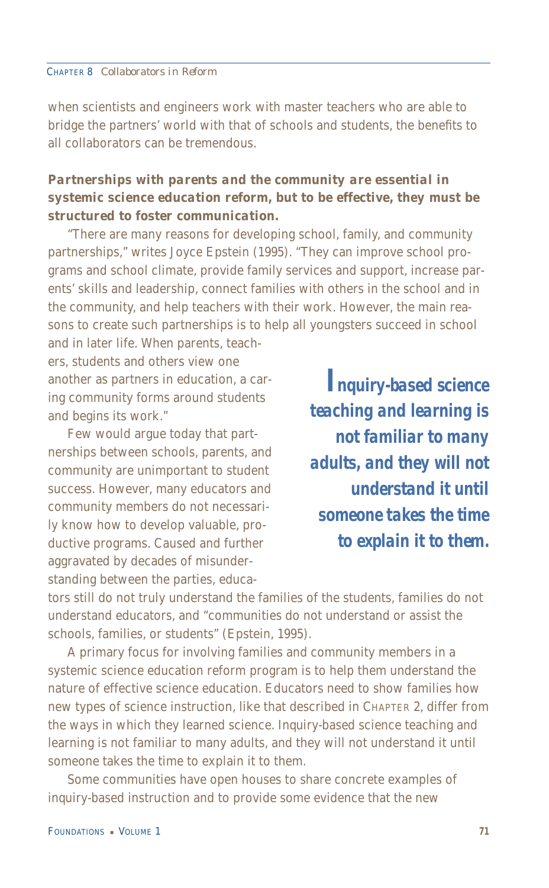when scientists and engineers work with master teachers who are able to bridge the partners' world with that of schools and students, the benefits to all collaborators can be tremendous.

***Partnerships with parents and the community are essential in systemic science education reform, but to be effective, they must be structured to foster communication.***

"There are many reasons for developing school, family, and community partnerships," writes Joyce Epstein (1995). "They can improve school programs and school climate, provide family services and support, increase parents' skills and leadership, connect families with others in the school and in the community, and help teachers with their work. However, the main reasons to create such partnerships is to help all youngsters succeed in school and in later life. When parents, teachers, students and others view one another as partners in education, a caring community forms around students and begins its work."

Few would argue today that partnerships between schools, parents, and community are unimportant to student success. However, many educators and community members do not necessarily know how to develop valuable, productive programs. Caused and further aggravated by decades of misunderstanding between the parties, educators still do not truly understand the families of the students, families do not understand educators, and "communities do not understand or assist the schools, families, or students" (Epstein, 1995).

> ***Inquiry-based science teaching and learning is not familiar to many adults, and they will not understand it until someone takes the time to explain it to them.***

A primary focus for involving families and community members in a systemic science education reform program is to help them understand the nature of effective science education. Educators need to show families how new types of science instruction, like that described in Chapter 2, differ from the ways in which they learned science. Inquiry-based science teaching and learning is not familiar to many adults, and they will not understand it until someone takes the time to explain it to them.

Some communities have open houses to share concrete examples of inquiry-based instruction and to provide some evidence that the new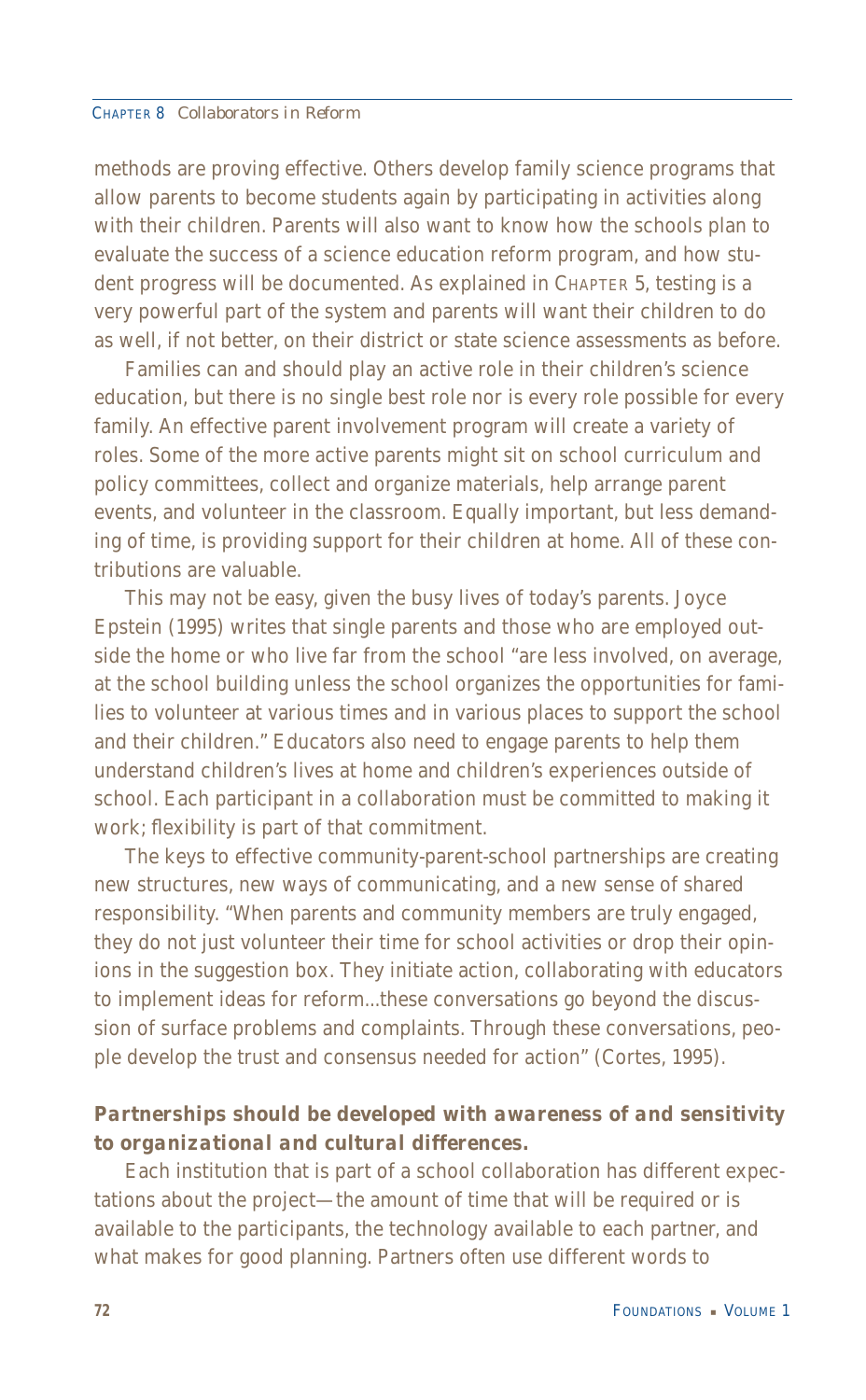methods are proving effective. Others develop family science programs that allow parents to become students again by participating in activities along with their children. Parents will also want to know how the schools plan to evaluate the success of a science education reform program, and how student progress will be documented. As explained in CHAPTER 5, testing is a very powerful part of the system and parents will want their children to do as well, if not better, on their district or state science assessments as before.

Families can and should play an active role in their children's science education, but there is no single best role nor is every role possible for every family. An effective parent involvement program will create a variety of roles. Some of the more active parents might sit on school curriculum and policy committees, collect and organize materials, help arrange parent events, and volunteer in the classroom. Equally important, but less demanding of time, is providing support for their children at home. All of these contributions are valuable.

This may not be easy, given the busy lives of today's parents. Joyce Epstein (1995) writes that single parents and those who are employed outside the home or who live far from the school "are less involved, on average, at the school building unless the school organizes the opportunities for families to volunteer at various times and in various places to support the school and their children." Educators also need to engage parents to help them understand children's lives at home and children's experiences outside of school. Each participant in a collaboration must be committed to making it work; flexibility is part of that commitment.

The keys to effective community-parent-school partnerships are creating new structures, new ways of communicating, and a new sense of shared responsibility. "When parents and community members are truly engaged, they do not just volunteer their time for school activities or drop their opinions in the suggestion box. They initiate action, collaborating with educators to implement ideas for reform...these conversations go beyond the discussion of surface problems and complaints. Through these conversations, people develop the trust and consensus needed for action" (Cortes, 1995).

**Partnerships should be developed with awareness of and sensitivity to organizational and cultural differences.**

Each institution that is part of a school collaboration has different expectations about the project—the amount of time that will be required or is available to the participants, the technology available to each partner, and what makes for good planning. Partners often use different words to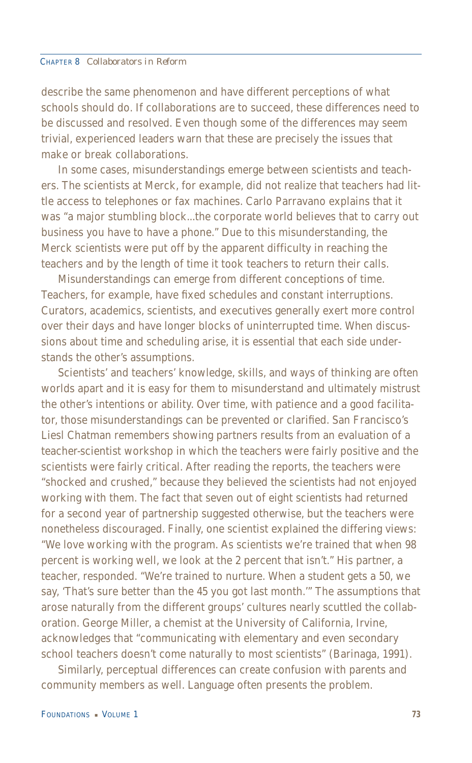describe the same phenomenon and have different perceptions of what schools should do. If collaborations are to succeed, these differences need to be discussed and resolved. Even though some of the differences may seem trivial, experienced leaders warn that these are precisely the issues that make or break collaborations.

In some cases, misunderstandings emerge between scientists and teachers. The scientists at Merck, for example, did not realize that teachers had little access to telephones or fax machines. Carlo Parravano explains that it was "a major stumbling block...the corporate world believes that to carry out business you have to have a phone." Due to this misunderstanding, the Merck scientists were put off by the apparent difficulty in reaching the teachers and by the length of time it took teachers to return their calls.

Misunderstandings can emerge from different conceptions of time. Teachers, for example, have fixed schedules and constant interruptions. Curators, academics, scientists, and executives generally exert more control over their days and have longer blocks of uninterrupted time. When discussions about time and scheduling arise, it is essential that each side understands the other's assumptions.

Scientists' and teachers' knowledge, skills, and ways of thinking are often worlds apart and it is easy for them to misunderstand and ultimately mistrust the other's intentions or ability. Over time, with patience and a good facilitator, those misunderstandings can be prevented or clarified. San Francisco's Liesl Chatman remembers showing partners results from an evaluation of a teacher-scientist workshop in which the teachers were fairly positive and the scientists were fairly critical. After reading the reports, the teachers were "shocked and crushed," because they believed the scientists had not enjoyed working with them. The fact that seven out of eight scientists had returned for a second year of partnership suggested otherwise, but the teachers were nonetheless discouraged. Finally, one scientist explained the differing views: "We love working with the program. As scientists we're trained that when 98 percent is working well, we look at the 2 percent that isn't." His partner, a teacher, responded. "We're trained to nurture. When a student gets a 50, we say, 'That's sure better than the 45 you got last month.'" The assumptions that arose naturally from the different groups' cultures nearly scuttled the collaboration. George Miller, a chemist at the University of California, Irvine, acknowledges that "communicating with elementary and even secondary school teachers doesn't come naturally to most scientists" (Barinaga, 1991).

Similarly, perceptual differences can create confusion with parents and community members as well. Language often presents the problem.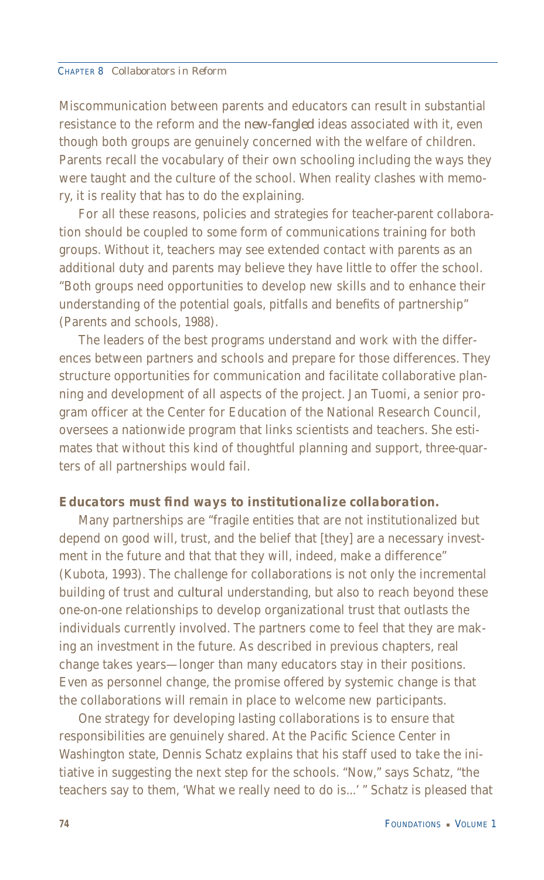Miscommunication between parents and educators can result in substantial resistance to the reform and the *new-fangled* ideas associated with it, even though both groups are genuinely concerned with the welfare of children. Parents recall the vocabulary of their own schooling including the ways they were taught and the culture of the school. When reality clashes with memory, it is reality that has to do the explaining.

For all these reasons, policies and strategies for teacher-parent collaboration should be coupled to some form of communications training for both groups. Without it, teachers may see extended contact with parents as an additional duty and parents may believe they have little to offer the school. "Both groups need opportunities to develop new skills and to enhance their understanding of the potential goals, pitfalls and benefits of partnership" (Parents and schools, 1988).

The leaders of the best programs understand and work with the differences between partners and schools and prepare for those differences. They structure opportunities for communication and facilitate collaborative planning and development of all aspects of the project. Jan Tuomi, a senior program officer at the Center for Education of the National Research Council, oversees a nationwide program that links scientists and teachers. She estimates that without this kind of thoughtful planning and support, three-quarters of all partnerships would fail.

**Educators must find ways to institutionalize collaboration.**

Many partnerships are "fragile entities that are not institutionalized but depend on good will, trust, and the belief that [they] are a necessary investment in the future and that that they will, indeed, make a difference" (Kubota, 1993). The challenge for collaborations is not only the incremental building of trust and *cultural* understanding, but also to reach beyond these one-on-one relationships to develop organizational trust that outlasts the individuals currently involved. The partners come to feel that they are making an investment in the future. As described in previous chapters, real change takes years—longer than many educators stay in their positions. Even as personnel change, the promise offered by systemic change is that the collaborations will remain in place to welcome new participants.

One strategy for developing lasting collaborations is to ensure that responsibilities are genuinely shared. At the Pacific Science Center in Washington state, Dennis Schatz explains that his staff used to take the initiative in suggesting the next step for the schools. "Now," says Schatz, "the teachers say to them, 'What we really need to do is...' " Schatz is pleased that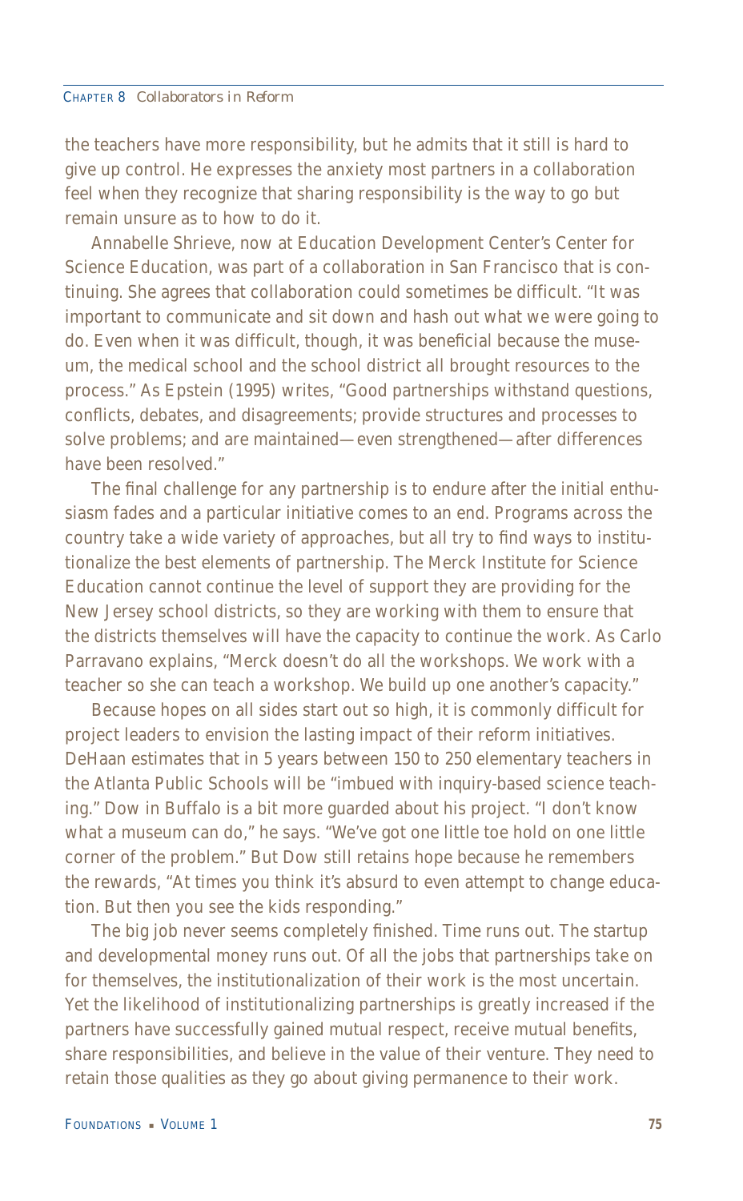the teachers have more responsibility, but he admits that it still is hard to give up control. He expresses the anxiety most partners in a collaboration feel when they recognize that sharing responsibility is the way to go but remain unsure as to how to do it.

Annabelle Shrieve, now at Education Development Center's Center for Science Education, was part of a collaboration in San Francisco that is continuing. She agrees that collaboration could sometimes be difficult. "It was important to communicate and sit down and hash out what we were going to do. Even when it was difficult, though, it was beneficial because the museum, the medical school and the school district all brought resources to the process." As Epstein (1995) writes, "Good partnerships withstand questions, conflicts, debates, and disagreements; provide structures and processes to solve problems; and are maintained—even strengthened—after differences have been resolved."

The final challenge for any partnership is to endure after the initial enthusiasm fades and a particular initiative comes to an end. Programs across the country take a wide variety of approaches, but all try to find ways to institutionalize the best elements of partnership. The Merck Institute for Science Education cannot continue the level of support they are providing for the New Jersey school districts, so they are working with them to ensure that the districts themselves will have the capacity to continue the work. As Carlo Parravano explains, "Merck doesn't do all the workshops. We work with a teacher so she can teach a workshop. We build up one another's capacity."

Because hopes on all sides start out so high, it is commonly difficult for project leaders to envision the lasting impact of their reform initiatives. DeHaan estimates that in 5 years between 150 to 250 elementary teachers in the Atlanta Public Schools will be "imbued with inquiry-based science teaching." Dow in Buffalo is a bit more guarded about his project. "I don't know what a museum can do," he says. "We've got one little toe hold on one little corner of the problem." But Dow still retains hope because he remembers the rewards, "At times you think it's absurd to even attempt to change education. But then you see the kids responding."

The big job never seems completely finished. Time runs out. The startup and developmental money runs out. Of all the jobs that partnerships take on for themselves, the institutionalization of their work is the most uncertain. Yet the likelihood of institutionalizing partnerships is greatly increased if the partners have successfully gained mutual respect, receive mutual benefits, share responsibilities, and believe in the value of their venture. They need to retain those qualities as they go about giving permanence to their work.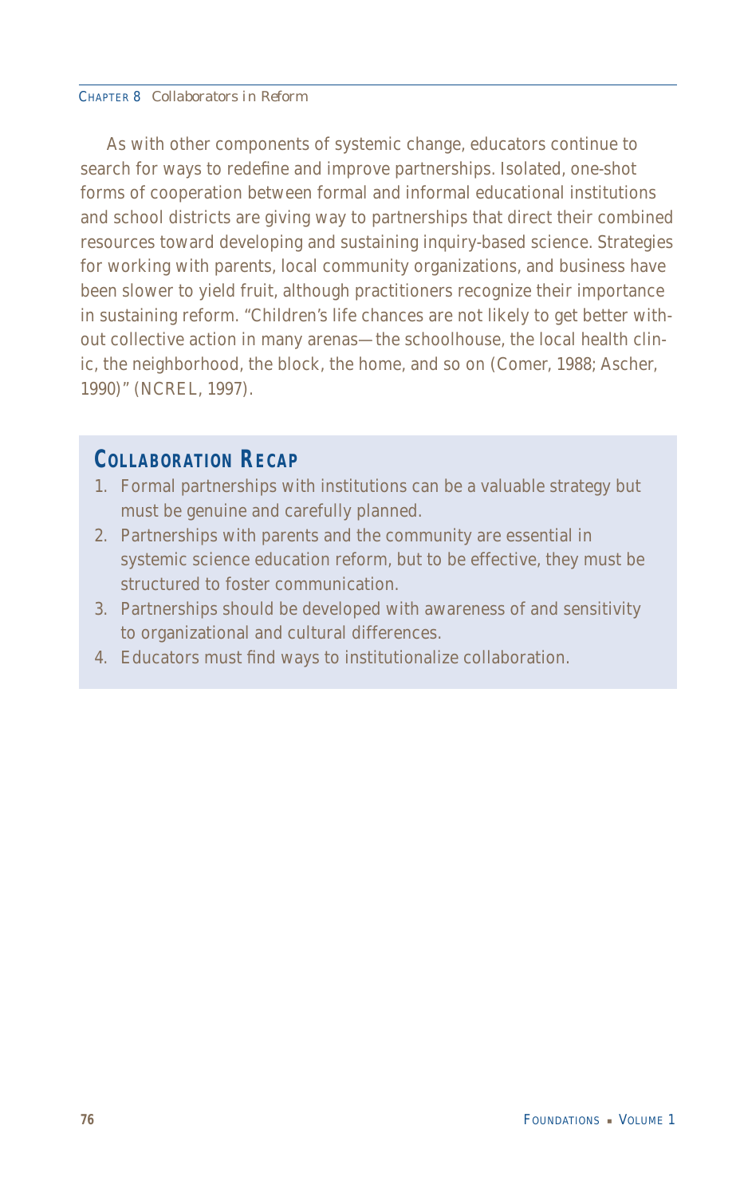As with other components of systemic change, educators continue to search for ways to redefine and improve partnerships. Isolated, one-shot forms of cooperation between formal and informal educational institutions and school districts are giving way to partnerships that direct their combined resources toward developing and sustaining inquiry-based science. Strategies for working with parents, local community organizations, and business have been slower to yield fruit, although practitioners recognize their importance in sustaining reform. "Children's life chances are not likely to get better without collective action in many arenas—the schoolhouse, the local health clinic, the neighborhood, the block, the home, and so on (Comer, 1988; Ascher, 1990)" (NCREL, 1997).

## Collaboration Recap

1. Formal partnerships with institutions can be a valuable strategy but must be genuine and carefully planned.
2. Partnerships with parents and the community are essential in systemic science education reform, but to be effective, they must be structured to foster communication.
3. Partnerships should be developed with awareness of and sensitivity to organizational and cultural differences.
4. Educators must find ways to institutionalize collaboration.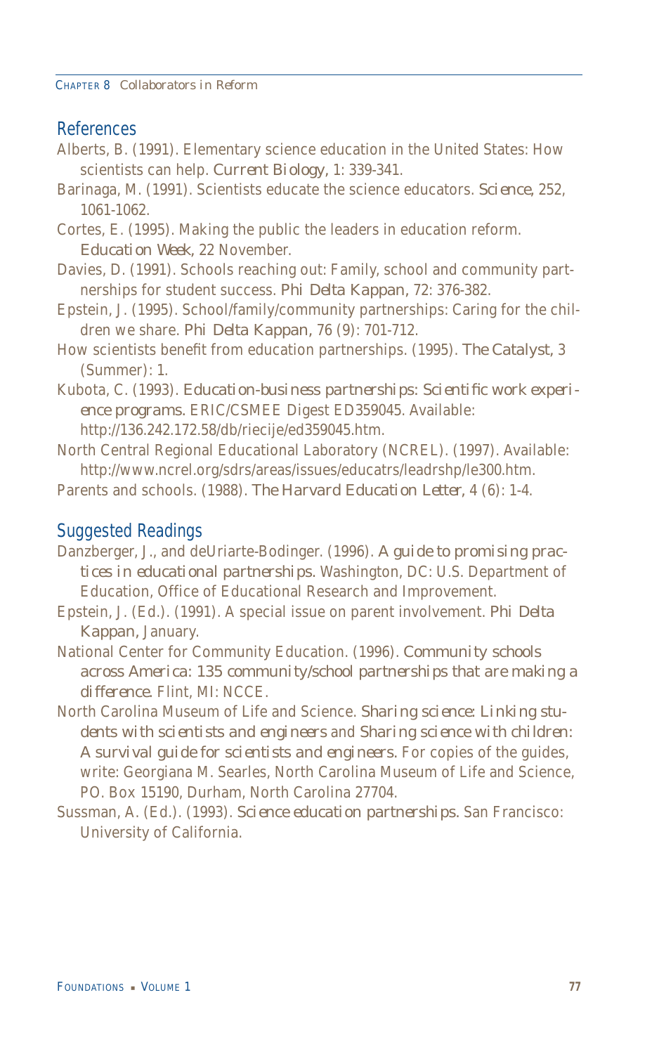## References

Alberts, B. (1991). Elementary science education in the United States: How scientists can help. *Current Biology*, 1: 339-341.

Barinaga, M. (1991). Scientists educate the science educators. *Science*, 252, 1061-1062.

Cortes, E. (1995). Making the public the leaders in education reform. *Education Week*, 22 November.

Davies, D. (1991). Schools reaching out: Family, school and community partnerships for student success. *Phi Delta Kappan*, 72: 376-382.

Epstein, J. (1995). School/family/community partnerships: Caring for the children we share. *Phi Delta Kappan*, 76 (9): 701-712.

How scientists benefit from education partnerships. (1995). *The Catalyst*, 3 (Summer): 1.

Kubota, C. (1993). *Education-business partnerships: Scientific work experience programs*. ERIC/CSMEE Digest ED359045. Available: http://136.242.172.58/db/riecije/ed359045.htm.

North Central Regional Educational Laboratory (NCREL). (1997). Available: http://www.ncrel.org/sdrs/areas/issues/educatrs/leadrshp/le300.htm.

Parents and schools. (1988). *The Harvard Education Letter*, 4 (6): 1-4.

## Suggested Readings

Danzberger, J., and deUriarte-Bodinger. (1996). *A guide to promising practices in educational partnerships*. Washington, DC: U.S. Department of Education, Office of Educational Research and Improvement.

Epstein, J. (Ed.). (1991). A special issue on parent involvement. *Phi Delta Kappan*, January.

National Center for Community Education. (1996). *Community schools across America: 135 community/school partnerships that are making a difference*. Flint, MI: NCCE.

North Carolina Museum of Life and Science. *Sharing science: Linking students with scientists and engineers* and *Sharing science with children: A survival guide for scientists and engineers*. For copies of the guides, write: Georgiana M. Searles, North Carolina Museum of Life and Science, PO. Box 15190, Durham, North Carolina 27704.

Sussman, A. (Ed.). (1993). *Science education partnerships*. San Francisco: University of California.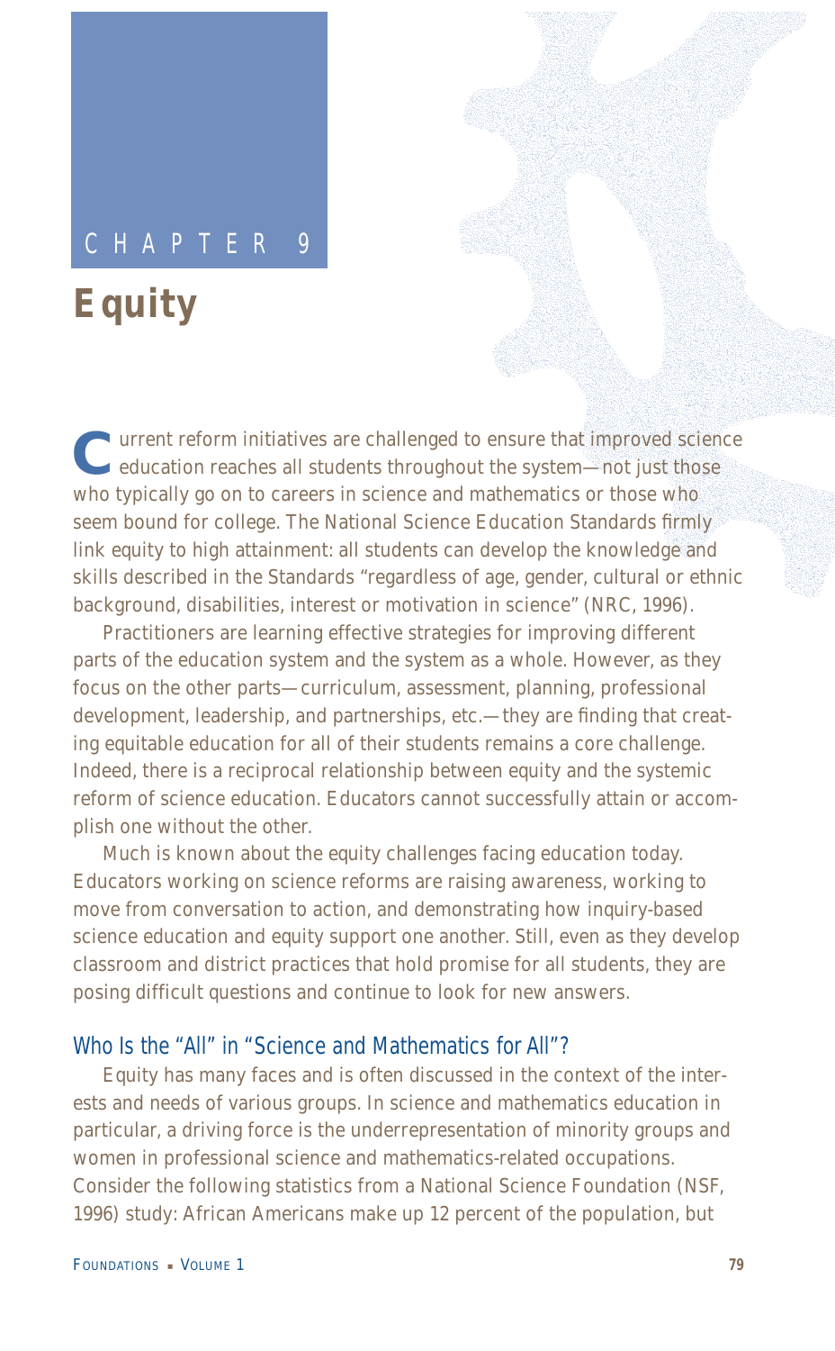CHAPTER 9

# Equity

Current reform initiatives are challenged to ensure that improved science education reaches all students throughout the system—not just those who typically go on to careers in science and mathematics or those who seem bound for college. The National Science Education Standards firmly link equity to high attainment: all students can develop the knowledge and skills described in the Standards "regardless of age, gender, cultural or ethnic background, disabilities, interest or motivation in science" (NRC, 1996).

Practitioners are learning effective strategies for improving different parts of the education system and the system as a whole. However, as they focus on the other parts—curriculum, assessment, planning, professional development, leadership, and partnerships, etc.—they are finding that creating equitable education for all of their students remains a core challenge. Indeed, there is a reciprocal relationship between equity and the systemic reform of science education. Educators cannot successfully attain or accomplish one without the other.

Much is known about the equity challenges facing education today. Educators working on science reforms are raising awareness, working to move from conversation to action, and demonstrating how inquiry-based science education and equity support one another. Still, even as they develop classroom and district practices that hold promise for all students, they are posing difficult questions and continue to look for new answers.

## Who Is the "All" in "Science and Mathematics for All"?

Equity has many faces and is often discussed in the context of the interests and needs of various groups. In science and mathematics education in particular, a driving force is the underrepresentation of minority groups and women in professional science and mathematics-related occupations. Consider the following statistics from a National Science Foundation (NSF, 1996) study: African Americans make up 12 percent of the population, but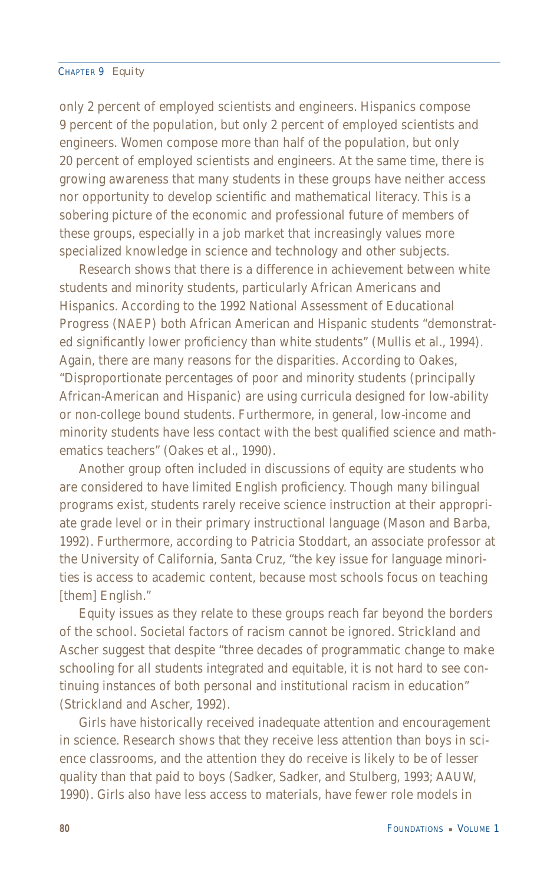only 2 percent of employed scientists and engineers. Hispanics compose 9 percent of the population, but only 2 percent of employed scientists and engineers. Women compose more than half of the population, but only 20 percent of employed scientists and engineers. At the same time, there is growing awareness that many students in these groups have neither access nor opportunity to develop scientific and mathematical literacy. This is a sobering picture of the economic and professional future of members of these groups, especially in a job market that increasingly values more specialized knowledge in science and technology and other subjects.

Research shows that there is a difference in achievement between white students and minority students, particularly African Americans and Hispanics. According to the 1992 National Assessment of Educational Progress (NAEP) both African American and Hispanic students "demonstrated significantly lower proficiency than white students" (Mullis et al., 1994). Again, there are many reasons for the disparities. According to Oakes, "Disproportionate percentages of poor and minority students (principally African-American and Hispanic) are using curricula designed for low-ability or non-college bound students. Furthermore, in general, low-income and minority students have less contact with the best qualified science and mathematics teachers" (Oakes et al., 1990).

Another group often included in discussions of equity are students who are considered to have limited English proficiency. Though many bilingual programs exist, students rarely receive science instruction at their appropriate grade level or in their primary instructional language (Mason and Barba, 1992). Furthermore, according to Patricia Stoddart, an associate professor at the University of California, Santa Cruz, "the key issue for language minorities is access to academic content, because most schools focus on teaching [them] English."

Equity issues as they relate to these groups reach far beyond the borders of the school. Societal factors of racism cannot be ignored. Strickland and Ascher suggest that despite "three decades of programmatic change to make schooling for all students integrated and equitable, it is not hard to see continuing instances of both personal and institutional racism in education" (Strickland and Ascher, 1992).

Girls have historically received inadequate attention and encouragement in science. Research shows that they receive less attention than boys in science classrooms, and the attention they do receive is likely to be of lesser quality than that paid to boys (Sadker, Sadker, and Stulberg, 1993; AAUW, 1990). Girls also have less access to materials, have fewer role models in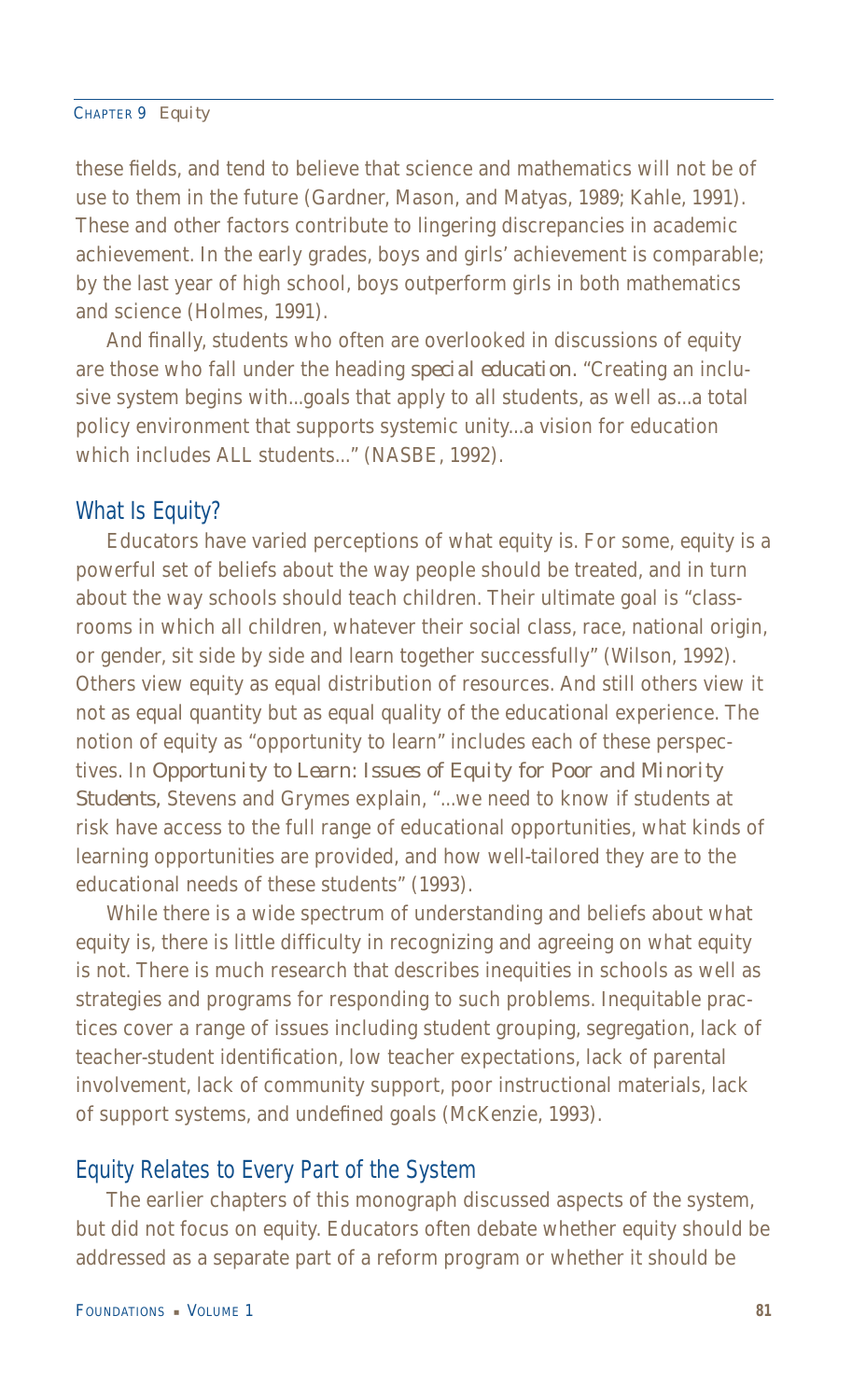these fields, and tend to believe that science and mathematics will not be of use to them in the future (Gardner, Mason, and Matyas, 1989; Kahle, 1991). These and other factors contribute to lingering discrepancies in academic achievement. In the early grades, boys and girls' achievement is comparable; by the last year of high school, boys outperform girls in both mathematics and science (Holmes, 1991).

And finally, students who often are overlooked in discussions of equity are those who fall under the heading *special education*. "Creating an inclusive system begins with...goals that apply to all students, as well as...a total policy environment that supports systemic unity...a vision for education which includes ALL students..." (NASBE, 1992).

## What Is Equity?

Educators have varied perceptions of what equity is. For some, equity is a powerful set of beliefs about the way people should be treated, and in turn about the way schools should teach children. Their ultimate goal is "classrooms in which all children, whatever their social class, race, national origin, or gender, sit side by side and learn together successfully" (Wilson, 1992). Others view equity as equal distribution of resources. And still others view it not as equal quantity but as equal quality of the educational experience. The notion of equity as "opportunity to learn" includes each of these perspectives. In *Opportunity to Learn: Issues of Equity for Poor and Minority Students,* Stevens and Grymes explain, "...we need to know if students at risk have access to the full range of educational opportunities, what kinds of learning opportunities are provided, and how well-tailored they are to the educational needs of these students" (1993).

While there is a wide spectrum of understanding and beliefs about what equity is, there is little difficulty in recognizing and agreeing on what equity is not. There is much research that describes inequities in schools as well as strategies and programs for responding to such problems. Inequitable practices cover a range of issues including student grouping, segregation, lack of teacher-student identification, low teacher expectations, lack of parental involvement, lack of community support, poor instructional materials, lack of support systems, and undefined goals (McKenzie, 1993).

## Equity Relates to Every Part of the System

The earlier chapters of this monograph discussed aspects of the system, but did not focus on equity. Educators often debate whether equity should be addressed as a separate part of a reform program or whether it should be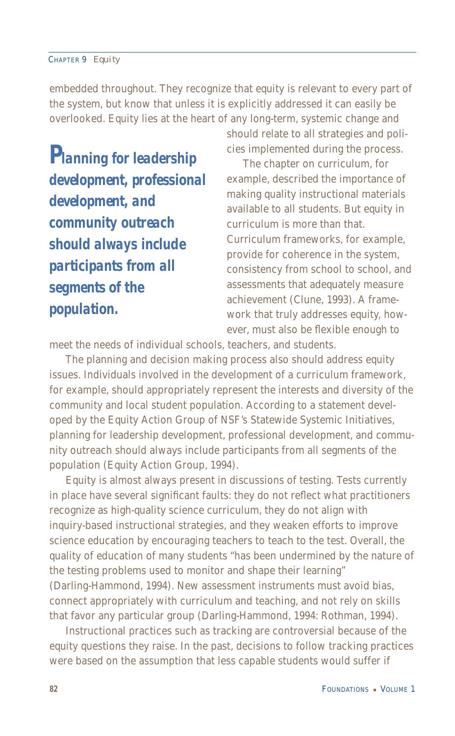embedded throughout. They recognize that equity is relevant to every part of the system, but know that unless it is explicitly addressed it can easily be overlooked. Equity lies at the heart of any long-term, systemic change and should relate to all strategies and policies implemented during the process.

> ***Planning for leadership development, professional development, and community outreach should always include participants from all segments of the population.***

The chapter on curriculum, for example, described the importance of making quality instructional materials available to all students. But equity in curriculum is more than that. Curriculum frameworks, for example, provide for coherence in the system, consistency from school to school, and assessments that adequately measure achievement (Clune, 1993). A framework that truly addresses equity, however, must also be flexible enough to meet the needs of individual schools, teachers, and students.

The planning and decision making process also should address equity issues. Individuals involved in the development of a curriculum framework, for example, should appropriately represent the interests and diversity of the community and local student population. According to a statement developed by the Equity Action Group of NSF's Statewide Systemic Initiatives, planning for leadership development, professional development, and community outreach should always include participants from all segments of the population (Equity Action Group, 1994).

Equity is almost always present in discussions of testing. Tests currently in place have several significant faults: they do not reflect what practitioners recognize as high-quality science curriculum, they do not align with inquiry-based instructional strategies, and they weaken efforts to improve science education by encouraging teachers to teach to the test. Overall, the quality of education of many students "has been undermined by the nature of the testing problems used to monitor and shape their learning" (Darling-Hammond, 1994). New assessment instruments must avoid bias, connect appropriately with curriculum and teaching, and not rely on skills that favor any particular group (Darling-Hammond, 1994: Rothman, 1994).

Instructional practices such as tracking are controversial because of the equity questions they raise. In the past, decisions to follow tracking practices were based on the assumption that less capable students would suffer if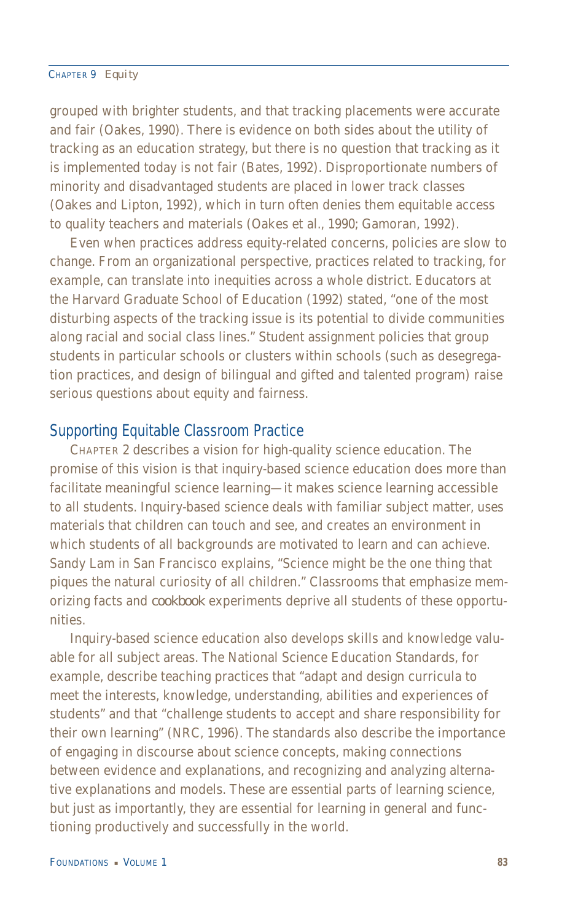grouped with brighter students, and that tracking placements were accurate and fair (Oakes, 1990). There is evidence on both sides about the utility of tracking as an education strategy, but there is no question that tracking as it is implemented today is not fair (Bates, 1992). Disproportionate numbers of minority and disadvantaged students are placed in lower track classes (Oakes and Lipton, 1992), which in turn often denies them equitable access to quality teachers and materials (Oakes et al., 1990; Gamoran, 1992).

Even when practices address equity-related concerns, policies are slow to change. From an organizational perspective, practices related to tracking, for example, can translate into inequities across a whole district. Educators at the Harvard Graduate School of Education (1992) stated, "one of the most disturbing aspects of the tracking issue is its potential to divide communities along racial and social class lines." Student assignment policies that group students in particular schools or clusters within schools (such as desegregation practices, and design of bilingual and gifted and talented program) raise serious questions about equity and fairness.

## Supporting Equitable Classroom Practice

CHAPTER 2 describes a vision for high-quality science education. The promise of this vision is that inquiry-based science education does more than facilitate meaningful science learning—it makes science learning accessible to all students. Inquiry-based science deals with familiar subject matter, uses materials that children can touch and see, and creates an environment in which students of all backgrounds are motivated to learn and can achieve. Sandy Lam in San Francisco explains, "Science might be the one thing that piques the natural curiosity of all children." Classrooms that emphasize memorizing facts and *cookbook* experiments deprive all students of these opportunities.

Inquiry-based science education also develops skills and knowledge valuable for all subject areas. The National Science Education Standards, for example, describe teaching practices that "adapt and design curricula to meet the interests, knowledge, understanding, abilities and experiences of students" and that "challenge students to accept and share responsibility for their own learning" (NRC, 1996). The standards also describe the importance of engaging in discourse about science concepts, making connections between evidence and explanations, and recognizing and analyzing alternative explanations and models. These are essential parts of learning science, but just as importantly, they are essential for learning in general and functioning productively and successfully in the world.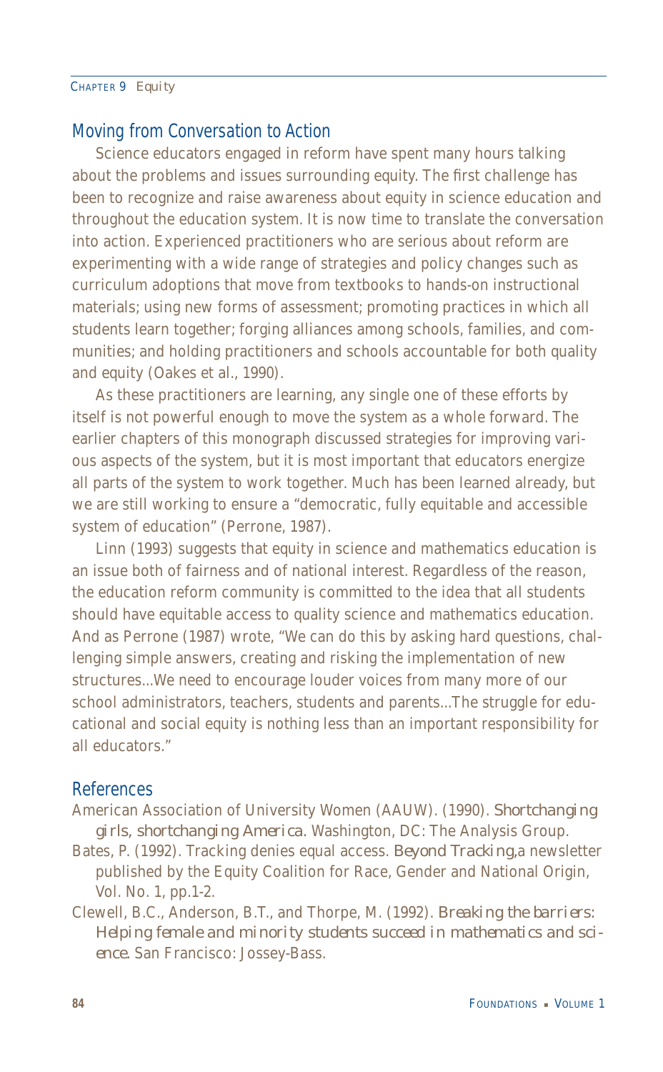## Moving from Conversation to Action

Science educators engaged in reform have spent many hours talking about the problems and issues surrounding equity. The first challenge has been to recognize and raise awareness about equity in science education and throughout the education system. It is now time to translate the conversation into action. Experienced practitioners who are serious about reform are experimenting with a wide range of strategies and policy changes such as curriculum adoptions that move from textbooks to hands-on instructional materials; using new forms of assessment; promoting practices in which all students learn together; forging alliances among schools, families, and communities; and holding practitioners and schools accountable for both quality and equity (Oakes et al., 1990).

As these practitioners are learning, any single one of these efforts by itself is not powerful enough to move the system as a whole forward. The earlier chapters of this monograph discussed strategies for improving various aspects of the system, but it is most important that educators energize all parts of the system to work together. Much has been learned already, but we are still working to ensure a "democratic, fully equitable and accessible system of education" (Perrone, 1987).

Linn (1993) suggests that equity in science and mathematics education is an issue both of fairness and of national interest. Regardless of the reason, the education reform community is committed to the idea that all students should have equitable access to quality science and mathematics education. And as Perrone (1987) wrote, "We can do this by asking hard questions, challenging simple answers, creating and risking the implementation of new structures...We need to encourage louder voices from many more of our school administrators, teachers, students and parents...The struggle for educational and social equity is nothing less than an important responsibility for all educators."

## References

American Association of University Women (AAUW). (1990). *Shortchanging girls, shortchanging America.* Washington, DC: The Analysis Group.

Bates, P. (1992). Tracking denies equal access. *Beyond Tracking,* a newsletter published by the Equity Coalition for Race, Gender and National Origin, Vol. No. 1, pp.1-2.

Clewell, B.C., Anderson, B.T., and Thorpe, M. (1992). *Breaking the barriers: Helping female and minority students succeed in mathematics and science.* San Francisco: Jossey-Bass.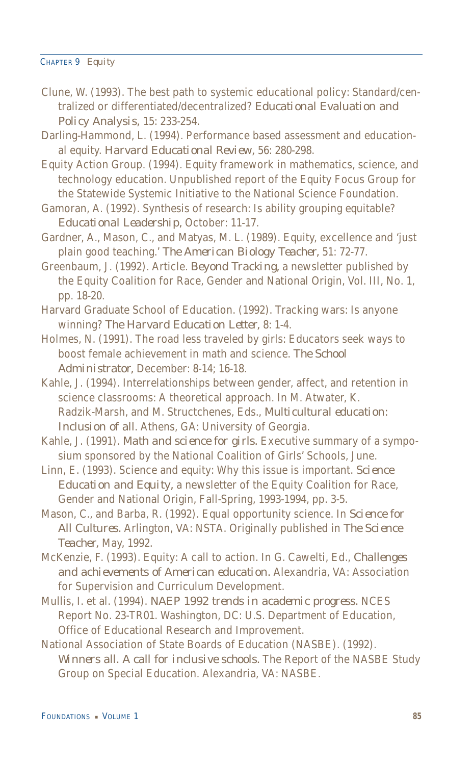Clune, W. (1993). The best path to systemic educational policy: Standard/centralized or differentiated/decentralized? *Educational Evaluation and Policy Analysis*, 15: 233-254.

Darling-Hammond, L. (1994). Performance based assessment and educational equity. *Harvard Educational Review*, 56: 280-298.

Equity Action Group. (1994). Equity framework in mathematics, science, and technology education. Unpublished report of the Equity Focus Group for the Statewide Systemic Initiative to the National Science Foundation.

Gamoran, A. (1992). Synthesis of research: Is ability grouping equitable? *Educational Leadership*, October: 11-17.

Gardner, A., Mason, C., and Matyas, M. L. (1989). Equity, excellence and 'just plain good teaching.' *The American Biology Teacher*, 51: 72-77.

Greenbaum, J. (1992). Article. *Beyond Tracking*, a newsletter published by the Equity Coalition for Race, Gender and National Origin, Vol. III, No. 1, pp. 18-20.

Harvard Graduate School of Education. (1992). Tracking wars: Is anyone winning? *The Harvard Education Letter*, 8: 1-4.

Holmes, N. (1991). The road less traveled by girls: Educators seek ways to boost female achievement in math and science. *The School Administrator*, December: 8-14; 16-18.

Kahle, J. (1994). Interrelationships between gender, affect, and retention in science classrooms: A theoretical approach. In M. Atwater, K. Radzik-Marsh, and M. Structchenes, Eds., *Multicultural education: Inclusion of all*. Athens, GA: University of Georgia.

Kahle, J. (1991). *Math and science for girls*. Executive summary of a symposium sponsored by the National Coalition of Girls' Schools, June.

Linn, E. (1993). Science and equity: Why this issue is important. *Science Education and Equity*, a newsletter of the Equity Coalition for Race, Gender and National Origin, Fall-Spring, 1993-1994, pp. 3-5.

Mason, C., and Barba, R. (1992). Equal opportunity science. In *Science for All Cultures*. Arlington, VA: NSTA. Originally published in *The Science Teacher*, May, 1992.

McKenzie, F. (1993). Equity: A call to action. In G. Cawelti, Ed., *Challenges and achievements of American education*. Alexandria, VA: Association for Supervision and Curriculum Development.

Mullis, I. et al. (1994). *NAEP 1992 trends in academic progress*. NCES Report No. 23-TR01. Washington, DC: U.S. Department of Education, Office of Educational Research and Improvement.

National Association of State Boards of Education (NASBE). (1992). *Winners all. A call for inclusive schools*. The Report of the NASBE Study Group on Special Education. Alexandria, VA: NASBE.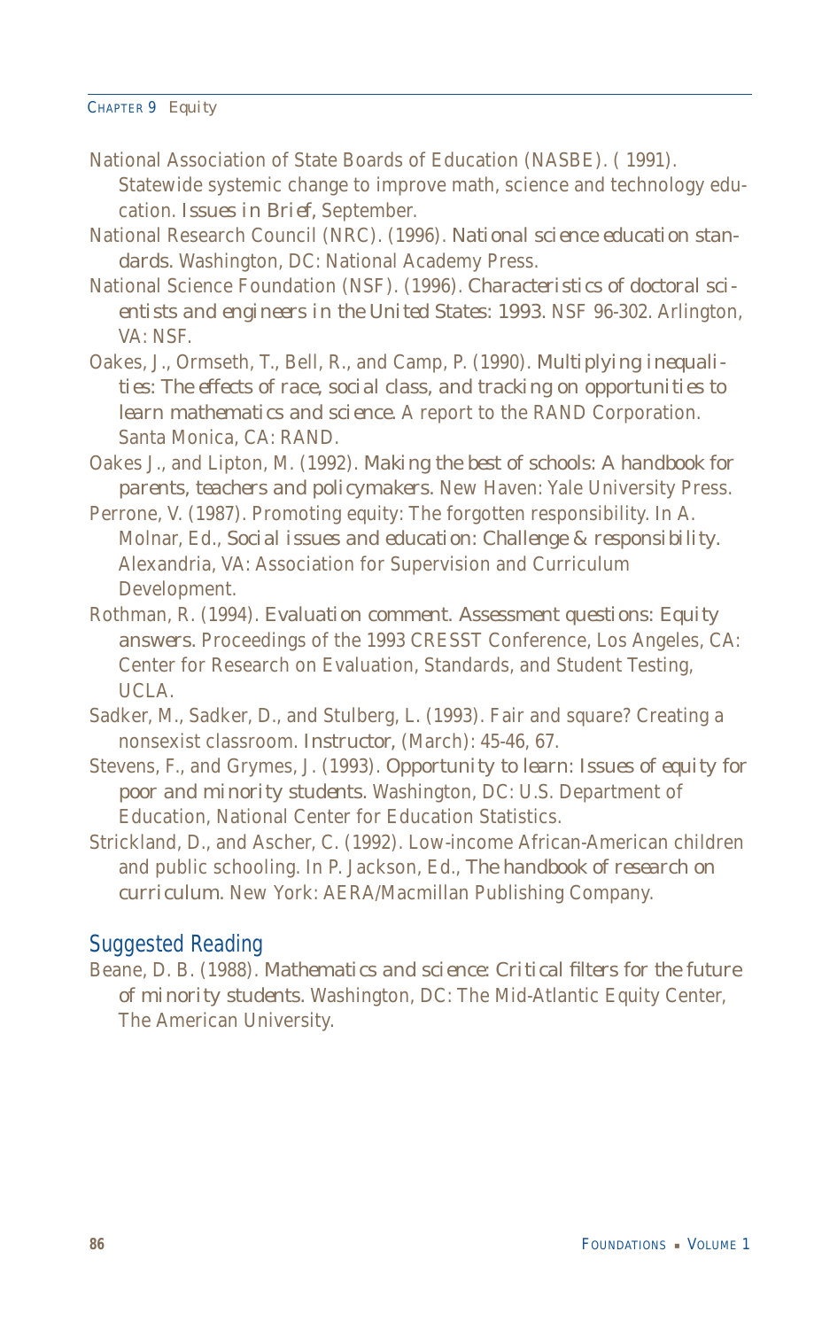National Association of State Boards of Education (NASBE). ( 1991). Statewide systemic change to improve math, science and technology education. *Issues in Brief*, September.

National Research Council (NRC). (1996). *National science education standards.* Washington, DC: National Academy Press.

National Science Foundation (NSF). (1996). *Characteristics of doctoral scientists and engineers in the United States: 1993.* NSF 96-302. Arlington, VA: NSF.

Oakes, J., Ormseth, T., Bell, R., and Camp, P. (1990). *Multiplying inequalities: The effects of race, social class, and tracking on opportunities to learn mathematics and science.* A report to the RAND Corporation. Santa Monica, CA: RAND.

Oakes J., and Lipton, M. (1992). *Making the best of schools: A handbook for parents, teachers and policymakers.* New Haven: Yale University Press.

Perrone, V. (1987). Promoting equity: The forgotten responsibility. In A. Molnar, Ed., *Social issues and education: Challenge & responsibility.* Alexandria, VA: Association for Supervision and Curriculum Development.

Rothman, R. (1994). *Evaluation comment. Assessment questions: Equity answers.* Proceedings of the 1993 CRESST Conference, Los Angeles, CA: Center for Research on Evaluation, Standards, and Student Testing, UCLA.

Sadker, M., Sadker, D., and Stulberg, L. (1993). Fair and square? Creating a nonsexist classroom. *Instructor*, (March): 45-46, 67.

Stevens, F., and Grymes, J. (1993). *Opportunity to learn: Issues of equity for poor and minority students.* Washington, DC: U.S. Department of Education, National Center for Education Statistics.

Strickland, D., and Ascher, C. (1992). Low-income African-American children and public schooling. In P. Jackson, Ed., *The handbook of research on curriculum.* New York: AERA/Macmillan Publishing Company.

## Suggested Reading

Beane, D. B. (1988). *Mathematics and science: Critical filters for the future of minority students.* Washington, DC: The Mid-Atlantic Equity Center, The American University.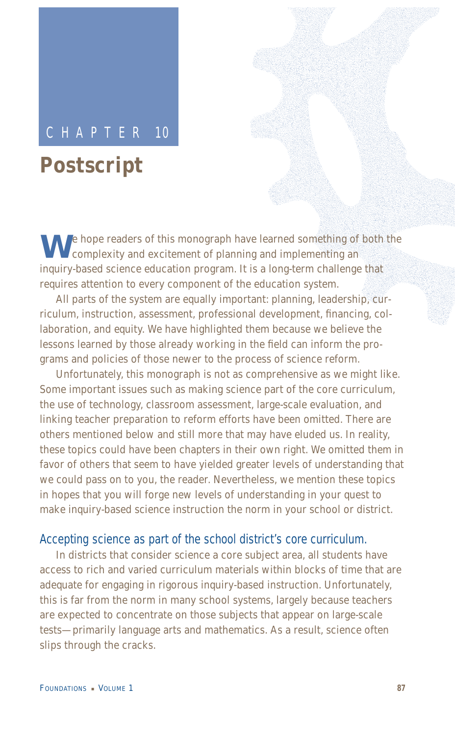# CHAPTER 10

# Postscript

We hope readers of this monograph have learned something of both the complexity and excitement of planning and implementing an inquiry-based science education program. It is a long-term challenge that requires attention to every component of the education system.

All parts of the system are equally important: planning, leadership, curriculum, instruction, assessment, professional development, financing, collaboration, and equity. We have highlighted them because we believe the lessons learned by those already working in the field can inform the programs and policies of those newer to the process of science reform.

Unfortunately, this monograph is not as comprehensive as we might like. Some important issues such as making science part of the core curriculum, the use of technology, classroom assessment, large-scale evaluation, and linking teacher preparation to reform efforts have been omitted. There are others mentioned below and still more that may have eluded us. In reality, these topics could have been chapters in their own right. We omitted them in favor of others that seem to have yielded greater levels of understanding that we could pass on to you, the reader. Nevertheless, we mention these topics in hopes that you will forge new levels of understanding in your quest to make inquiry-based science instruction the norm in your school or district.

### Accepting science as part of the school district's core curriculum.

In districts that consider science a core subject area, all students have access to rich and varied curriculum materials within blocks of time that are adequate for engaging in rigorous inquiry-based instruction. Unfortunately, this is far from the norm in many school systems, largely because teachers are expected to concentrate on those subjects that appear on large-scale tests—primarily language arts and mathematics. As a result, science often slips through the cracks.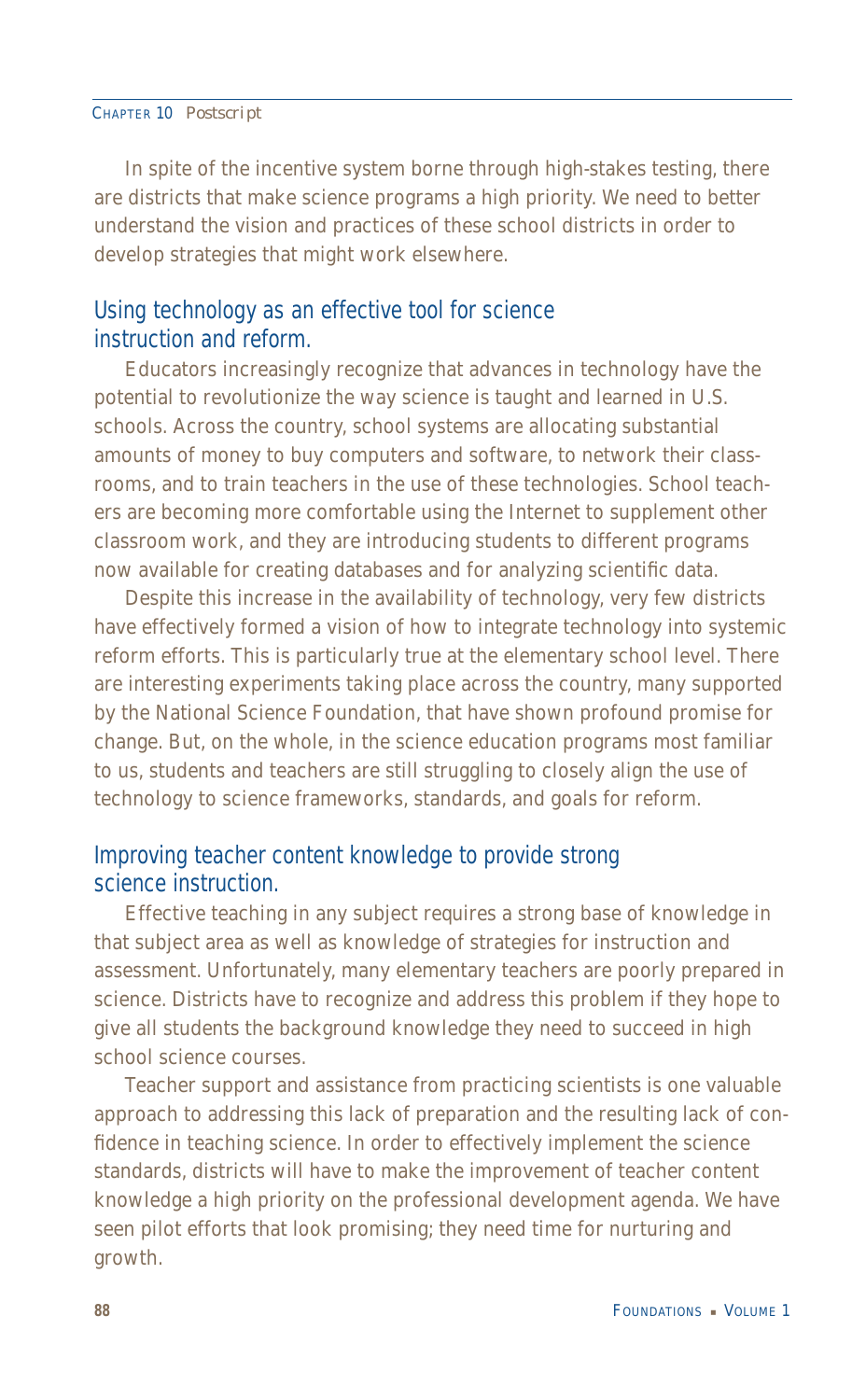In spite of the incentive system borne through high-stakes testing, there are districts that make science programs a high priority. We need to better understand the vision and practices of these school districts in order to develop strategies that might work elsewhere.

## Using technology as an effective tool for science instruction and reform.

Educators increasingly recognize that advances in technology have the potential to revolutionize the way science is taught and learned in U.S. schools. Across the country, school systems are allocating substantial amounts of money to buy computers and software, to network their classrooms, and to train teachers in the use of these technologies. School teachers are becoming more comfortable using the Internet to supplement other classroom work, and they are introducing students to different programs now available for creating databases and for analyzing scientific data.

Despite this increase in the availability of technology, very few districts have effectively formed a vision of how to integrate technology into systemic reform efforts. This is particularly true at the elementary school level. There are interesting experiments taking place across the country, many supported by the National Science Foundation, that have shown profound promise for change. But, on the whole, in the science education programs most familiar to us, students and teachers are still struggling to closely align the use of technology to science frameworks, standards, and goals for reform.

## Improving teacher content knowledge to provide strong science instruction.

Effective teaching in any subject requires a strong base of knowledge in that subject area as well as knowledge of strategies for instruction and assessment. Unfortunately, many elementary teachers are poorly prepared in science. Districts have to recognize and address this problem if they hope to give all students the background knowledge they need to succeed in high school science courses.

Teacher support and assistance from practicing scientists is one valuable approach to addressing this lack of preparation and the resulting lack of confidence in teaching science. In order to effectively implement the science standards, districts will have to make the improvement of teacher content knowledge a high priority on the professional development agenda. We have seen pilot efforts that look promising; they need time for nurturing and growth.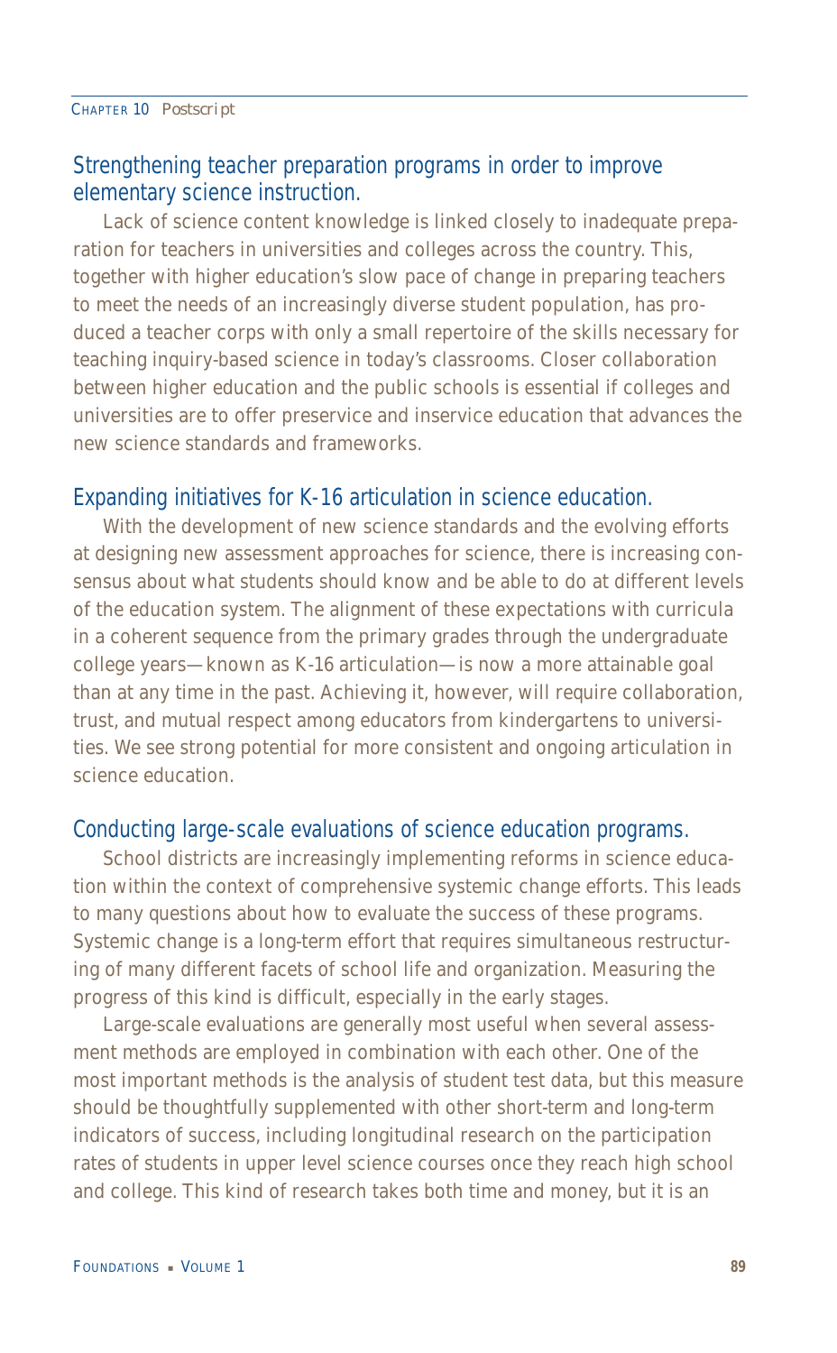## Strengthening teacher preparation programs in order to improve elementary science instruction.

Lack of science content knowledge is linked closely to inadequate preparation for teachers in universities and colleges across the country. This, together with higher education's slow pace of change in preparing teachers to meet the needs of an increasingly diverse student population, has produced a teacher corps with only a small repertoire of the skills necessary for teaching inquiry-based science in today's classrooms. Closer collaboration between higher education and the public schools is essential if colleges and universities are to offer preservice and inservice education that advances the new science standards and frameworks.

## Expanding initiatives for K-16 articulation in science education.

With the development of new science standards and the evolving efforts at designing new assessment approaches for science, there is increasing consensus about what students should know and be able to do at different levels of the education system. The alignment of these expectations with curricula in a coherent sequence from the primary grades through the undergraduate college years—known as K-16 articulation—is now a more attainable goal than at any time in the past. Achieving it, however, will require collaboration, trust, and mutual respect among educators from kindergartens to universities. We see strong potential for more consistent and ongoing articulation in science education.

## Conducting large-scale evaluations of science education programs.

School districts are increasingly implementing reforms in science education within the context of comprehensive systemic change efforts. This leads to many questions about how to evaluate the success of these programs. Systemic change is a long-term effort that requires simultaneous restructuring of many different facets of school life and organization. Measuring the progress of this kind is difficult, especially in the early stages.

Large-scale evaluations are generally most useful when several assessment methods are employed in combination with each other. One of the most important methods is the analysis of student test data, but this measure should be thoughtfully supplemented with other short-term and long-term indicators of success, including longitudinal research on the participation rates of students in upper level science courses once they reach high school and college. This kind of research takes both time and money, but it is an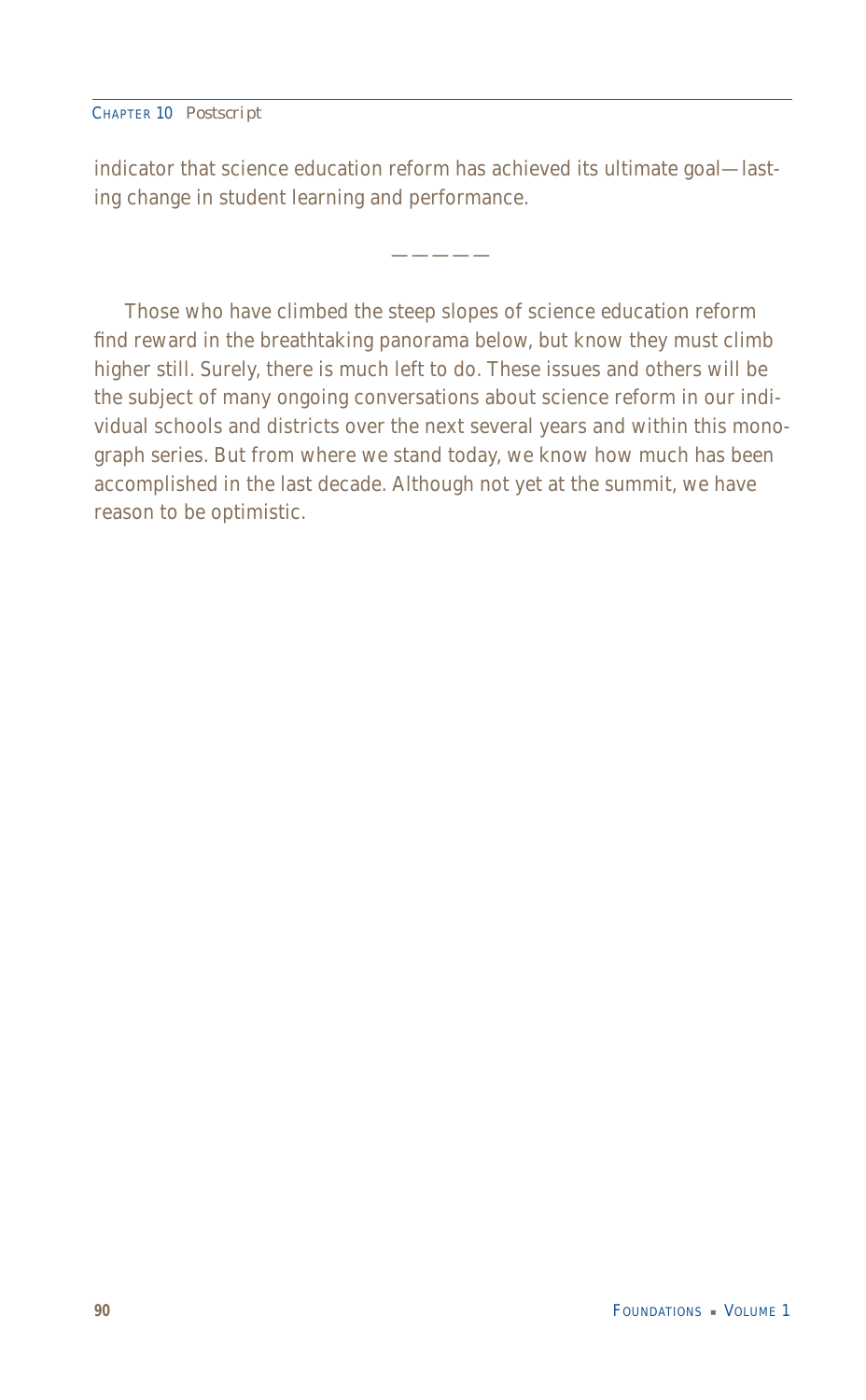indicator that science education reform has achieved its ultimate goal—lasting change in student learning and performance.

— — — — —

Those who have climbed the steep slopes of science education reform find reward in the breathtaking panorama below, but know they must climb higher still. Surely, there is much left to do. These issues and others will be the subject of many ongoing conversations about science reform in our individual schools and districts over the next several years and within this monograph series. But from where we stand today, we know how much has been accomplished in the last decade. Although not yet at the summit, we have reason to be optimistic.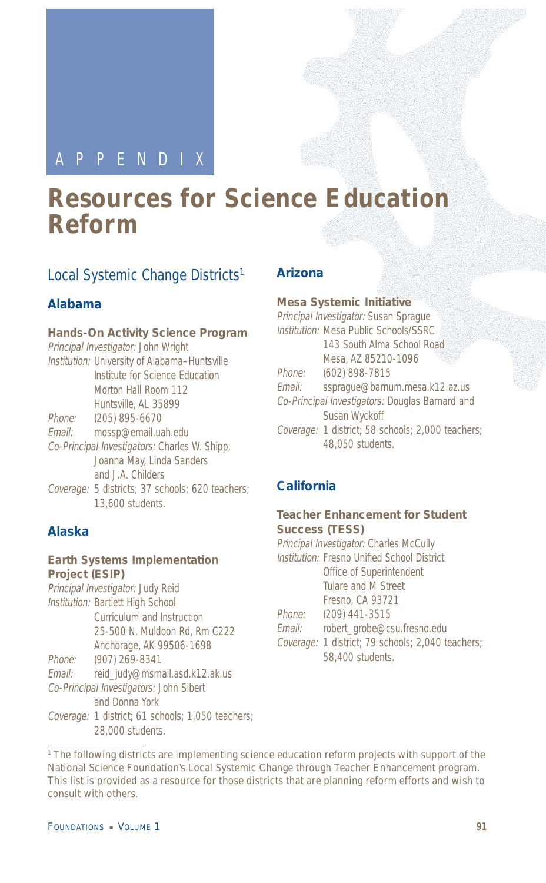APPENDIX

# Resources for Science Education Reform

## Local Systemic Change Districts[1]

### Alabama

**Hands-On Activity Science Program**
*Principal Investigator:* John Wright
*Institution:* University of Alabama–Huntsville
Institute for Science Education
Morton Hall Room 112
Huntsville, AL 35899
*Phone:* (205) 895-6670
*Email:* mossp@email.uah.edu
*Co-Principal Investigators:* Charles W. Shipp, Joanna May, Linda Sanders and J.A. Childers
*Coverage:* 5 districts; 37 schools; 620 teachers; 13,600 students.

### Alaska

**Earth Systems Implementation Project (ESIP)**
*Principal Investigator:* Judy Reid
*Institution:* Bartlett High School
Curriculum and Instruction
25-500 N. Muldoon Rd, Rm C222
Anchorage, AK 99506-1698
*Phone:* (907) 269-8341
*Email:* reid_judy@msmail.asd.k12.ak.us
*Co-Principal Investigators:* John Sibert and Donna York
*Coverage:* 1 district; 61 schools; 1,050 teachers; 28,000 students.

### Arizona

**Mesa Systemic Initiative**
*Principal Investigator:* Susan Sprague
*Institution:* Mesa Public Schools/SSRC
143 South Alma School Road
Mesa, AZ 85210-1096
*Phone:* (602) 898-7815
*Email:* ssprague@barnum.mesa.k12.az.us
*Co-Principal Investigators:* Douglas Barnard and Susan Wyckoff
*Coverage:* 1 district; 58 schools; 2,000 teachers; 48,050 students.

### California

**Teacher Enhancement for Student Success (TESS)**
*Principal Investigator:* Charles McCully
*Institution:* Fresno Unified School District
Office of Superintendent
Tulare and M Street
Fresno, CA 93721
*Phone:* (209) 441-3515
*Email:* robert_grobe@csu.fresno.edu
*Coverage:* 1 district; 79 schools; 2,040 teachers; 58,400 students.

---

[1] The following districts are implementing science education reform projects with support of the National Science Foundation's Local Systemic Change through Teacher Enhancement program. This list is provided as a resource for those districts that are planning reform efforts and wish to consult with others.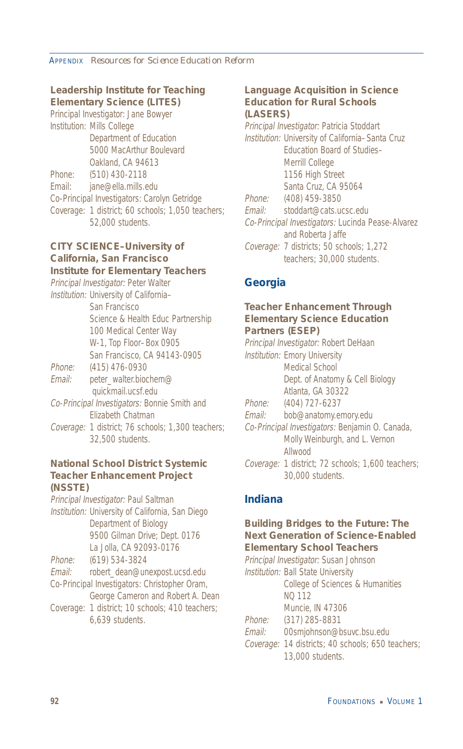### Leadership Institute for Teaching Elementary Science (LITES)

Principal Investigator: Jane Bowyer
Institution: Mills College
Department of Education
5000 MacArthur Boulevard
Oakland, CA 94613
Phone: (510) 430-2118
Email: jane@ella.mills.edu
Co-Principal Investigators: Carolyn Getridge
Coverage: 1 district; 60 schools; 1,050 teachers; 52,000 students.

### CITY SCIENCE–University of California, San Francisco Institute for Elementary Teachers

*Principal Investigator:* Peter Walter
*Institution:* University of California–San Francisco
Science & Health Educ Partnership
100 Medical Center Way
W-1, Top Floor–Box 0905
San Francisco, CA 94143-0905
*Phone:* (415) 476-0930
*Email:* peter_walter.biochem@quickmail.ucsf.edu
*Co-Principal Investigators:* Bonnie Smith and Elizabeth Chatman
*Coverage:* 1 district; 76 schools; 1,300 teachers; 32,500 students.

### National School District Systemic Teacher Enhancement Project (NSSTE)

*Principal Investigator:* Paul Saltman
*Institution:* University of California, San Diego
Department of Biology
9500 Gilman Drive; Dept. 0176
La Jolla, CA 92093-0176
*Phone:* (619) 534-3824
*Email:* robert_dean@unexpost.ucsd.edu
Co-Principal Investigators: Christopher Oram, George Cameron and Robert A. Dean
Coverage: 1 district; 10 schools; 410 teachers; 6,639 students.

### Language Acquisition in Science Education for Rural Schools (LASERS)

*Principal Investigator:* Patricia Stoddart
*Institution:* University of California–Santa Cruz
Education Board of Studies–Merrill College
1156 High Street
Santa Cruz, CA 95064
*Phone:* (408) 459-3850
*Email:* stoddart@cats.ucsc.edu
*Co-Principal Investigators:* Lucinda Pease-Alvarez and Roberta Jaffe
*Coverage:* 7 districts; 50 schools; 1,272 teachers; 30,000 students.

## Georgia

### Teacher Enhancement Through Elementary Science Education Partners (ESEP)

*Principal Investigator:* Robert DeHaan
*Institution:* Emory University
Medical School
Dept. of Anatomy & Cell Biology
Atlanta, GA 30322
*Phone:* (404) 727-6237
*Email:* bob@anatomy.emory.edu
*Co-Principal Investigators:* Benjamin O. Canada, Molly Weinburgh, and L. Vernon Allwood
*Coverage:* 1 district; 72 schools; 1,600 teachers; 30,000 students.

## Indiana

### Building Bridges to the Future: The Next Generation of Science-Enabled Elementary School Teachers

*Principal Investigator:* Susan Johnson
*Institution:* Ball State University
College of Sciences & Humanities
NQ 112
Muncie, IN 47306
*Phone:* (317) 285-8831
*Email:* 00smjohnson@bsuvc.bsu.edu
*Coverage:* 14 districts; 40 schools; 650 teachers; 13,000 students.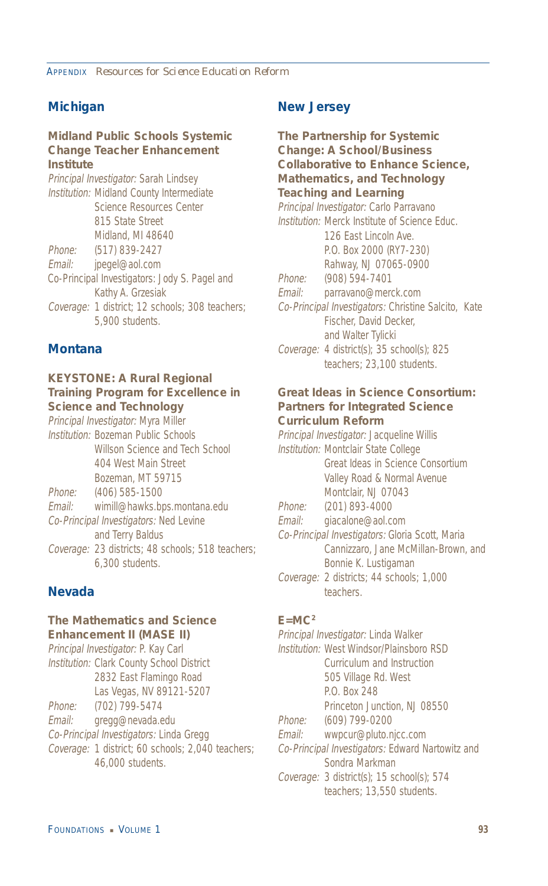## Michigan

### Midland Public Schools Systemic Change Teacher Enhancement Institute

*Principal Investigator:* Sarah Lindsey
*Institution:* Midland County Intermediate Science Resources Center
815 State Street
Midland, MI 48640
*Phone:* (517) 839-2427
*Email:* jpegel@aol.com
Co-Principal Investigators: Jody S. Pagel and Kathy A. Grzesiak
*Coverage:* 1 district; 12 schools; 308 teachers; 5,900 students.

## Montana

### KEYSTONE: A Rural Regional Training Program for Excellence in Science and Technology

*Principal Investigator:* Myra Miller
*Institution:* Bozeman Public Schools
Willson Science and Tech School
404 West Main Street
Bozeman, MT 59715
*Phone:* (406) 585-1500
*Email:* wimill@hawks.bps.montana.edu
*Co-Principal Investigators:* Ned Levine and Terry Baldus
*Coverage:* 23 districts; 48 schools; 518 teachers; 6,300 students.

## Nevada

### The Mathematics and Science Enhancement II (MASE II)

*Principal Investigator:* P. Kay Carl
*Institution:* Clark County School District
2832 East Flamingo Road
Las Vegas, NV 89121-5207
*Phone:* (702) 799-5474
*Email:* gregg@nevada.edu
*Co-Principal Investigators:* Linda Gregg
*Coverage:* 1 district; 60 schools; 2,040 teachers; 46,000 students.

## New Jersey

### The Partnership for Systemic Change: A School/Business Collaborative to Enhance Science, Mathematics, and Technology Teaching and Learning

*Principal Investigator:* Carlo Parravano
*Institution:* Merck Institute of Science Educ.
126 East Lincoln Ave.
P.O. Box 2000 (RY7-230)
Rahway, NJ 07065-0900
*Phone:* (908) 594-7401
*Email:* parravano@merck.com
*Co-Principal Investigators:* Christine Salcito, Kate Fischer, David Decker, and Walter Tylicki
*Coverage:* 4 district(s); 35 school(s); 825 teachers; 23,100 students.

### Great Ideas in Science Consortium: Partners for Integrated Science Curriculum Reform

*Principal Investigator:* Jacqueline Willis
*Institution:* Montclair State College
Great Ideas in Science Consortium
Valley Road & Normal Avenue
Montclair, NJ 07043
*Phone:* (201) 893-4000
*Email:* giacalone@aol.com
*Co-Principal Investigators:* Gloria Scott, Maria Cannizzaro, Jane McMillan-Brown, and Bonnie K. Lustigaman
*Coverage:* 2 districts; 44 schools; 1,000 teachers.

### $E=MC^2$

*Principal Investigator:* Linda Walker
*Institution:* West Windsor/Plainsboro RSD
Curriculum and Instruction
505 Village Rd. West
P.O. Box 248
Princeton Junction, NJ 08550
*Phone:* (609) 799-0200
*Email:* wwpcur@pluto.njcc.com
*Co-Principal Investigators:* Edward Nartowitz and Sondra Markman
*Coverage:* 3 district(s); 15 school(s); 574 teachers; 13,550 students.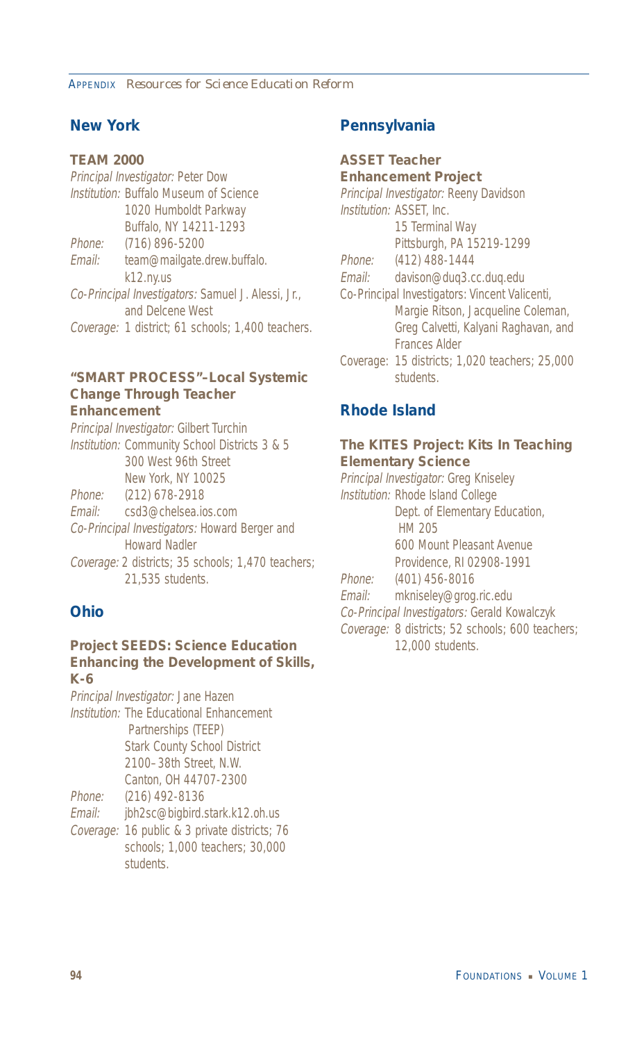## New York

### TEAM 2000

*Principal Investigator:* Peter Dow
*Institution:* Buffalo Museum of Science
1020 Humboldt Parkway
Buffalo, NY 14211-1293
*Phone:* (716) 896-5200
*Email:* team@mailgate.drew.buffalo.k12.ny.us
*Co-Principal Investigators:* Samuel J. Alessi, Jr., and Delcene West
*Coverage:* 1 district; 61 schools; 1,400 teachers.

### "SMART PROCESS"–Local Systemic Change Through Teacher Enhancement

*Principal Investigator:* Gilbert Turchin
*Institution:* Community School Districts 3 & 5
300 West 96th Street
New York, NY 10025
*Phone:* (212) 678-2918
*Email:* csd3@chelsea.ios.com
*Co-Principal Investigators:* Howard Berger and Howard Nadler
*Coverage:* 2 districts; 35 schools; 1,470 teachers; 21,535 students.

## Ohio

### Project SEEDS: Science Education Enhancing the Development of Skills, K-6

*Principal Investigator:* Jane Hazen
*Institution:* The Educational Enhancement Partnerships (TEEP)
Stark County School District
2100–38th Street, N.W.
Canton, OH 44707-2300
*Phone:* (216) 492-8136
*Email:* jbh2sc@bigbird.stark.k12.oh.us
*Coverage:* 16 public & 3 private districts; 76 schools; 1,000 teachers; 30,000 students.

## Pennsylvania

### ASSET Teacher Enhancement Project

*Principal Investigator:* Reeny Davidson
*Institution:* ASSET, Inc.
15 Terminal Way
Pittsburgh, PA 15219-1299
*Phone:* (412) 488-1444
*Email:* davison@duq3.cc.duq.edu
Co-Principal Investigators: Vincent Valicenti, Margie Ritson, Jacqueline Coleman, Greg Calvetti, Kalyani Raghavan, and Frances Alder
Coverage: 15 districts; 1,020 teachers; 25,000 students.

## Rhode Island

### The KITES Project: Kits In Teaching Elementary Science

*Principal Investigator:* Greg Kniseley
*Institution:* Rhode Island College
Dept. of Elementary Education, HM 205
600 Mount Pleasant Avenue
Providence, RI 02908-1991
*Phone:* (401) 456-8016
*Email:* mkniseley@grog.ric.edu
*Co-Principal Investigators:* Gerald Kowalczyk
*Coverage:* 8 districts; 52 schools; 600 teachers; 12,000 students.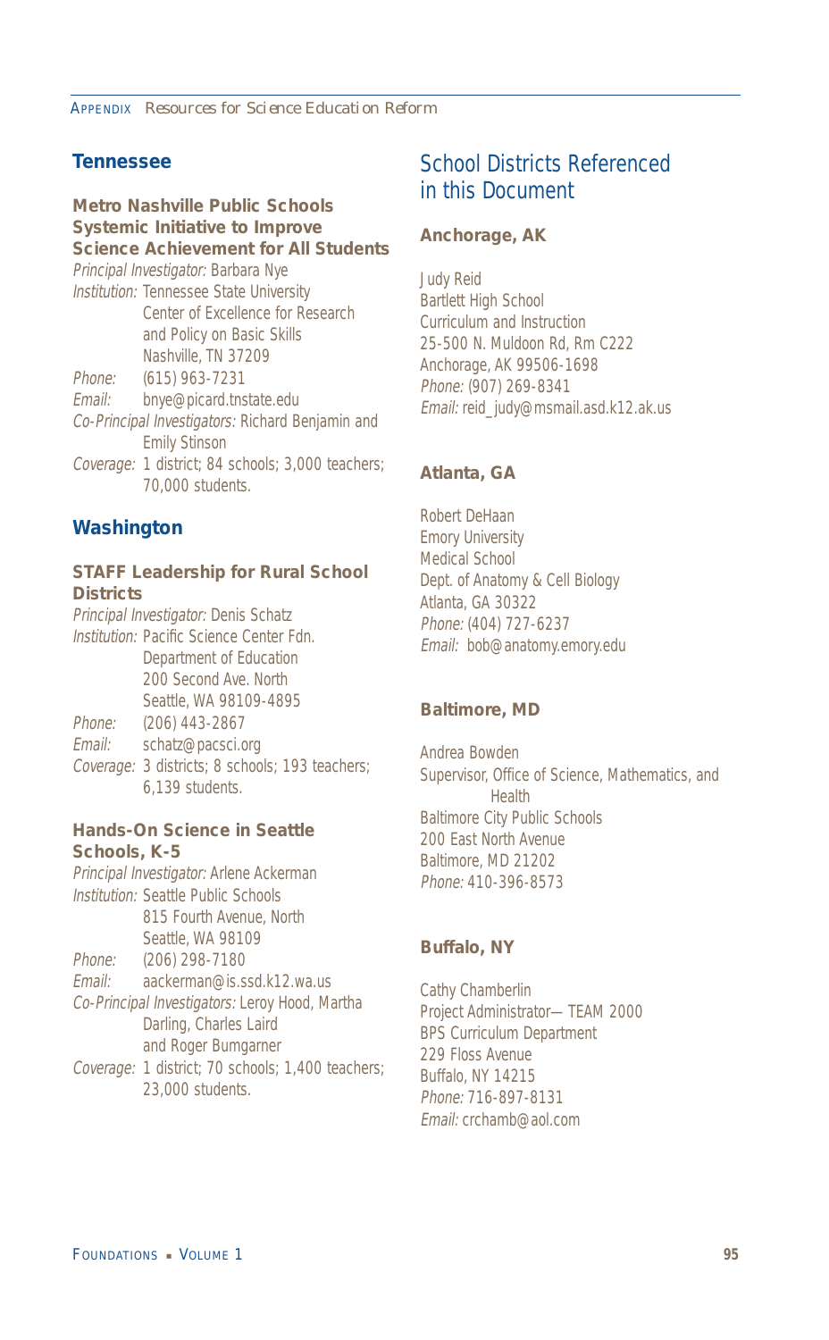## Tennessee

### Metro Nashville Public Schools Systemic Initiative to Improve Science Achievement for All Students

*Principal Investigator:* Barbara Nye
*Institution:* Tennessee State University
Center of Excellence for Research and Policy on Basic Skills
Nashville, TN 37209
*Phone:* (615) 963-7231
*Email:* bnye@picard.tnstate.edu
*Co-Principal Investigators:* Richard Benjamin and Emily Stinson
*Coverage:* 1 district; 84 schools; 3,000 teachers; 70,000 students.

## Washington

### STAFF Leadership for Rural School Districts

*Principal Investigator:* Denis Schatz
*Institution:* Pacific Science Center Fdn.
Department of Education
200 Second Ave. North
Seattle, WA 98109-4895
*Phone:* (206) 443-2867
*Email:* schatz@pacsci.org
*Coverage:* 3 districts; 8 schools; 193 teachers; 6,139 students.

### Hands-On Science in Seattle Schools, K-5

*Principal Investigator:* Arlene Ackerman
*Institution:* Seattle Public Schools
815 Fourth Avenue, North
Seattle, WA 98109
*Phone:* (206) 298-7180
*Email:* aackerman@is.ssd.k12.wa.us
*Co-Principal Investigators:* Leroy Hood, Martha Darling, Charles Laird and Roger Bumgarner
*Coverage:* 1 district; 70 schools; 1,400 teachers; 23,000 students.

## School Districts Referenced in this Document

### Anchorage, AK

Judy Reid
Bartlett High School
Curriculum and Instruction
25-500 N. Muldoon Rd, Rm C222
Anchorage, AK 99506-1698
*Phone:* (907) 269-8341
*Email:* reid_judy@msmail.asd.k12.ak.us

### Atlanta, GA

Robert DeHaan
Emory University
Medical School
Dept. of Anatomy & Cell Biology
Atlanta, GA 30322
*Phone:* (404) 727-6237
*Email:* bob@anatomy.emory.edu

### Baltimore, MD

Andrea Bowden
Supervisor, Office of Science, Mathematics, and Health
Baltimore City Public Schools
200 East North Avenue
Baltimore, MD 21202
*Phone:* 410-396-8573

### Buffalo, NY

Cathy Chamberlin
Project Administrator—TEAM 2000
BPS Curriculum Department
229 Floss Avenue
Buffalo, NY 14215
*Phone:* 716-897-8131
*Email:* crchamb@aol.com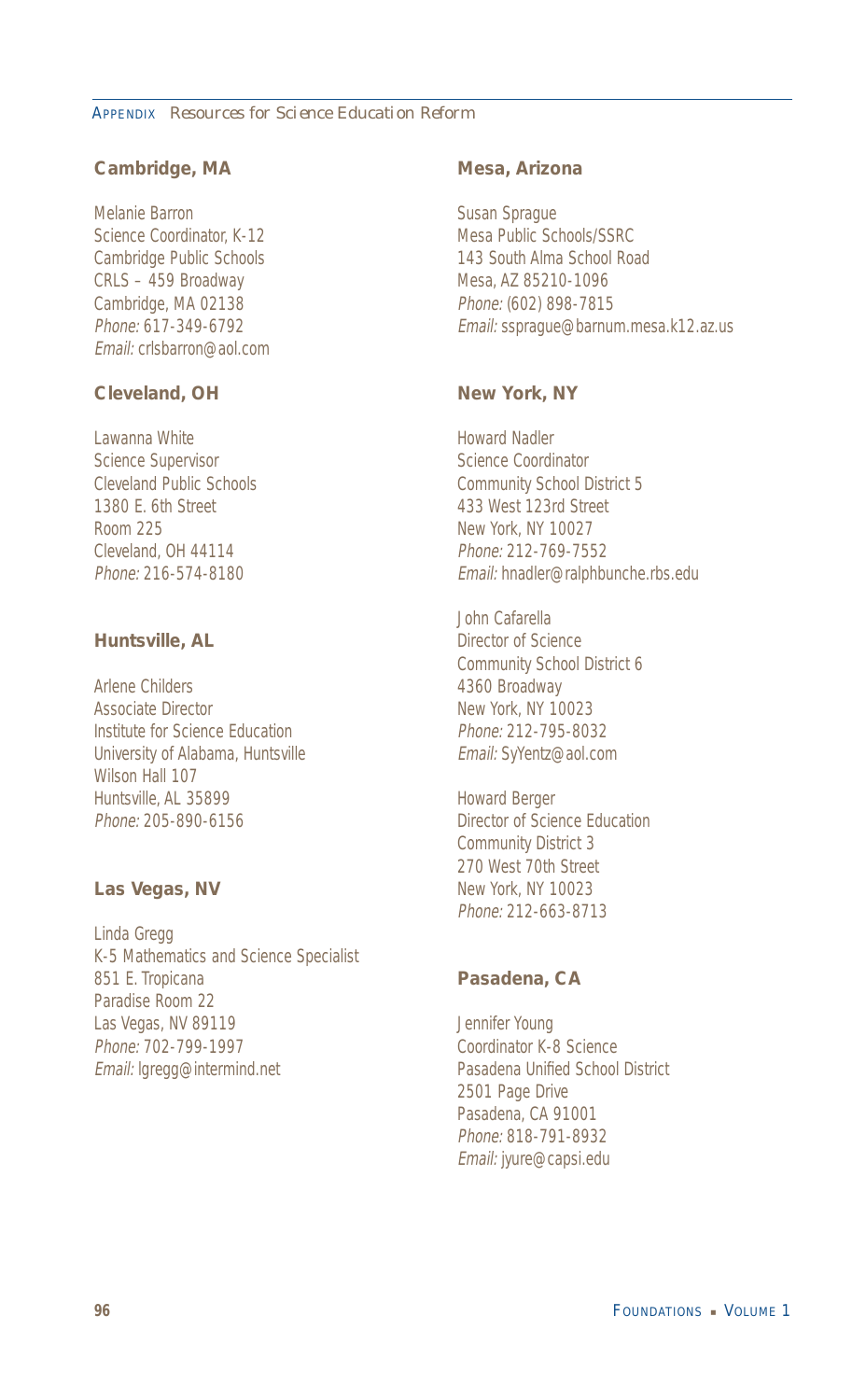### Cambridge, MA

Melanie Barron
Science Coordinator, K-12
Cambridge Public Schools
CRLS – 459 Broadway
Cambridge, MA 02138
*Phone:* 617-349-6792
*Email:* crlsbarron@aol.com

### Cleveland, OH

Lawanna White
Science Supervisor
Cleveland Public Schools
1380 E. 6th Street
Room 225
Cleveland, OH 44114
*Phone:* 216-574-8180

### Huntsville, AL

Arlene Childers
Associate Director
Institute for Science Education
University of Alabama, Huntsville
Wilson Hall 107
Huntsville, AL 35899
*Phone:* 205-890-6156

### Las Vegas, NV

Linda Gregg
K-5 Mathematics and Science Specialist
851 E. Tropicana
Paradise Room 22
Las Vegas, NV 89119
*Phone:* 702-799-1997
*Email:* lgregg@intermind.net

### Mesa, Arizona

Susan Sprague
Mesa Public Schools/SSRC
143 South Alma School Road
Mesa, AZ 85210-1096
*Phone:* (602) 898-7815
*Email:* ssprague@barnum.mesa.k12.az.us

### New York, NY

Howard Nadler
Science Coordinator
Community School District 5
433 West 123rd Street
New York, NY 10027
*Phone:* 212-769-7552
*Email:* hnadler@ralphbunche.rbs.edu

John Cafarella
Director of Science
Community School District 6
4360 Broadway
New York, NY 10023
*Phone:* 212-795-8032
*Email:* SyYentz@aol.com

Howard Berger
Director of Science Education
Community District 3
270 West 70th Street
New York, NY 10023
*Phone:* 212-663-8713

### Pasadena, CA

Jennifer Young
Coordinator K-8 Science
Pasadena Unified School District
2501 Page Drive
Pasadena, CA 91001
*Phone:* 818-791-8932
*Email:* jyure@capsi.edu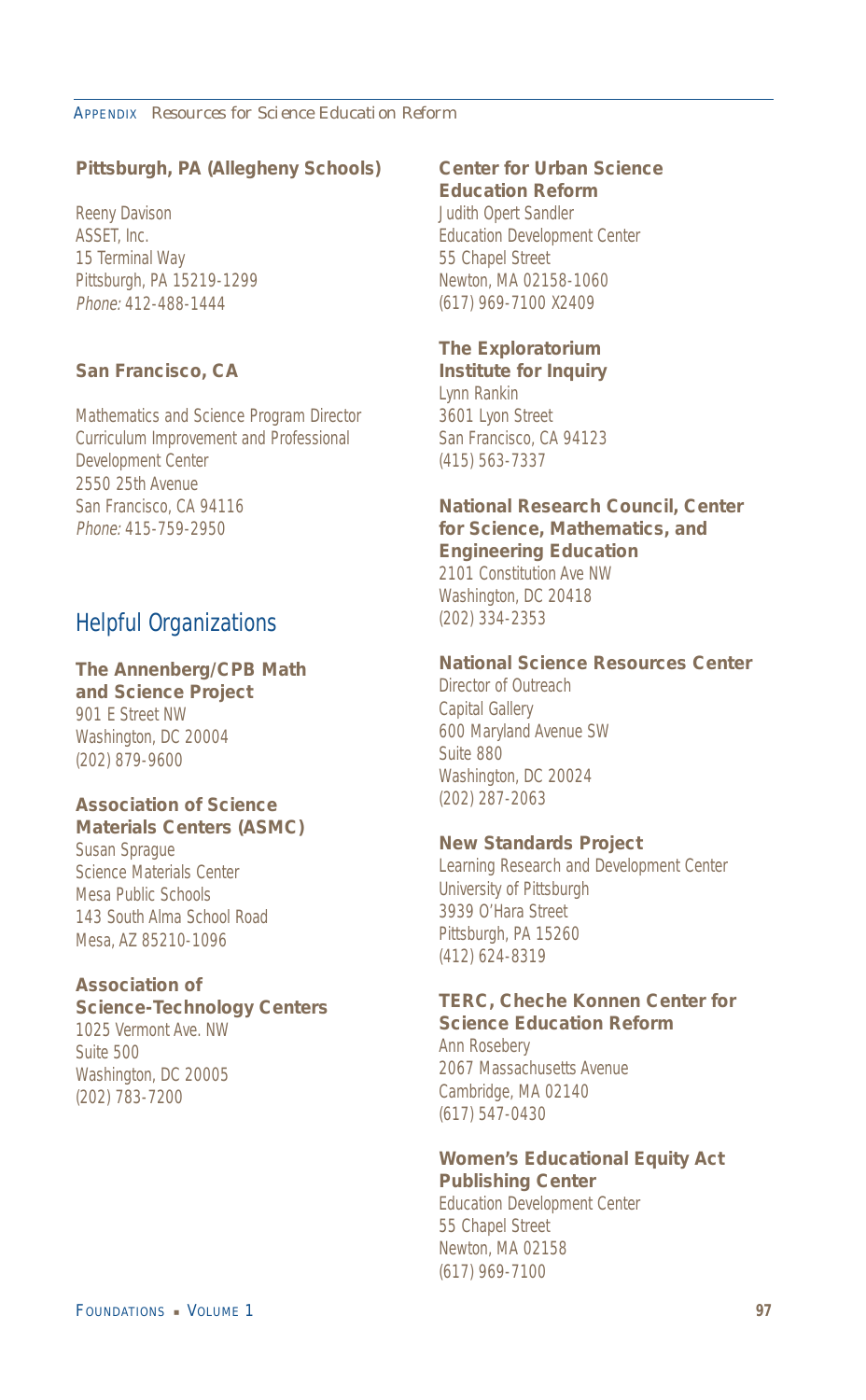**Pittsburgh, PA (Allegheny Schools)**

Reeny Davison
ASSET, Inc.
15 Terminal Way
Pittsburgh, PA 15219-1299
*Phone:* 412-488-1444

**San Francisco, CA**

Mathematics and Science Program Director
Curriculum Improvement and Professional Development Center
2550 25th Avenue
San Francisco, CA 94116
*Phone:* 415-759-2950

## Helpful Organizations

**The Annenberg/CPB Math and Science Project**
901 E Street NW
Washington, DC 20004
(202) 879-9600

**Association of Science Materials Centers (ASMC)**
Susan Sprague
Science Materials Center
Mesa Public Schools
143 South Alma School Road
Mesa, AZ 85210-1096

**Association of Science-Technology Centers**
1025 Vermont Ave. NW
Suite 500
Washington, DC 20005
(202) 783-7200

**Center for Urban Science Education Reform**
Judith Opert Sandler
Education Development Center
55 Chapel Street
Newton, MA 02158-1060
(617) 969-7100 X2409

**The Exploratorium Institute for Inquiry**
Lynn Rankin
3601 Lyon Street
San Francisco, CA 94123
(415) 563-7337

**National Research Council, Center for Science, Mathematics, and Engineering Education**
2101 Constitution Ave NW
Washington, DC 20418
(202) 334-2353

**National Science Resources Center**
Director of Outreach
Capital Gallery
600 Maryland Avenue SW
Suite 880
Washington, DC 20024
(202) 287-2063

**New Standards Project**
Learning Research and Development Center
University of Pittsburgh
3939 O'Hara Street
Pittsburgh, PA 15260
(412) 624-8319

**TERC, Cheche Konnen Center for Science Education Reform**
Ann Rosebery
2067 Massachusetts Avenue
Cambridge, MA 02140
(617) 547-0430

**Women's Educational Equity Act Publishing Center**
Education Development Center
55 Chapel Street
Newton, MA 02158
(617) 969-7100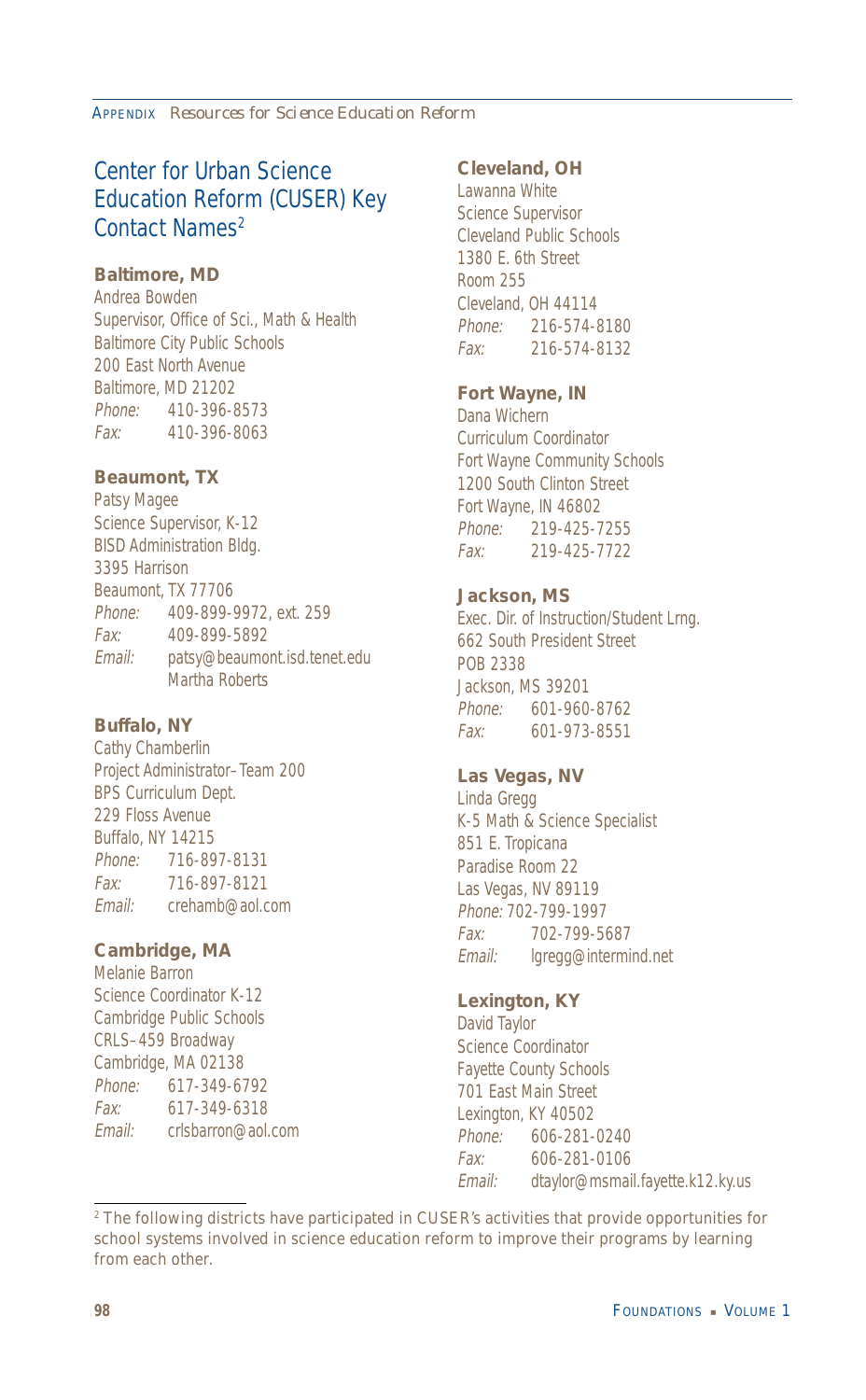## Center for Urban Science Education Reform (CUSER) Key Contact Names[2]

**Baltimore, MD**
Andrea Bowden
Supervisor, Office of Sci., Math & Health
Baltimore City Public Schools
200 East North Avenue
Baltimore, MD 21202
*Phone:* 410-396-8573
*Fax:* 410-396-8063

**Beaumont, TX**
Patsy Magee
Science Supervisor, K-12
BISD Administration Bldg.
3395 Harrison
Beaumont, TX 77706
*Phone:* 409-899-9972, ext. 259
*Fax:* 409-899-5892
*Email:* patsy@beaumont.isd.tenet.edu
Martha Roberts

**Buffalo, NY**
Cathy Chamberlin
Project Administrator–Team 200
BPS Curriculum Dept.
229 Floss Avenue
Buffalo, NY 14215
*Phone:* 716-897-8131
*Fax:* 716-897-8121
*Email:* crehamb@aol.com

**Cambridge, MA**
Melanie Barron
Science Coordinator K-12
Cambridge Public Schools
CRLS–459 Broadway
Cambridge, MA 02138
*Phone:* 617-349-6792
*Fax:* 617-349-6318
*Email:* crlsbarron@aol.com

**Cleveland, OH**
Lawanna White
Science Supervisor
Cleveland Public Schools
1380 E. 6th Street
Room 255
Cleveland, OH 44114
*Phone:* 216-574-8180
*Fax:* 216-574-8132

**Fort Wayne, IN**
Dana Wichern
Curriculum Coordinator
Fort Wayne Community Schools
1200 South Clinton Street
Fort Wayne, IN 46802
*Phone:* 219-425-7255
*Fax:* 219-425-7722

**Jackson, MS**
Exec. Dir. of Instruction/Student Lrng.
662 South President Street
POB 2338
Jackson, MS 39201
*Phone:* 601-960-8762
*Fax:* 601-973-8551

**Las Vegas, NV**
Linda Gregg
K-5 Math & Science Specialist
851 E. Tropicana
Paradise Room 22
Las Vegas, NV 89119
*Phone:* 702-799-1997
*Fax:* 702-799-5687
*Email:* lgregg@intermind.net

**Lexington, KY**
David Taylor
Science Coordinator
Fayette County Schools
701 East Main Street
Lexington, KY 40502
*Phone:* 606-281-0240
*Fax:* 606-281-0106
*Email:* dtaylor@msmail.fayette.k12.ky.us

[2] The following districts have participated in CUSER's activities that provide opportunities for school systems involved in science education reform to improve their programs by learning from each other.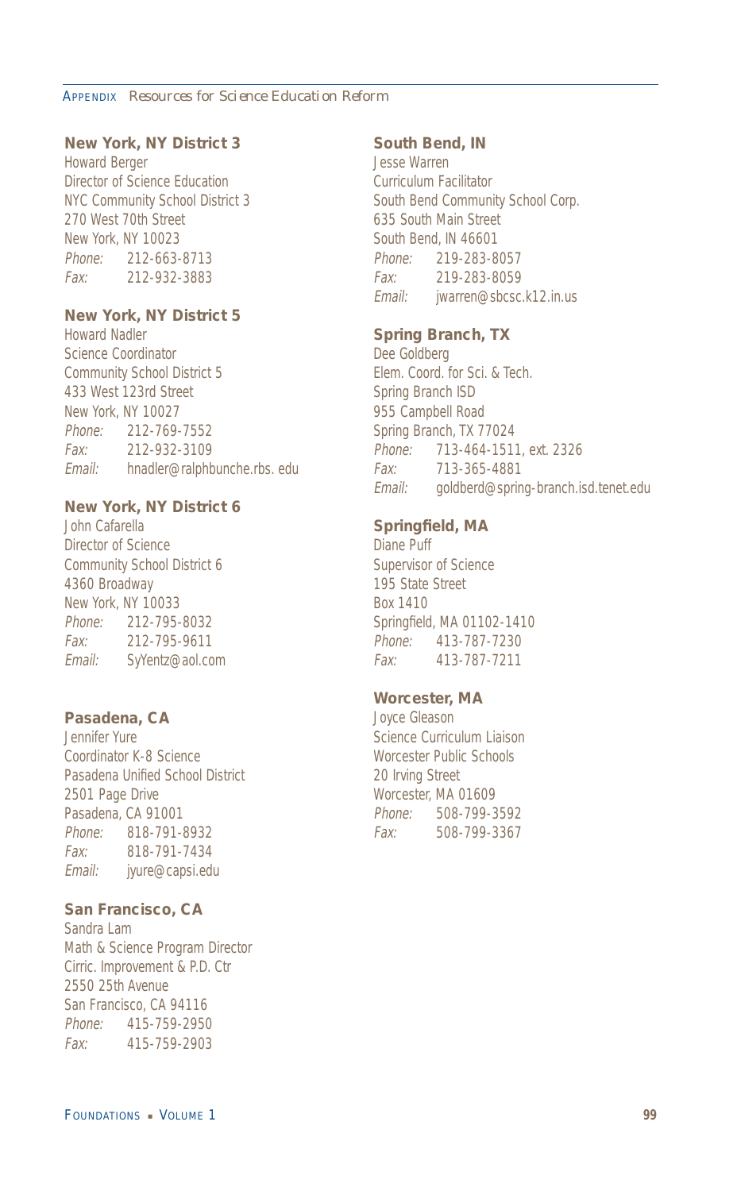### New York, NY District 3

Howard Berger
Director of Science Education
NYC Community School District 3
270 West 70th Street
New York, NY 10023
*Phone:* 212-663-8713
*Fax:* 212-932-3883

### New York, NY District 5

Howard Nadler
Science Coordinator
Community School District 5
433 West 123rd Street
New York, NY 10027
*Phone:* 212-769-7552
*Fax:* 212-932-3109
*Email:* hnadler@ralphbunche.rbs. edu

### New York, NY District 6

John Cafarella
Director of Science
Community School District 6
4360 Broadway
New York, NY 10033
*Phone:* 212-795-8032
*Fax:* 212-795-9611
*Email:* SyYentz@aol.com

### Pasadena, CA

Jennifer Yure
Coordinator K-8 Science
Pasadena Unified School District
2501 Page Drive
Pasadena, CA 91001
*Phone:* 818-791-8932
*Fax:* 818-791-7434
*Email:* jyure@capsi.edu

### San Francisco, CA

Sandra Lam
Math & Science Program Director
Cirric. Improvement & P.D. Ctr
2550 25th Avenue
San Francisco, CA 94116
*Phone:* 415-759-2950
*Fax:* 415-759-2903

### South Bend, IN

Jesse Warren
Curriculum Facilitator
South Bend Community School Corp.
635 South Main Street
South Bend, IN 46601
*Phone:* 219-283-8057
*Fax:* 219-283-8059
*Email:* jwarren@sbcsc.k12.in.us

### Spring Branch, TX

Dee Goldberg
Elem. Coord. for Sci. & Tech.
Spring Branch ISD
955 Campbell Road
Spring Branch, TX 77024
*Phone:* 713-464-1511, ext. 2326
*Fax:* 713-365-4881
*Email:* goldberd@spring-branch.isd.tenet.edu

### Springfield, MA

Diane Puff
Supervisor of Science
195 State Street
Box 1410
Springfield, MA 01102-1410
*Phone:* 413-787-7230
*Fax:* 413-787-7211

### Worcester, MA

Joyce Gleason
Science Curriculum Liaison
Worcester Public Schools
20 Irving Street
Worcester, MA 01609
*Phone:* 508-799-3592
*Fax:* 508-799-3367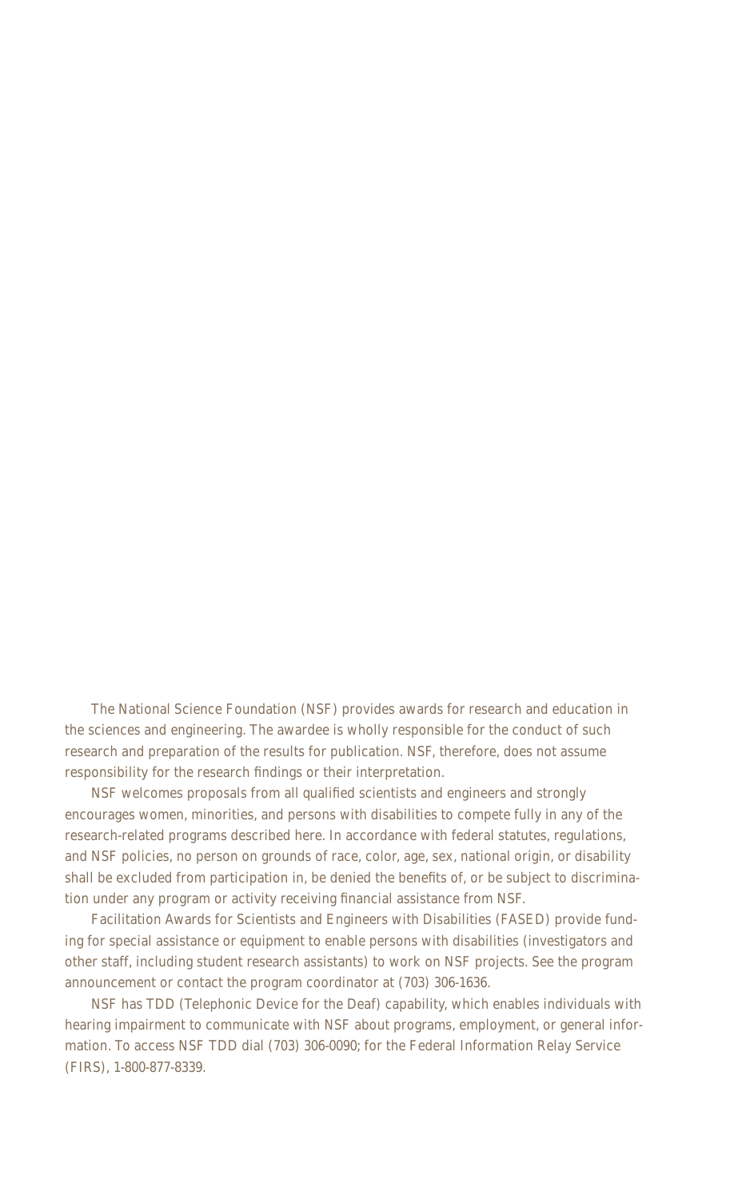The National Science Foundation (NSF) provides awards for research and education in the sciences and engineering. The awardee is wholly responsible for the conduct of such research and preparation of the results for publication. NSF, therefore, does not assume responsibility for the research findings or their interpretation.

NSF welcomes proposals from all qualified scientists and engineers and strongly encourages women, minorities, and persons with disabilities to compete fully in any of the research-related programs described here. In accordance with federal statutes, regulations, and NSF policies, no person on grounds of race, color, age, sex, national origin, or disability shall be excluded from participation in, be denied the benefits of, or be subject to discrimination under any program or activity receiving financial assistance from NSF.

Facilitation Awards for Scientists and Engineers with Disabilities (FASED) provide funding for special assistance or equipment to enable persons with disabilities (investigators and other staff, including student research assistants) to work on NSF projects. See the program announcement or contact the program coordinator at (703) 306-1636.

NSF has TDD (Telephonic Device for the Deaf) capability, which enables individuals with hearing impairment to communicate with NSF about programs, employment, or general information. To access NSF TDD dial (703) 306-0090; for the Federal Information Relay Service (FIRS), 1-800-877-8339.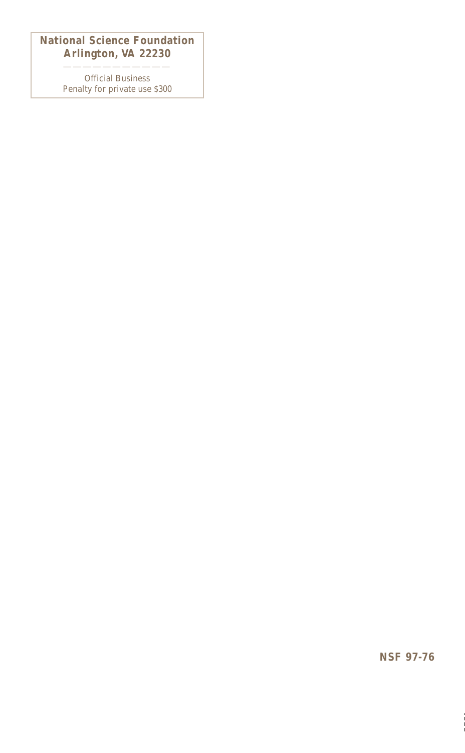**National Science Foundation**
**Arlington, VA 22230**

Official Business
Penalty for private use $300

**NSF 97-76**